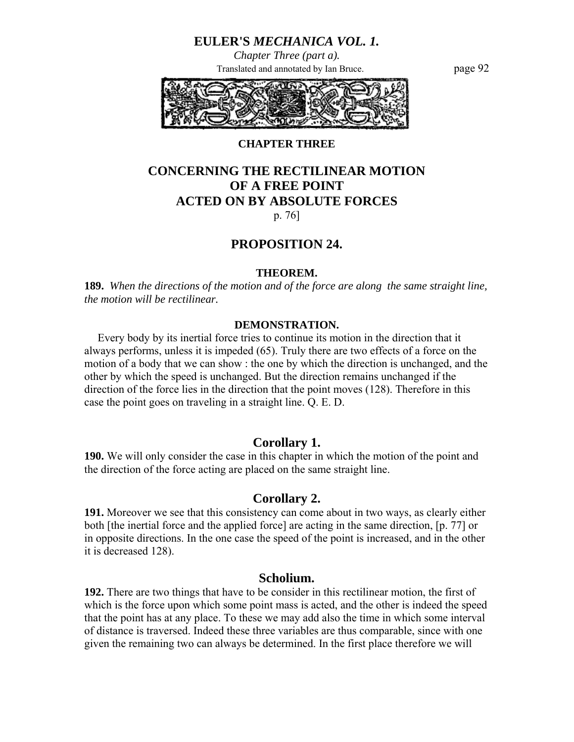## CHAPTER THREE

# CONCERNING THE RECTILINEAR MOTION OF A FREE POINT ACTED ON BY ABSOLUTE FORCES

p. 76]

## PROPOSITION 24.

### THEOREM.

**189.** *When the directions of the motion and of the force are along the same straight line, the motion will be rectilinear.*

### DEMONSTRATION.

Every body by its inertial force tries to continue its motion in the direction that it always performs, unless it is impeded (65). Truly there are two effects of a force on the motion of a body that we can show : the one by which the direction is unchanged, and the other by which the speed is unchanged. But the direction remains unchanged if the direction of the force lies in the direction that the point moves (128). Therefore in this case the point goes on traveling in a straight line. Q. E. D.

### Corollary 1.

**190.** We will only consider the case in this chapter in which the motion of the point and the direction of the force acting are placed on the same straight line.

### Corollary 2.

**191.** Moreover we see that this consistency can come about in two ways, as clearly either both [the inertial force and the applied force] are acting in the same direction, [p. 77] or in opposite directions. In the one case the speed of the point is increased, and in the other it is decreased 128).

### Scholium.

**192.** There are two things that have to be consider in this rectilinear motion, the first of which is the force upon which some point mass is acted, and the other is indeed the speed that the point has at any place. To these we may add also the time in which some interval of distance is traversed. Indeed these three variables are thus comparable, since with one given the remaining two can always be determined. In the first place therefore we will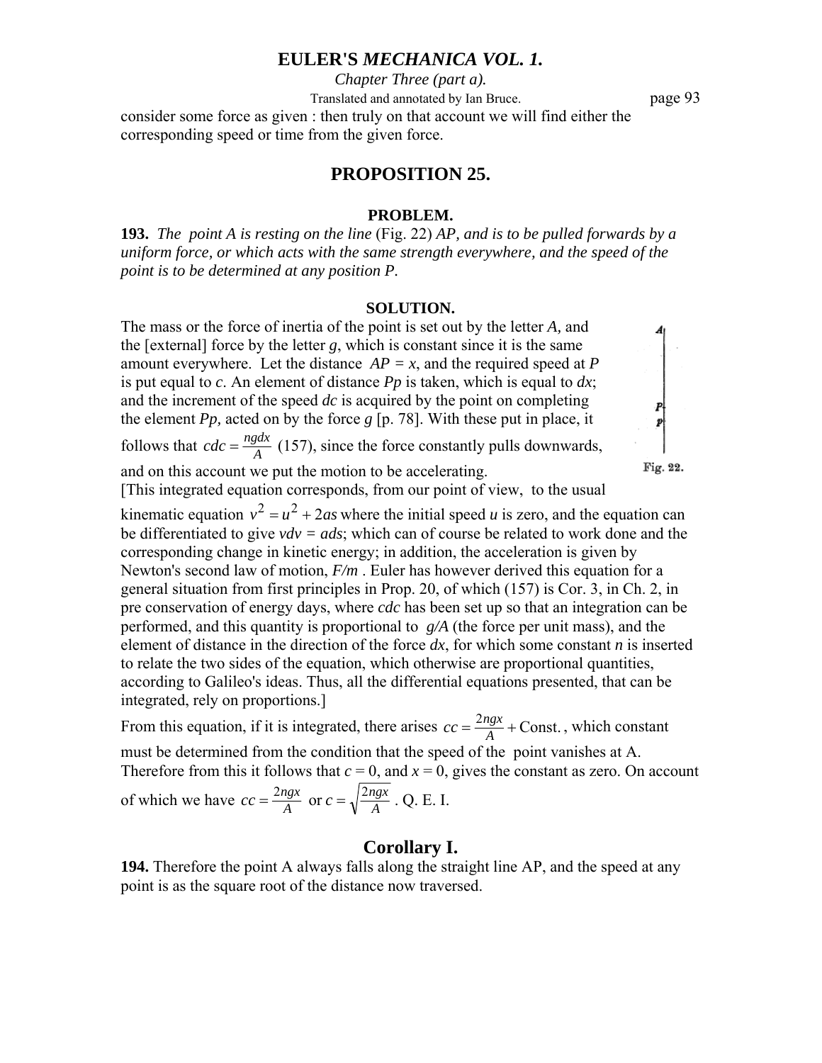consider some force as given : then truly on that account we will find either the corresponding speed or time from the given force.

## PROPOSITION 25.

### PROBLEM.

**193.** *The point A is resting on the line* (Fig. 22) *AP, and is to be pulled forwards by a uniform force, or which acts with the same strength everywhere, and the speed of the point is to be determined at any position P.*

### SOLUTION.

The mass or the force of inertia of the point is set out by the letter *A,* and the [external] force by the letter *g*, which is constant since it is the same amount everywhere. Let the distance $AP = x$, and the required speed at *P* is put equal to *c*. An element of distance *Pp* is taken, which is equal to *dx*; and the increment of the speed *dc* is acquired by the point on completing the element *Pp,* acted on by the force *g* [p. 78]. With these put in place, it follows that $cdc = \frac{ngdx}{A}$ (157), since the force constantly pulls downwards, and on this account we put the motion to be accelerating.

Fig. 22.

[This integrated equation corresponds, from our point of view, to the usual kinematic equation $v^2 = u^2 + 2as$ where the initial speed *u* is zero, and the equation can be differentiated to give $vdv = ads$; which can of course be related to work done and the corresponding change in kinetic energy; in addition, the acceleration is given by Newton's second law of motion, *F/m* . Euler has however derived this equation for a general situation from first principles in Prop. 20, of which (157) is Cor. 3, in Ch. 2, in pre conservation of energy days, where *cdc* has been set up so that an integration can be performed, and this quantity is proportional to *g/A* (the force per unit mass), and the element of distance in the direction of the force *dx*, for which some constant *n* is inserted to relate the two sides of the equation, which otherwise are proportional quantities, according to Galileo's ideas. Thus, all the differential equations presented, that can be integrated, rely on proportions.]

From this equation, if it is integrated, there arises $cc = \frac{2ngx}{A} + \text{Const.}$, which constant must be determined from the condition that the speed of the point vanishes at A. Therefore from this it follows that $c = 0$, and $x = 0$, gives the constant as zero. On account of which we have $cc = \frac{2ngx}{A}$ or $c = \sqrt{\frac{2ngx}{A}}$ . Q. E. I.

## Corollary I.

**194.** Therefore the point A always falls along the straight line AP, and the speed at any point is as the square root of the distance now traversed.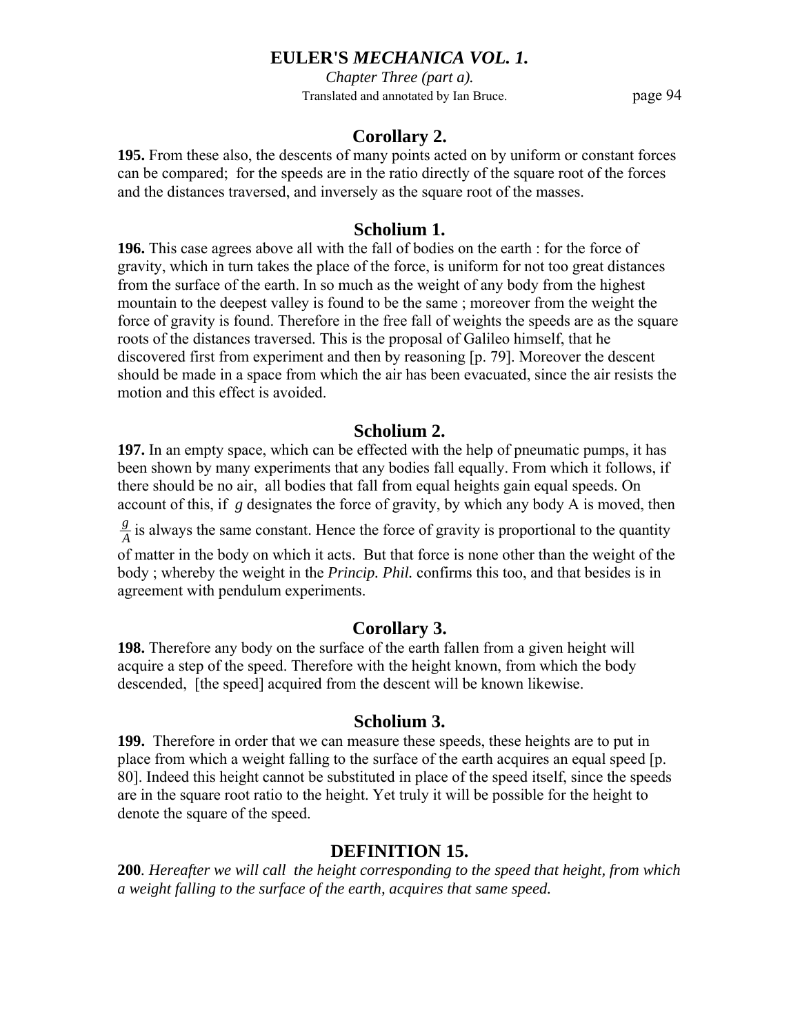## Corollary 2.

**195.** From these also, the descents of many points acted on by uniform or constant forces can be compared; for the speeds are in the ratio directly of the square root of the forces and the distances traversed, and inversely as the square root of the masses.

## Scholium 1.

**196.** This case agrees above all with the fall of bodies on the earth : for the force of gravity, which in turn takes the place of the force, is uniform for not too great distances from the surface of the earth. In so much as the weight of any body from the highest mountain to the deepest valley is found to be the same ; moreover from the weight the force of gravity is found. Therefore in the free fall of weights the speeds are as the square roots of the distances traversed. This is the proposal of Galileo himself, that he discovered first from experiment and then by reasoning [p. 79]. Moreover the descent should be made in a space from which the air has been evacuated, since the air resists the motion and this effect is avoided.

## Scholium 2.

**197.** In an empty space, which can be effected with the help of pneumatic pumps, it has been shown by many experiments that any bodies fall equally. From which it follows, if there should be no air, all bodies that fall from equal heights gain equal speeds. On account of this, if $g$ designates the force of gravity, by which any body A is moved, then $\frac{g}{A}$ is always the same constant. Hence the force of gravity is proportional to the quantity of matter in the body on which it acts. But that force is none other than the weight of the body ; whereby the weight in the *Princip. Phil.* confirms this too, and that besides is in agreement with pendulum experiments.

## Corollary 3.

**198.** Therefore any body on the surface of the earth fallen from a given height will acquire a step of the speed. Therefore with the height known, from which the body descended, [the speed] acquired from the descent will be known likewise.

## Scholium 3.

**199.** Therefore in order that we can measure these speeds, these heights are to put in place from which a weight falling to the surface of the earth acquires an equal speed [p. 80]. Indeed this height cannot be substituted in place of the speed itself, since the speeds are in the square root ratio to the height. Yet truly it will be possible for the height to denote the square of the speed.

## DEFINITION 15.

**200**. *Hereafter we will call the height corresponding to the speed that height, from which a weight falling to the surface of the earth, acquires that same speed.*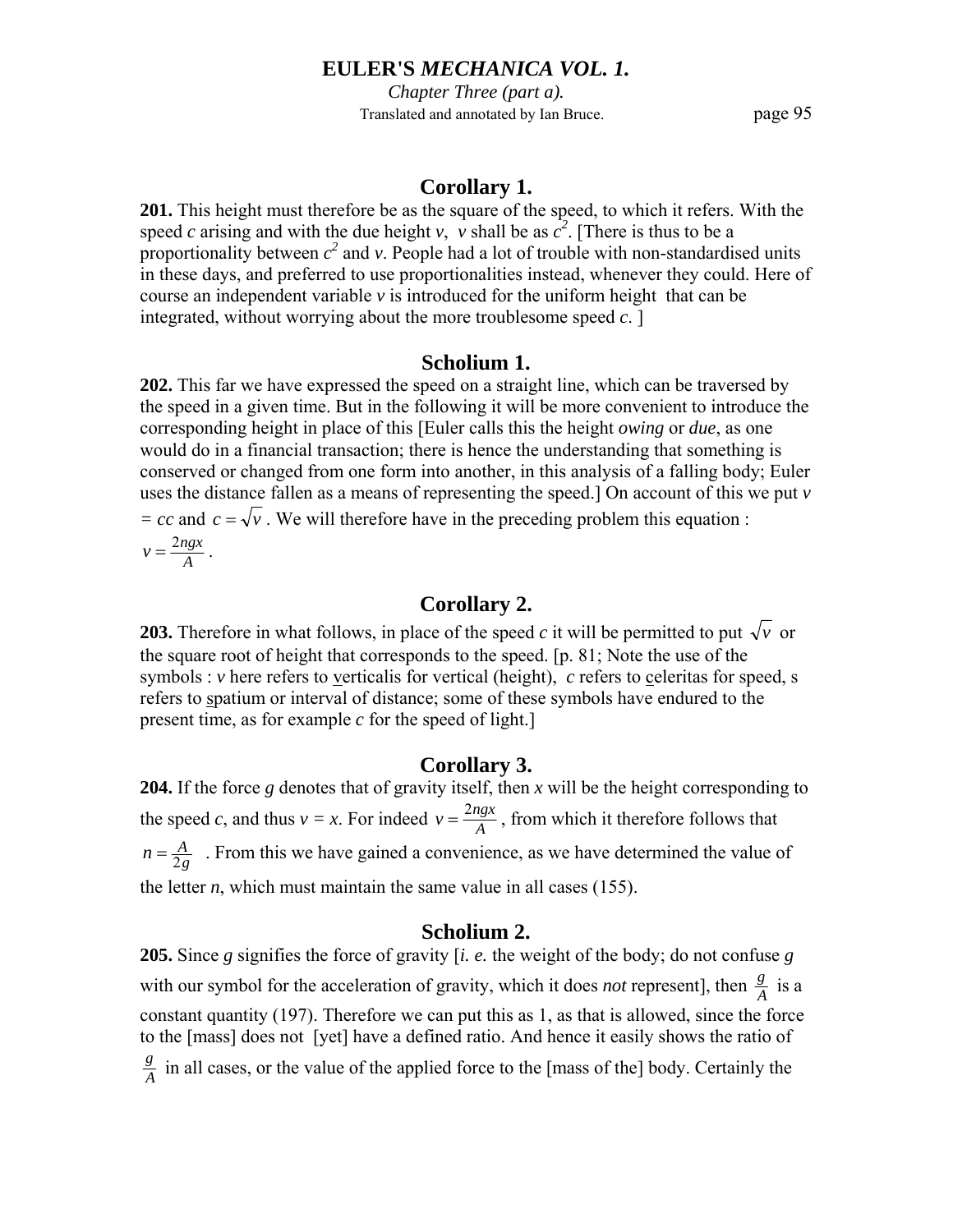## Corollary 1.

**201.** This height must therefore be as the square of the speed, to which it refers. With the speed $c$ arising and with the due height $v$, $v$ shall be as $c^2$. [There is thus to be a proportionality between $c^2$ and $v$. People had a lot of trouble with non-standardised units in these days, and preferred to use proportionalities instead, whenever they could. Here of course an independent variable $v$ is introduced for the uniform height that can be integrated, without worrying about the more troublesome speed $c$. ]

## Scholium 1.

**202.** This far we have expressed the speed on a straight line, which can be traversed by the speed in a given time. But in the following it will be more convenient to introduce the corresponding height in place of this [Euler calls this the height *owing* or *due*, as one would do in a financial transaction; there is hence the understanding that something is conserved or changed from one form into another, in this analysis of a falling body; Euler uses the distance fallen as a means of representing the speed.] On account of this we put $v = cc$ and $c = \sqrt{v}$ . We will therefore have in the preceding problem this equation : $v = \frac{2ngx}{A}$ .

## Corollary 2.

**203.** Therefore in what follows, in place of the speed $c$ it will be permitted to put $\sqrt{v}$ or the square root of height that corresponds to the speed. [p. 81; Note the use of the symbols : $v$ here refers to verticalis for vertical (height), $c$ refers to celeritas for speed, s refers to spatium or interval of distance; some of these symbols have endured to the present time, as for example $c$ for the speed of light.]

## Corollary 3.

**204.** If the force $g$ denotes that of gravity itself, then $x$ will be the height corresponding to the speed $c$, and thus $v = x$. For indeed $v = \frac{2ngx}{A}$ , from which it therefore follows that $n = \frac{A}{2g}$ . From this we have gained a convenience, as we have determined the value of the letter $n$, which must maintain the same value in all cases (155).

## Scholium 2.

**205.** Since $g$ signifies the force of gravity [*i. e.* the weight of the body; do not confuse $g$ with our symbol for the acceleration of gravity, which it does *not* represent], then $\frac{g}{A}$ is a constant quantity (197). Therefore we can put this as 1, as that is allowed, since the force to the [mass] does not [yet] have a defined ratio. And hence it easily shows the ratio of $\frac{g}{A}$ in all cases, or the value of the applied force to the [mass of the] body. Certainly the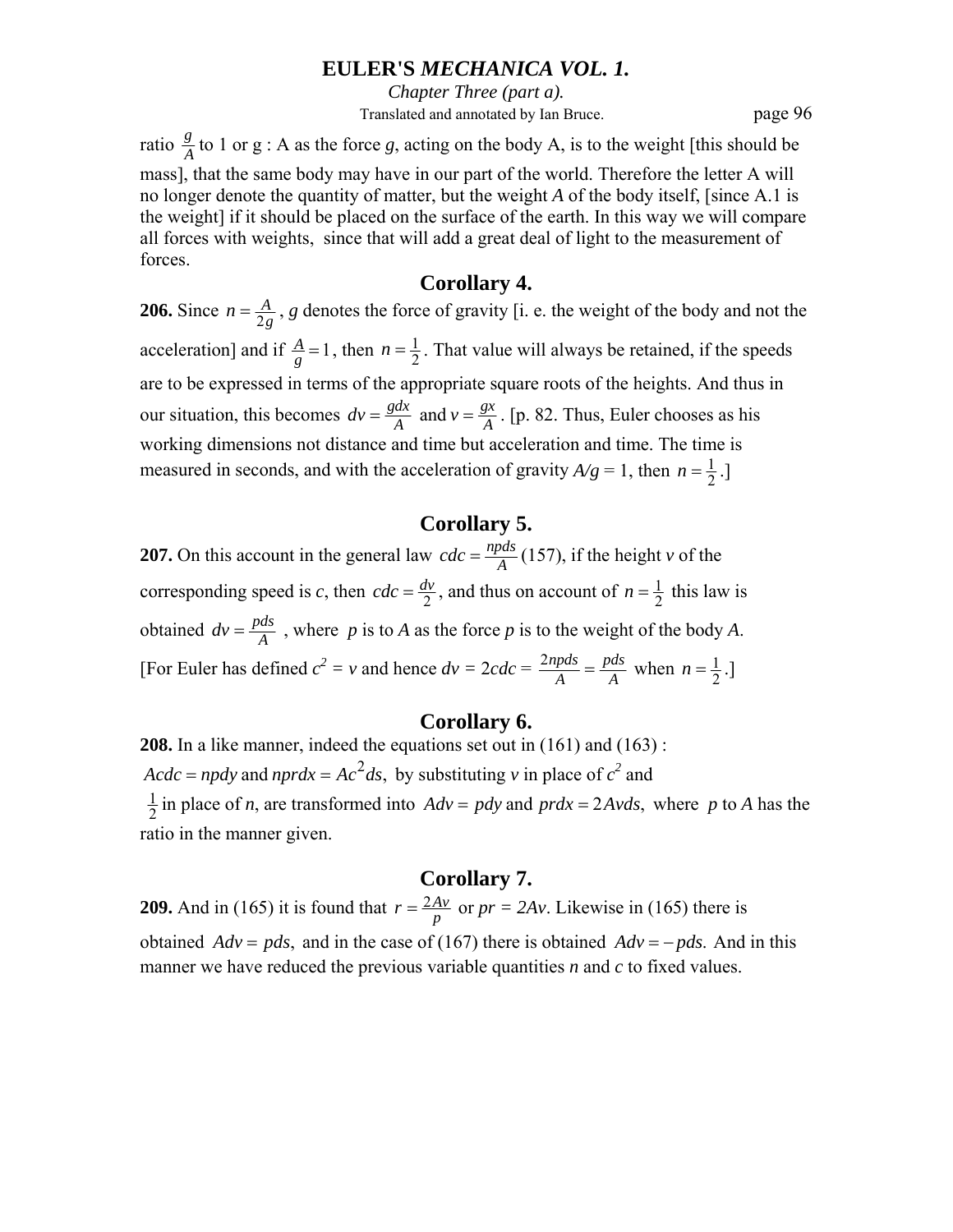ratio $\frac{g}{A}$ to 1 or g : A as the force *g*, acting on the body A, is to the weight [this should be mass], that the same body may have in our part of the world. Therefore the letter A will no longer denote the quantity of matter, but the weight *A* of the body itself, [since A.1 is the weight] if it should be placed on the surface of the earth. In this way we will compare all forces with weights, since that will add a great deal of light to the measurement of forces.

## Corollary 4.

**206.** Since $n = \frac{A}{2g}$, *g* denotes the force of gravity [i. e. the weight of the body and not the acceleration] and if $\frac{A}{g} = 1$, then $n = \frac{1}{2}$. That value will always be retained, if the speeds are to be expressed in terms of the appropriate square roots of the heights. And thus in our situation, this becomes $dv = \frac{gdx}{A}$ and $v = \frac{gx}{A}$. [p. 82. Thus, Euler chooses as his working dimensions not distance and time but acceleration and time. The time is measured in seconds, and with the acceleration of gravity $A/g = 1$, then $n = \frac{1}{2}$.]

## Corollary 5.

**207.** On this account in the general law $cdc = \frac{npds}{A}$ (157), if the height *v* of the corresponding speed is *c*, then $cdc = \frac{dv}{2}$, and thus on account of $n = \frac{1}{2}$ this law is obtained $dv = \frac{pds}{A}$, where *p* is to *A* as the force *p* is to the weight of the body *A*. [For Euler has defined $c^2 = v$ and hence $dv = 2cdc = \frac{2npds}{A} = \frac{pds}{A}$ when $n = \frac{1}{2}$.]

## Corollary 6.

**208.** In a like manner, indeed the equations set out in (161) and (163) : $Acdc = npdy$ and $nprdx = Ac^2ds$, by substituting *v* in place of $c^2$ and $\frac{1}{2}$ in place of *n*, are transformed into $Adv = pdy$ and $prdx = 2Avds$, where *p* to *A* has the ratio in the manner given.

## Corollary 7.

**209.** And in (165) it is found that $r = \frac{2Av}{p}$ or $pr = 2Av$. Likewise in (165) there is obtained $Adv = pds$, and in the case of (167) there is obtained $Adv = -pds$. And in this manner we have reduced the previous variable quantities *n* and *c* to fixed values.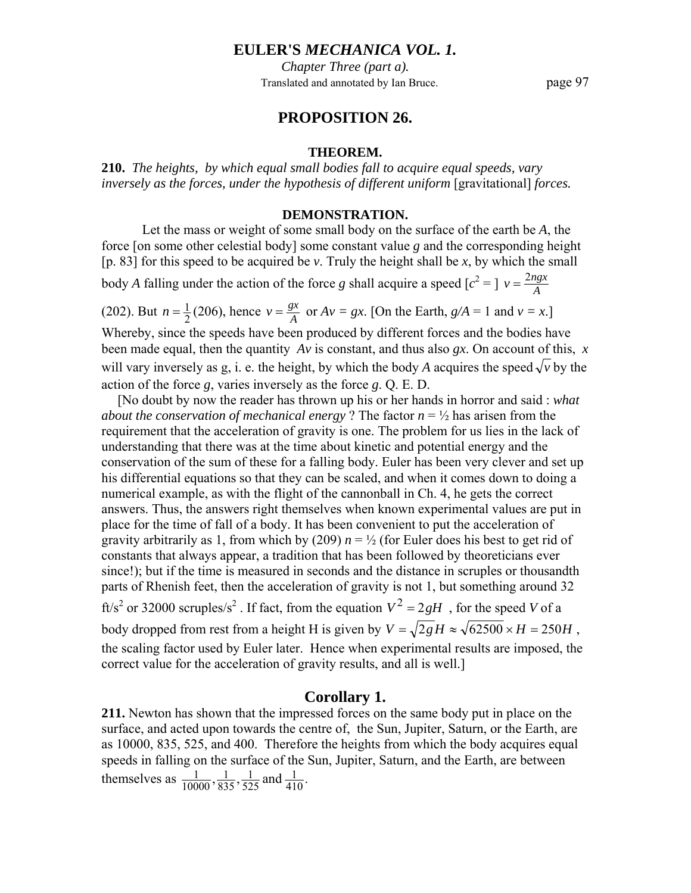## PROPOSITION 26.

### THEOREM.

**210.** *The heights, by which equal small bodies fall to acquire equal speeds, vary inversely as the forces, under the hypothesis of different uniform* [gravitational] *forces.*

### DEMONSTRATION.

Let the mass or weight of some small body on the surface of the earth be *A*, the force [on some other celestial body] some constant value *g* and the corresponding height [p. 83] for this speed to be acquired be *v*. Truly the height shall be *x*, by which the small body *A* falling under the action of the force *g* shall acquire a speed [$c^2 =$ ] $v = \frac{2ngx}{A}$ (202). But $n = \frac{1}{2}$ (206), hence $v = \frac{gx}{A}$ or $Av = gx$. [On the Earth, $g/A = 1$ and $v = x$.] Whereby, since the speeds have been produced by different forces and the bodies have been made equal, then the quantity $Av$ is constant, and thus also $gx$. On account of this, $x$ will vary inversely as g, i. e. the height, by which the body *A* acquires the speed $\sqrt{v}$ by the action of the force *g*, varies inversely as the force *g*. Q. E. D.

[No doubt by now the reader has thrown up his or her hands in horror and said : *what about the conservation of mechanical energy* ? The factor $n = ½$ has arisen from the requirement that the acceleration of gravity is one. The problem for us lies in the lack of understanding that there was at the time about kinetic and potential energy and the conservation of the sum of these for a falling body. Euler has been very clever and set up his differential equations so that they can be scaled, and when it comes down to doing a numerical example, as with the flight of the cannonball in Ch. 4, he gets the correct answers. Thus, the answers right themselves when known experimental values are put in place for the time of fall of a body. It has been convenient to put the acceleration of gravity arbitrarily as 1, from which by (209) $n = ½$ (for Euler does his best to get rid of constants that always appear, a tradition that has been followed by theoreticians ever since!); but if the time is measured in seconds and the distance in scruples or thousandth parts of Rhenish feet, then the acceleration of gravity is not 1, but something around 32 ft/s$^2$ or 32000 scruples/s$^2$ . If fact, from the equation $V^2 = 2gH$ , for the speed *V* of a body dropped from rest from a height H is given by $V = \sqrt{2g}H \approx \sqrt{62500} \times H = 250H$ , the scaling factor used by Euler later. Hence when experimental results are imposed, the correct value for the acceleration of gravity results, and all is well.]

## Corollary 1.

**211.** Newton has shown that the impressed forces on the same body put in place on the surface, and acted upon towards the centre of, the Sun, Jupiter, Saturn, or the Earth, are as 10000, 835, 525, and 400. Therefore the heights from which the body acquires equal speeds in falling on the surface of the Sun, Jupiter, Saturn, and the Earth, are between themselves as $\frac{1}{10000}, \frac{1}{835}, \frac{1}{525}$ and $\frac{1}{410}$.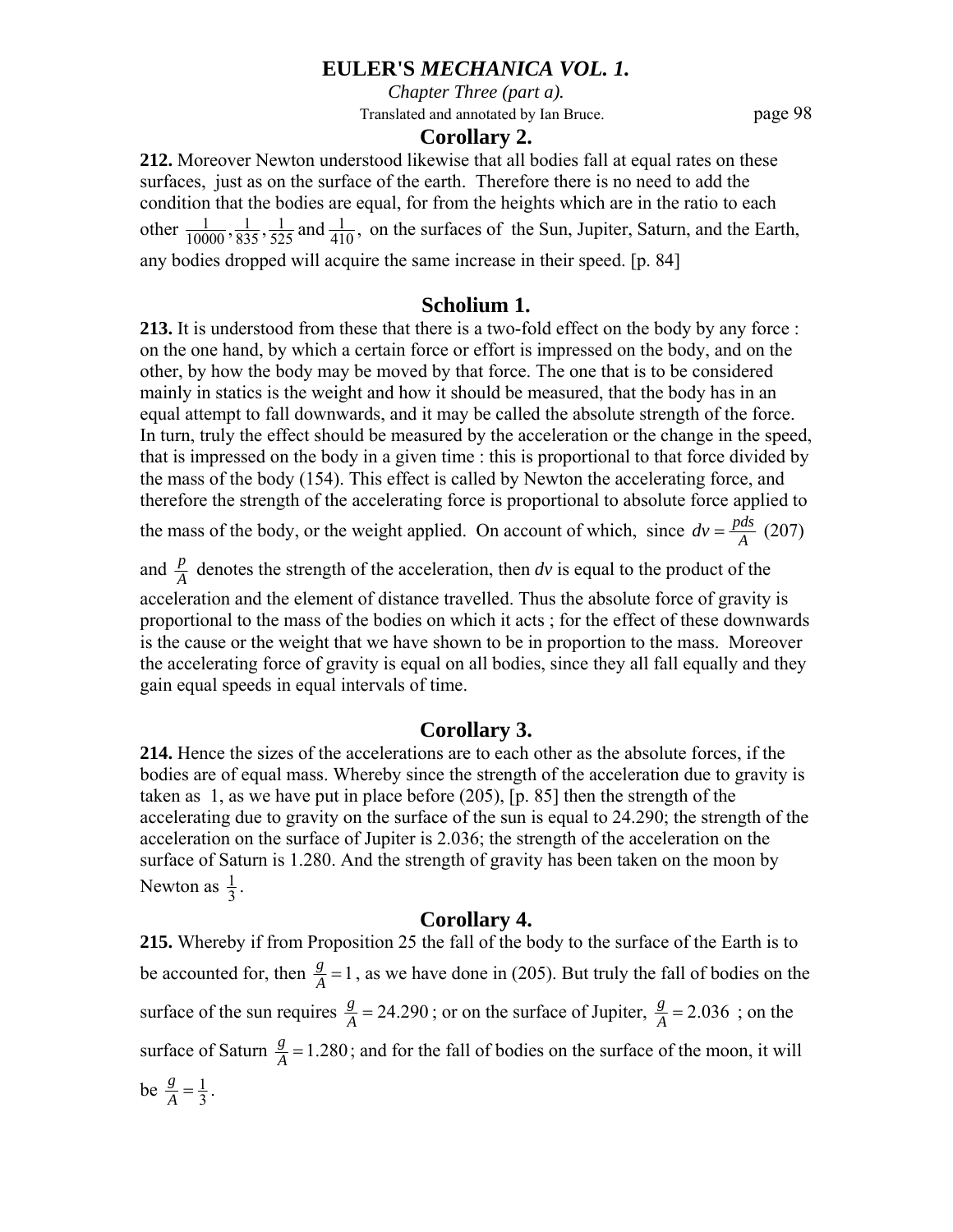### Corollary 2.

**212.** Moreover Newton understood likewise that all bodies fall at equal rates on these surfaces, just as on the surface of the earth. Therefore there is no need to add the condition that the bodies are equal, for from the heights which are in the ratio to each other $\frac{1}{10000}, \frac{1}{835}, \frac{1}{525}$ and $\frac{1}{410}$, on the surfaces of the Sun, Jupiter, Saturn, and the Earth, any bodies dropped will acquire the same increase in their speed. [p. 84]

### Scholium 1.

**213.** It is understood from these that there is a two-fold effect on the body by any force : on the one hand, by which a certain force or effort is impressed on the body, and on the other, by how the body may be moved by that force. The one that is to be considered mainly in statics is the weight and how it should be measured, that the body has in an equal attempt to fall downwards, and it may be called the absolute strength of the force. In turn, truly the effect should be measured by the acceleration or the change in the speed, that is impressed on the body in a given time : this is proportional to that force divided by the mass of the body (154). This effect is called by Newton the accelerating force, and therefore the strength of the accelerating force is proportional to absolute force applied to the mass of the body, or the weight applied. On account of which, since $dv = \frac{pds}{A}$ (207) and $\frac{p}{A}$ denotes the strength of the acceleration, then $dv$ is equal to the product of the acceleration and the element of distance travelled. Thus the absolute force of gravity is proportional to the mass of the bodies on which it acts ; for the effect of these downwards is the cause or the weight that we have shown to be in proportion to the mass. Moreover the accelerating force of gravity is equal on all bodies, since they all fall equally and they gain equal speeds in equal intervals of time.

### Corollary 3.

**214.** Hence the sizes of the accelerations are to each other as the absolute forces, if the bodies are of equal mass. Whereby since the strength of the acceleration due to gravity is taken as 1, as we have put in place before (205), [p. 85] then the strength of the accelerating due to gravity on the surface of the sun is equal to 24.290; the strength of the acceleration on the surface of Jupiter is 2.036; the strength of the acceleration on the surface of Saturn is 1.280. And the strength of gravity has been taken on the moon by Newton as $\frac{1}{3}$.

### Corollary 4.

**215.** Whereby if from Proposition 25 the fall of the body to the surface of the Earth is to be accounted for, then $\frac{g}{A} = 1$, as we have done in (205). But truly the fall of bodies on the surface of the sun requires $\frac{g}{A} = 24.290$; or on the surface of Jupiter, $\frac{g}{A} = 2.036$ ; on the surface of Saturn $\frac{g}{A} = 1.280$; and for the fall of bodies on the surface of the moon, it will be $\frac{g}{A} = \frac{1}{3}$.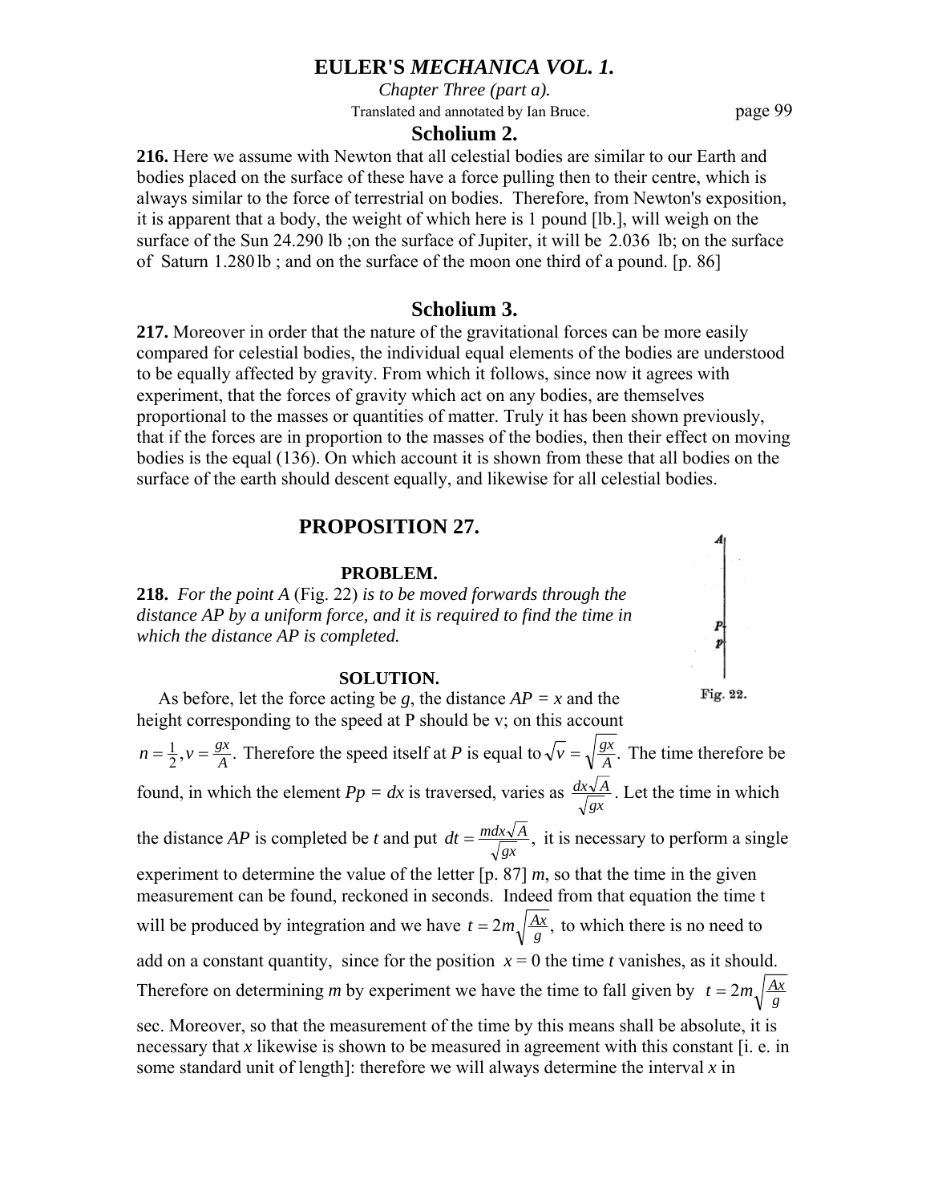### Scholium 2.

**216.** Here we assume with Newton that all celestial bodies are similar to our Earth and bodies placed on the surface of these have a force pulling then to their centre, which is always similar to the force of terrestrial on bodies. Therefore, from Newton's exposition, it is apparent that a body, the weight of which here is 1 pound [lb.], will weigh on the surface of the Sun 24.290 lb ;on the surface of Jupiter, it will be 2.036 lb; on the surface of Saturn 1.280 lb ; and on the surface of the moon one third of a pound. [p. 86]

### Scholium 3.

**217.** Moreover in order that the nature of the gravitational forces can be more easily compared for celestial bodies, the individual equal elements of the bodies are understood to be equally affected by gravity. From which it follows, since now it agrees with experiment, that the forces of gravity which act on any bodies, are themselves proportional to the masses or quantities of matter. Truly it has been shown previously, that if the forces are in proportion to the masses of the bodies, then their effect on moving bodies is the equal (136). On which account it is shown from these that all bodies on the surface of the earth should descent equally, and likewise for all celestial bodies.

## PROPOSITION 27.

### PROBLEM.

**218.** *For the point A* (Fig. 22) *is to be moved forwards through the distance AP by a uniform force, and it is required to find the time in which the distance AP is completed.*

Fig. 22.

### SOLUTION.

As before, let the force acting be $g$, the distance $AP = x$ and the height corresponding to the speed at P should be v; on this account $n = \frac{1}{2}, v = \frac{gx}{A}$. Therefore the speed itself at $P$ is equal to $\sqrt{v} = \sqrt{\frac{gx}{A}}$. The time therefore be found, in which the element $Pp = dx$ is traversed, varies as $\frac{dx\sqrt{A}}{\sqrt{gx}}$. Let the time in which the distance $AP$ is completed be $t$ and put $dt = \frac{mdx\sqrt{A}}{\sqrt{gx}}$, it is necessary to perform a single experiment to determine the value of the letter [p. 87] $m$, so that the time in the given measurement can be found, reckoned in seconds. Indeed from that equation the time t will be produced by integration and we have $t = 2m\sqrt{\frac{Ax}{g}}$, to which there is no need to add on a constant quantity, since for the position $x = 0$ the time $t$ vanishes, as it should. Therefore on determining $m$ by experiment we have the time to fall given by $t = 2m\sqrt{\frac{Ax}{g}}$ sec. Moreover, so that the measurement of the time by this means shall be absolute, it is necessary that $x$ likewise is shown to be measured in agreement with this constant [i. e. in some standard unit of length]: therefore we will always determine the interval $x$ in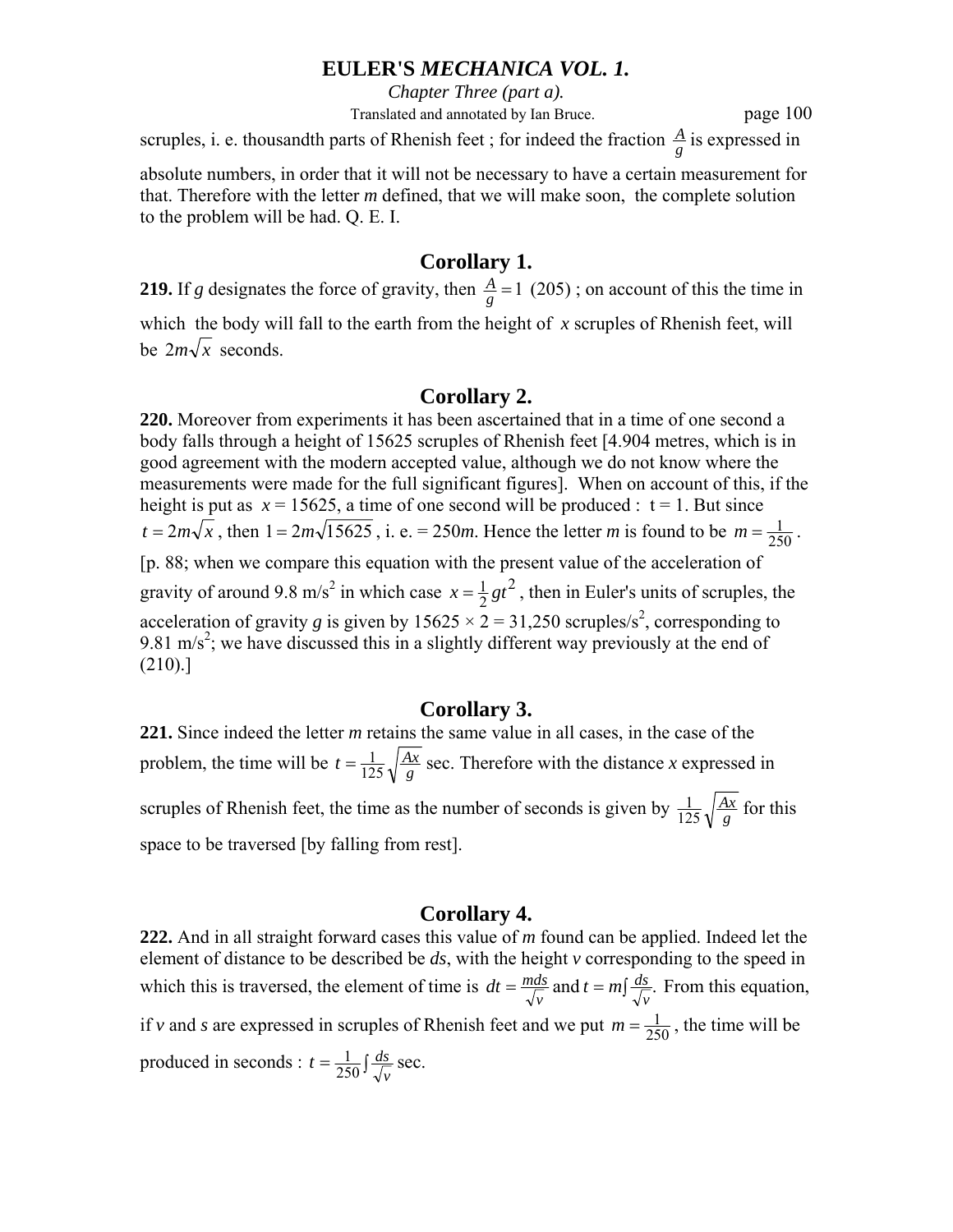scruples, i. e. thousandth parts of Rhenish feet ; for indeed the fraction $\frac{A}{g}$ is expressed in absolute numbers, in order that it will not be necessary to have a certain measurement for that. Therefore with the letter $m$ defined, that we will make soon, the complete solution to the problem will be had. Q. E. I.

## Corollary 1.

**219.** If $g$ designates the force of gravity, then $\frac{A}{g} = 1$ (205) ; on account of this the time in which the body will fall to the earth from the height of $x$ scruples of Rhenish feet, will be $2m\sqrt{x}$ seconds.

## Corollary 2.

**220.** Moreover from experiments it has been ascertained that in a time of one second a body falls through a height of 15625 scruples of Rhenish feet [4.904 metres, which is in good agreement with the modern accepted value, although we do not know where the measurements were made for the full significant figures]. When on account of this, if the height is put as $x = 15625$, a time of one second will be produced : $t = 1$. But since $t = 2m\sqrt{x}$, then $1 = 2m\sqrt{15625}$, i. e. $= 250m$. Hence the letter $m$ is found to be $m = \frac{1}{250}$.
[p. 88; when we compare this equation with the present value of the acceleration of gravity of around 9.8 m/s$^2$ in which case $x = \frac{1}{2}gt^2$, then in Euler's units of scruples, the acceleration of gravity $g$ is given by 15625 × 2 = 31,250 scruples/s$^2$, corresponding to 9.81 m/s$^2$; we have discussed this in a slightly different way previously at the end of (210).]

## Corollary 3.

**221.** Since indeed the letter $m$ retains the same value in all cases, in the case of the problem, the time will be $t = \frac{1}{125}\sqrt{\frac{Ax}{g}}$ sec. Therefore with the distance $x$ expressed in scruples of Rhenish feet, the time as the number of seconds is given by $\frac{1}{125}\sqrt{\frac{Ax}{g}}$ for this space to be traversed [by falling from rest].

## Corollary 4.

**222.** And in all straight forward cases this value of $m$ found can be applied. Indeed let the element of distance to be described be $ds$, with the height $v$ corresponding to the speed in which this is traversed, the element of time is $dt = \frac{mds}{\sqrt{v}}$ and $t = m\int\frac{ds}{\sqrt{v}}$. From this equation, if $v$ and $s$ are expressed in scruples of Rhenish feet and we put $m = \frac{1}{250}$, the time will be produced in seconds : $t = \frac{1}{250}\int\frac{ds}{\sqrt{v}}$ sec.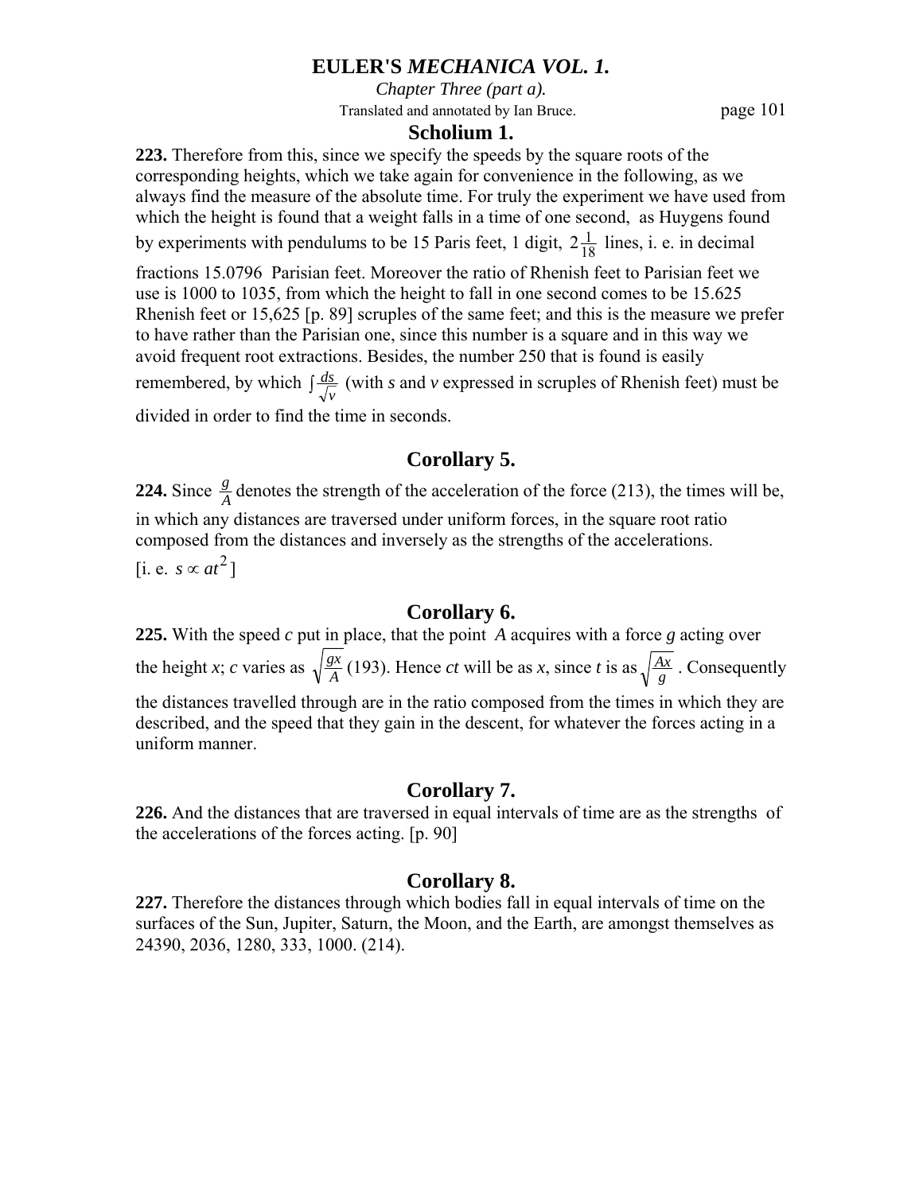### Scholium 1.

**223.** Therefore from this, since we specify the speeds by the square roots of the corresponding heights, which we take again for convenience in the following, as we always find the measure of the absolute time. For truly the experiment we have used from which the height is found that a weight falls in a time of one second, as Huygens found by experiments with pendulums to be 15 Paris feet, 1 digit, $2\frac{1}{18}$ lines, i. e. in decimal fractions 15.0796 Parisian feet. Moreover the ratio of Rhenish feet to Parisian feet we use is 1000 to 1035, from which the height to fall in one second comes to be 15.625 Rhenish feet or 15,625 [p. 89] scruples of the same feet; and this is the measure we prefer to have rather than the Parisian one, since this number is a square and in this way we avoid frequent root extractions. Besides, the number 250 that is found is easily remembered, by which $\int \frac{ds}{\sqrt{v}}$ (with *s* and *v* expressed in scruples of Rhenish feet) must be divided in order to find the time in seconds.

## Corollary 5.

**224.** Since $\frac{g}{A}$ denotes the strength of the acceleration of the force (213), the times will be, in which any distances are traversed under uniform forces, in the square root ratio composed from the distances and inversely as the strengths of the accelerations. [i. e. $s \propto at^2$]

## Corollary 6.

**225.** With the speed *c* put in place, that the point *A* acquires with a force *g* acting over the height *x*; *c* varies as $\sqrt{\frac{gx}{A}}$ (193). Hence *ct* will be as *x*, since *t* is as $\sqrt{\frac{Ax}{g}}$. Consequently the distances travelled through are in the ratio composed from the times in which they are described, and the speed that they gain in the descent, for whatever the forces acting in a uniform manner.

## Corollary 7.

**226.** And the distances that are traversed in equal intervals of time are as the strengths of the accelerations of the forces acting. [p. 90]

## Corollary 8.

**227.** Therefore the distances through which bodies fall in equal intervals of time on the surfaces of the Sun, Jupiter, Saturn, the Moon, and the Earth, are amongst themselves as 24390, 2036, 1280, 333, 1000. (214).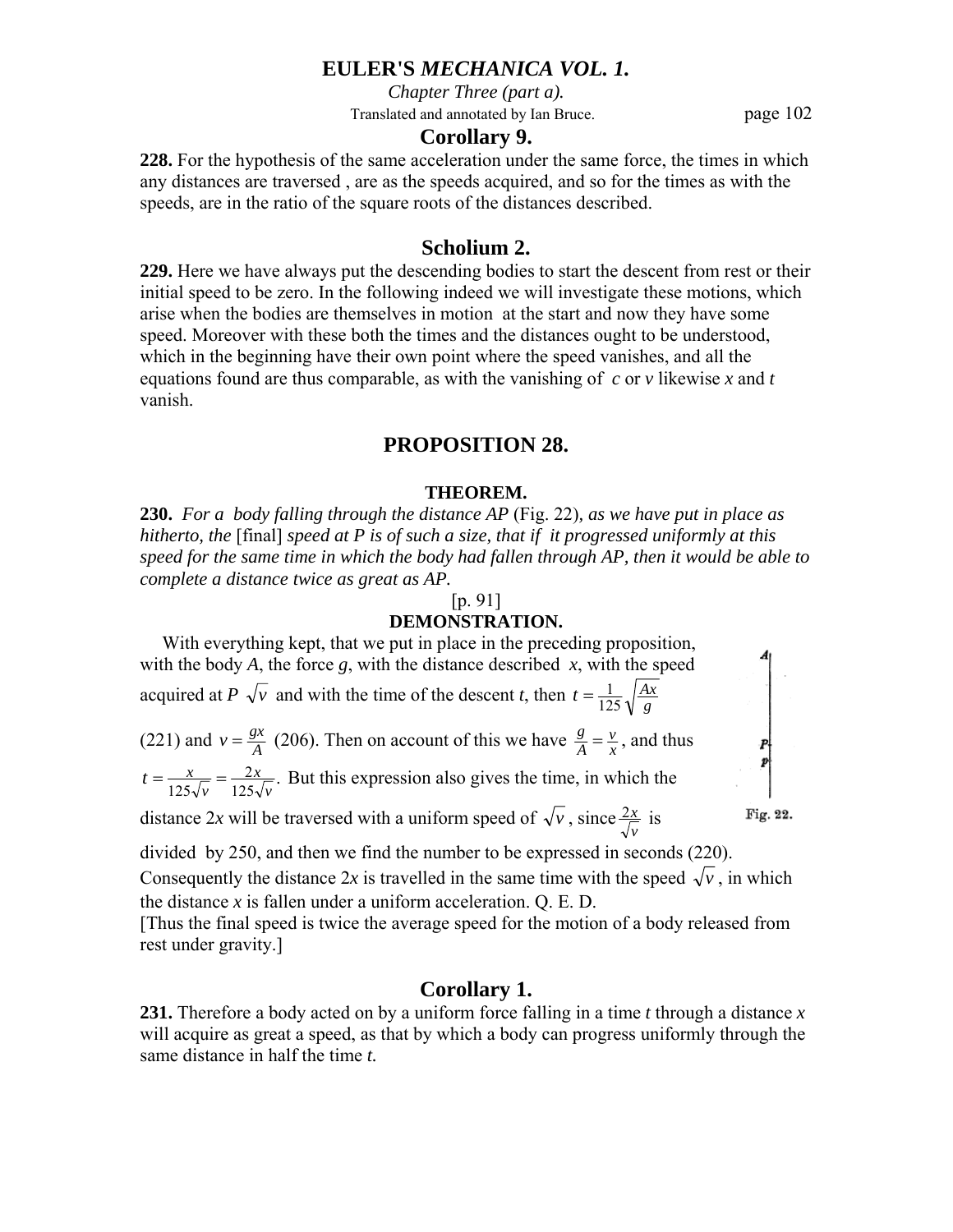### Corollary 9.

**228.** For the hypothesis of the same acceleration under the same force, the times in which any distances are traversed , are as the speeds acquired, and so for the times as with the speeds, are in the ratio of the square roots of the distances described.

### Scholium 2.

**229.** Here we have always put the descending bodies to start the descent from rest or their initial speed to be zero. In the following indeed we will investigate these motions, which arise when the bodies are themselves in motion at the start and now they have some speed. Moreover with these both the times and the distances ought to be understood, which in the beginning have their own point where the speed vanishes, and all the equations found are thus comparable, as with the vanishing of $c$ or $v$ likewise $x$ and $t$ vanish.

## PROPOSITION 28.

#### THEOREM.

**230.** *For a body falling through the distance AP* (Fig. 22)*, as we have put in place as hitherto, the* [final] *speed at P is of such a size, that if it progressed uniformly at this speed for the same time in which the body had fallen through AP, then it would be able to complete a distance twice as great as AP.*

[p. 91]

#### DEMONSTRATION.

With everything kept, that we put in place in the preceding proposition, with the body $A$, the force $g$, with the distance described $x$, with the speed acquired at $P$ $\sqrt{v}$ and with the time of the descent $t$, then $t = \frac{1}{125}\sqrt{\frac{Ax}{g}}$ (221) and $v = \frac{gx}{A}$ (206). Then on account of this we have $\frac{g}{A} = \frac{v}{x}$, and thus $t = \frac{x}{125\sqrt{v}} = \frac{2x}{125\sqrt{v}}$. But this expression also gives the time, in which the distance $2x$ will be traversed with a uniform speed of $\sqrt{v}$, since $\frac{2x}{\sqrt{v}}$ is divided by 250, and then we find the number to be expressed in seconds (220). Consequently the distance $2x$ is travelled in the same time with the speed $\sqrt{v}$, in which the distance $x$ is fallen under a uniform acceleration. Q. E. D.

[Thus the final speed is twice the average speed for the motion of a body released from rest under gravity.]

Fig. 22.

### Corollary 1.

**231.** Therefore a body acted on by a uniform force falling in a time $t$ through a distance $x$ will acquire as great a speed, as that by which a body can progress uniformly through the same distance in half the time $t$.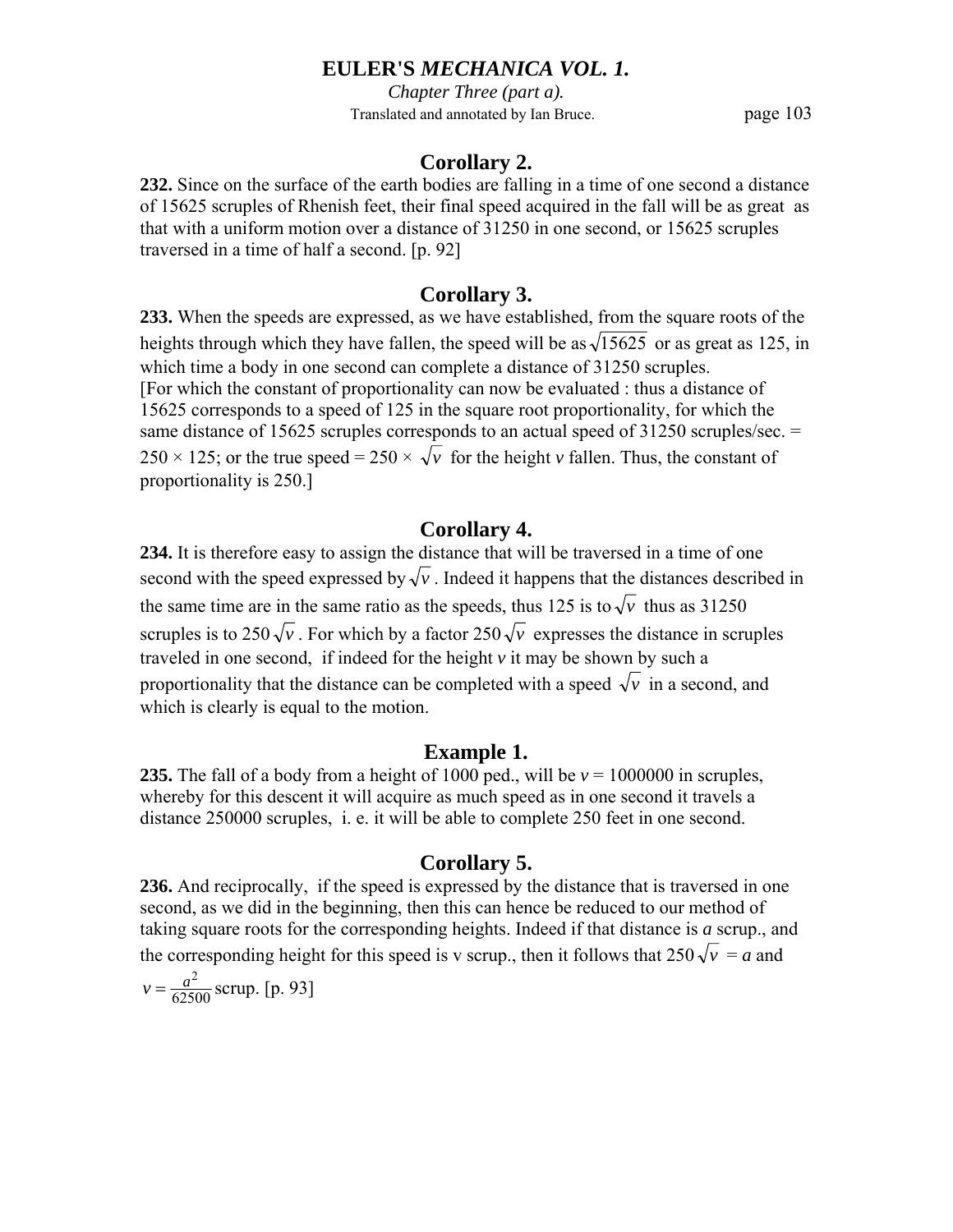## Corollary 2.

**232.** Since on the surface of the earth bodies are falling in a time of one second a distance of 15625 scruples of Rhenish feet, their final speed acquired in the fall will be as great as that with a uniform motion over a distance of 31250 in one second, or 15625 scruples traversed in a time of half a second. [p. 92]

## Corollary 3.

**233.** When the speeds are expressed, as we have established, from the square roots of the heights through which they have fallen, the speed will be as $\sqrt{15625}$ or as great as 125, in which time a body in one second can complete a distance of 31250 scruples.
[For which the constant of proportionality can now be evaluated : thus a distance of 15625 corresponds to a speed of 125 in the square root proportionality, for which the same distance of 15625 scruples corresponds to an actual speed of 31250 scruples/sec. = $250 \times 125$; or the true speed = $250 \times \sqrt{v}$ for the height $v$ fallen. Thus, the constant of proportionality is 250.]

## Corollary 4.

**234.** It is therefore easy to assign the distance that will be traversed in a time of one second with the speed expressed by $\sqrt{v}$. Indeed it happens that the distances described in the same time are in the same ratio as the speeds, thus 125 is to $\sqrt{v}$ thus as 31250 scruples is to $250\sqrt{v}$. For which by a factor $250\sqrt{v}$ expresses the distance in scruples traveled in one second, if indeed for the height $v$ it may be shown by such a proportionality that the distance can be completed with a speed $\sqrt{v}$ in a second, and which is clearly is equal to the motion.

## Example 1.

**235.** The fall of a body from a height of 1000 ped., will be $v = 1000000$ in scruples, whereby for this descent it will acquire as much speed as in one second it travels a distance 250000 scruples, i. e. it will be able to complete 250 feet in one second.

## Corollary 5.

**236.** And reciprocally, if the speed is expressed by the distance that is traversed in one second, as we did in the beginning, then this can hence be reduced to our method of taking square roots for the corresponding heights. Indeed if that distance is *a* scrup., and the corresponding height for this speed is v scrup., then it follows that $250\sqrt{v} = a$ and $v = \frac{a^2}{62500}$ scrup. [p. 93]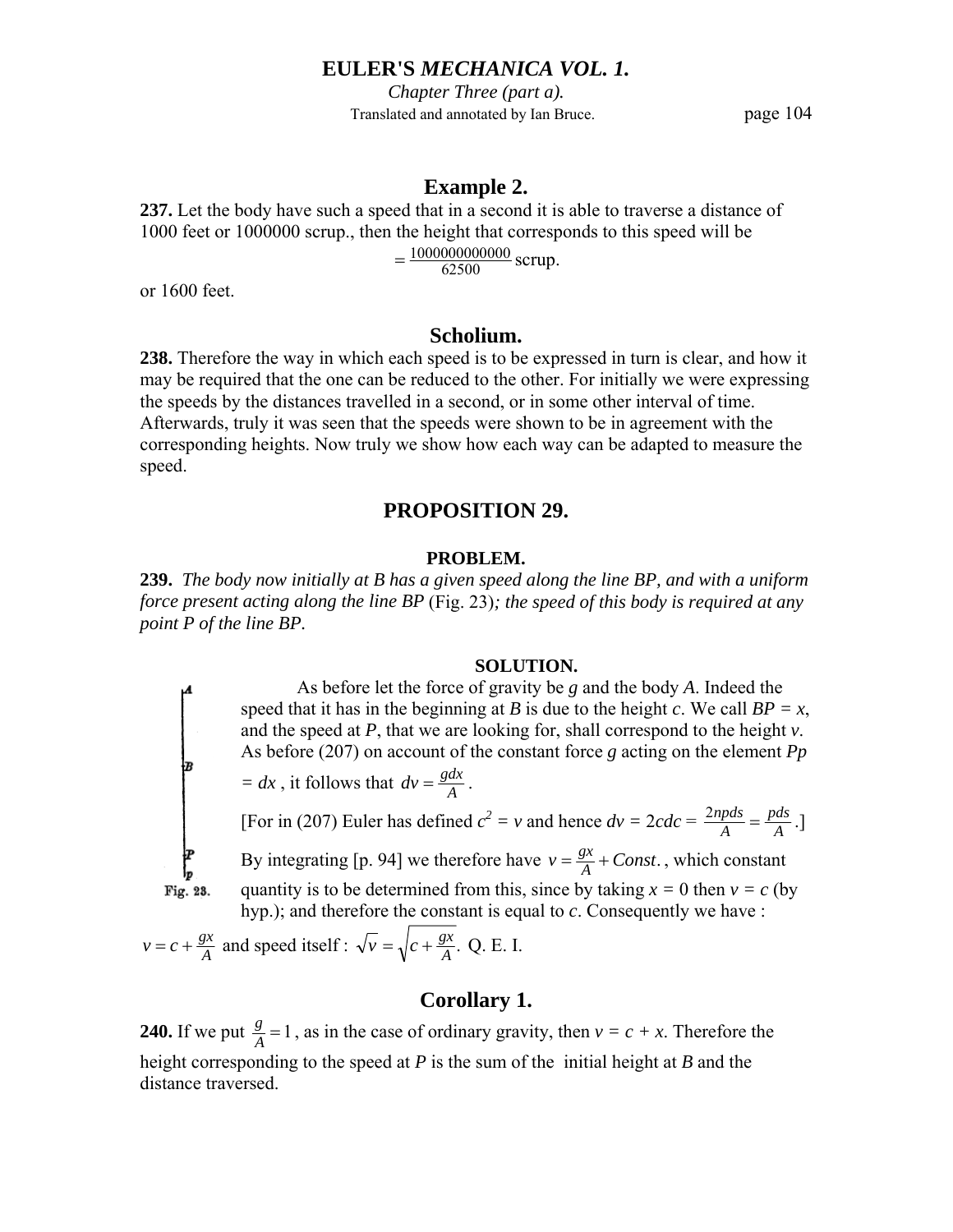## Example 2.

**237.** Let the body have such a speed that in a second it is able to traverse a distance of 1000 feet or 1000000 scrup., then the height that corresponds to this speed will be

$$= \frac{1000000000000}{62500} \text{ scrup.}$$

or 1600 feet.

## Scholium.

**238.** Therefore the way in which each speed is to be expressed in turn is clear, and how it may be required that the one can be reduced to the other. For initially we were expressing the speeds by the distances travelled in a second, or in some other interval of time. Afterwards, truly it was seen that the speeds were shown to be in agreement with the corresponding heights. Now truly we show how each way can be adapted to measure the speed.

## PROPOSITION 29.

### PROBLEM.

**239.** *The body now initially at B has a given speed along the line BP, and with a uniform force present acting along the line BP* (Fig. 23)*; the speed of this body is required at any point P of the line BP.*

### SOLUTION.

As before let the force of gravity be $g$ and the body $A$. Indeed the speed that it has in the beginning at $B$ is due to the height $c$. We call $BP = x$, and the speed at $P$, that we are looking for, shall correspond to the height $v$. As before (207) on account of the constant force $g$ acting on the element $Pp = dx$, it follows that $dv = \frac{gdx}{A}$.

[For in (207) Euler has defined $c^2 = v$ and hence $dv = 2cdc = \frac{2npds}{A} = \frac{pds}{A}$.]

By integrating [p. 94] we therefore have $v = \frac{gx}{A} + Const.$, which constant quantity is to be determined from this, since by taking $x = 0$ then $v = c$ (by hyp.); and therefore the constant is equal to $c$. Consequently we have :

Fig. 23.

$v = c + \frac{gx}{A}$ and speed itself : $\sqrt{v} = \sqrt{c + \frac{gx}{A}}$. Q. E. I.

## Corollary 1.

**240.** If we put $\frac{g}{A} = 1$, as in the case of ordinary gravity, then $v = c + x$. Therefore the height corresponding to the speed at $P$ is the sum of the initial height at $B$ and the distance traversed.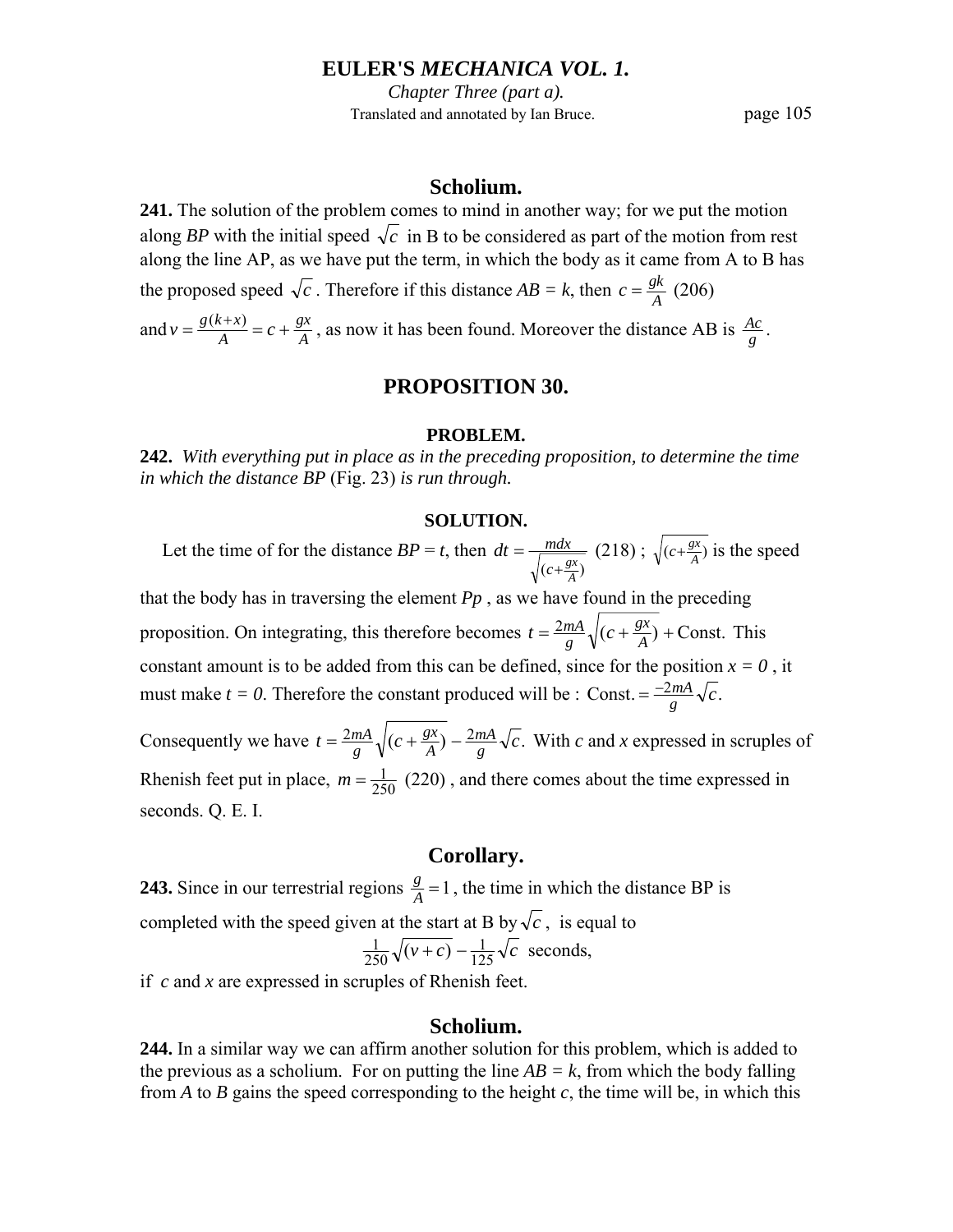## Scholium.

**241.** The solution of the problem comes to mind in another way; for we put the motion along *BP* with the initial speed $\sqrt{c}$ in B to be considered as part of the motion from rest along the line AP, as we have put the term, in which the body as it came from A to B has the proposed speed $\sqrt{c}$. Therefore if this distance *AB* = *k*, then $c = \frac{gk}{A}$ (206) and $v = \frac{g(k+x)}{A} = c + \frac{gx}{A}$, as now it has been found. Moreover the distance AB is $\frac{Ac}{g}$.

## PROPOSITION 30.

### PROBLEM.

**242.** *With everything put in place as in the preceding proposition, to determine the time in which the distance BP* (Fig. 23) *is run through.*

### SOLUTION.

Let the time of for the distance *BP* = *t*, then $dt = \frac{mdx}{\sqrt{(c+\frac{gx}{A})}}$ (218) ; $\sqrt{(c+\frac{gx}{A})}$ is the speed that the body has in traversing the element *Pp* , as we have found in the preceding proposition. On integrating, this therefore becomes $t = \frac{2mA}{g}\sqrt{(c+\frac{gx}{A})} + \text{Const.}$ This constant amount is to be added from this can be defined, since for the position $x = 0$ , it must make $t = 0$. Therefore the constant produced will be : $\text{Const.} = \frac{-2mA}{g}\sqrt{c}.$

Consequently we have $t = \frac{2mA}{g}\sqrt{(c+\frac{gx}{A})} - \frac{2mA}{g}\sqrt{c}.$ With *c* and *x* expressed in scruples of Rhenish feet put in place, $m = \frac{1}{250}$ (220) , and there comes about the time expressed in seconds. Q. E. I.

## Corollary.

**243.** Since in our terrestrial regions $\frac{g}{A} = 1$, the time in which the distance BP is completed with the speed given at the start at B by $\sqrt{c}$, is equal to

$$\frac{1}{250}\sqrt{(v+c)} - \frac{1}{125}\sqrt{c} \text{ seconds,}$$

if *c* and *x* are expressed in scruples of Rhenish feet.

## Scholium.

**244.** In a similar way we can affirm another solution for this problem, which is added to the previous as a scholium. For on putting the line *AB* = *k*, from which the body falling from *A* to *B* gains the speed corresponding to the height *c*, the time will be, in which this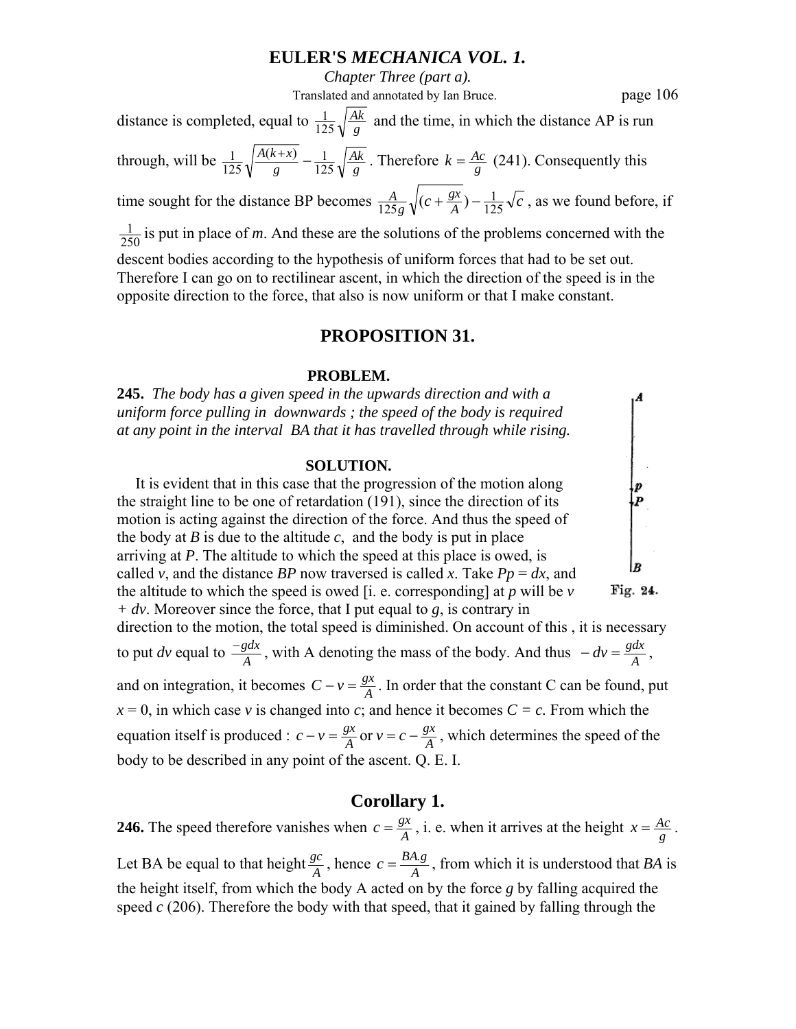distance is completed, equal to $\frac{1}{125}\sqrt{\frac{Ak}{g}}$ and the time, in which the distance AP is run through, will be $\frac{1}{125}\sqrt{\frac{A(k+x)}{g}} - \frac{1}{125}\sqrt{\frac{Ak}{g}}$. Therefore $k = \frac{Ac}{g}$ (241). Consequently this time sought for the distance BP becomes $\frac{A}{125g}\sqrt{(c+\frac{gx}{A})} - \frac{1}{125}\sqrt{c}$, as we found before, if $\frac{1}{250}$ is put in place of *m*. And these are the solutions of the problems concerned with the descent bodies according to the hypothesis of uniform forces that had to be set out. Therefore I can go on to rectilinear ascent, in which the direction of the speed is in the opposite direction to the force, that also is now uniform or that I make constant.

## PROPOSITION 31.

### PROBLEM.

**245.** *The body has a given speed in the upwards direction and with a uniform force pulling in downwards ; the speed of the body is required at any point in the interval BA that it has travelled through while rising.*

### SOLUTION.

It is evident that in this case that the progression of the motion along the straight line to be one of retardation (191), since the direction of its motion is acting against the direction of the force. And thus the speed of the body at *B* is due to the altitude *c*, and the body is put in place arriving at *P*. The altitude to which the speed at this place is owed, is called *v*, and the distance *BP* now traversed is called *x*. Take $Pp = dx$, and the altitude to which the speed is owed [i. e. corresponding] at *p* will be $v + dv$. Moreover since the force, that I put equal to *g*, is contrary in direction to the motion, the total speed is diminished. On account of this , it is necessary to put *dv* equal to $\frac{-gdx}{A}$, with A denoting the mass of the body. And thus $-dv = \frac{gdx}{A}$, and on integration, it becomes $C - v = \frac{gx}{A}$. In order that the constant C can be found, put $x = 0$, in which case *v* is changed into *c*; and hence it becomes $C = c$. From which the equation itself is produced : $c - v = \frac{gx}{A}$ or $v = c - \frac{gx}{A}$, which determines the speed of the body to be described in any point of the ascent. Q. E. I.

Fig. 24.

## Corollary 1.

**246.** The speed therefore vanishes when $c = \frac{gx}{A}$, i. e. when it arrives at the height $x = \frac{Ac}{g}$. Let BA be equal to that height $\frac{gc}{A}$, hence $c = \frac{BA.g}{A}$, from which it is understood that *BA* is the height itself, from which the body A acted on by the force *g* by falling acquired the speed *c* (206). Therefore the body with that speed, that it gained by falling through the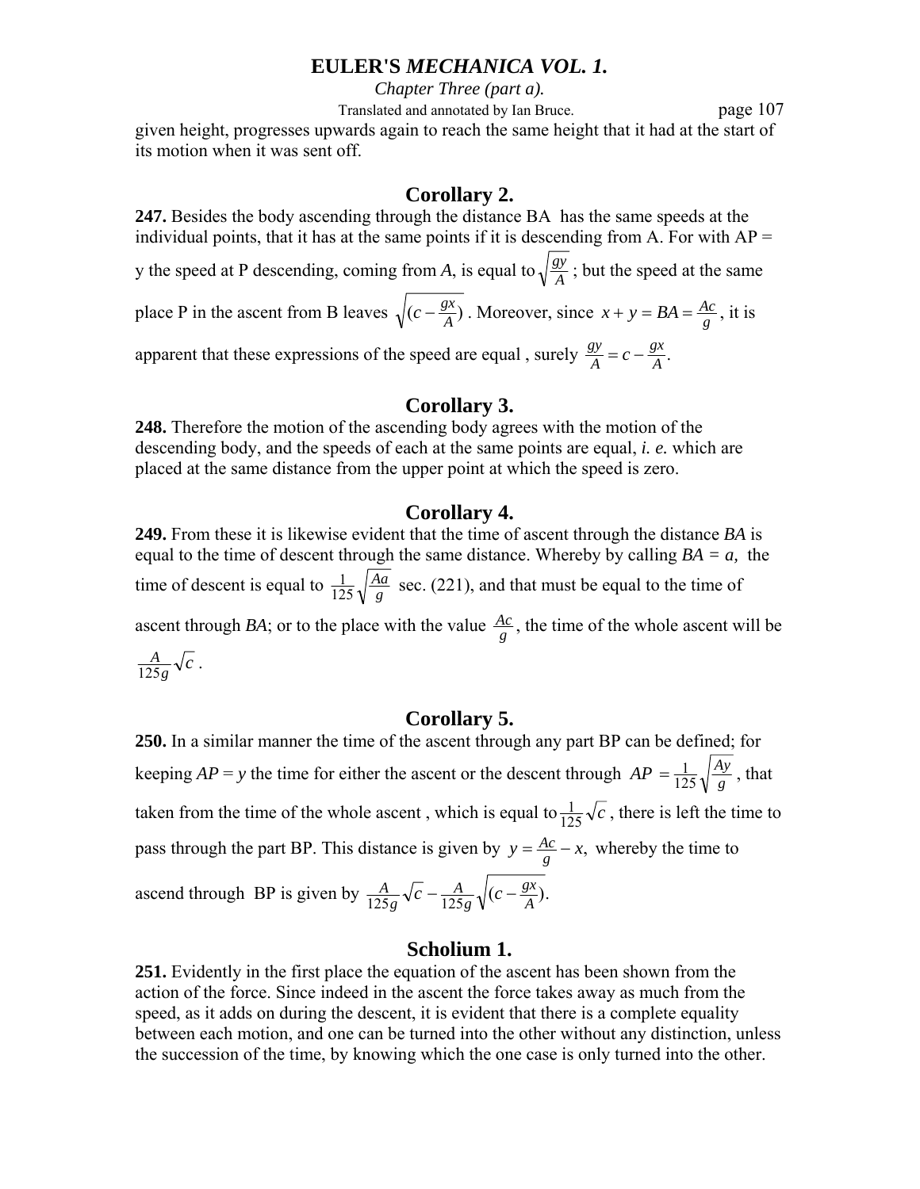given height, progresses upwards again to reach the same height that it had at the start of its motion when it was sent off.

## Corollary 2.

**247.** Besides the body ascending through the distance BA has the same speeds at the individual points, that it has at the same points if it is descending from A. For with AP = y the speed at P descending, coming from *A*, is equal to $\sqrt{\frac{gy}{A}}$ ; but the speed at the same place P in the ascent from B leaves $\sqrt{(c - \frac{gx}{A})}$ . Moreover, since $x + y = BA = \frac{Ac}{g}$, it is apparent that these expressions of the speed are equal , surely $\frac{gy}{A} = c - \frac{gx}{A}$.

## Corollary 3.

**248.** Therefore the motion of the ascending body agrees with the motion of the descending body, and the speeds of each at the same points are equal, *i. e.* which are placed at the same distance from the upper point at which the speed is zero.

## Corollary 4.

**249.** From these it is likewise evident that the time of ascent through the distance *BA* is equal to the time of descent through the same distance. Whereby by calling *BA = a,* the time of descent is equal to $\frac{1}{125}\sqrt{\frac{Aa}{g}}$ sec. (221), and that must be equal to the time of ascent through *BA*; or to the place with the value $\frac{Ac}{g}$, the time of the whole ascent will be $\frac{A}{125g}\sqrt{c}$ .

## Corollary 5.

**250.** In a similar manner the time of the ascent through any part BP can be defined; for keeping *AP* = *y* the time for either the ascent or the descent through $AP = \frac{1}{125}\sqrt{\frac{Ay}{g}}$ , that taken from the time of the whole ascent , which is equal to $\frac{1}{125}\sqrt{c}$ , there is left the time to pass through the part BP. This distance is given by $y = \frac{Ac}{g} - x,$ whereby the time to ascend through BP is given by $\frac{A}{125g}\sqrt{c} - \frac{A}{125g}\sqrt{(c - \frac{gx}{A})}.$

## Scholium 1.

**251.** Evidently in the first place the equation of the ascent has been shown from the action of the force. Since indeed in the ascent the force takes away as much from the speed, as it adds on during the descent, it is evident that there is a complete equality between each motion, and one can be turned into the other without any distinction, unless the succession of the time, by knowing which the one case is only turned into the other.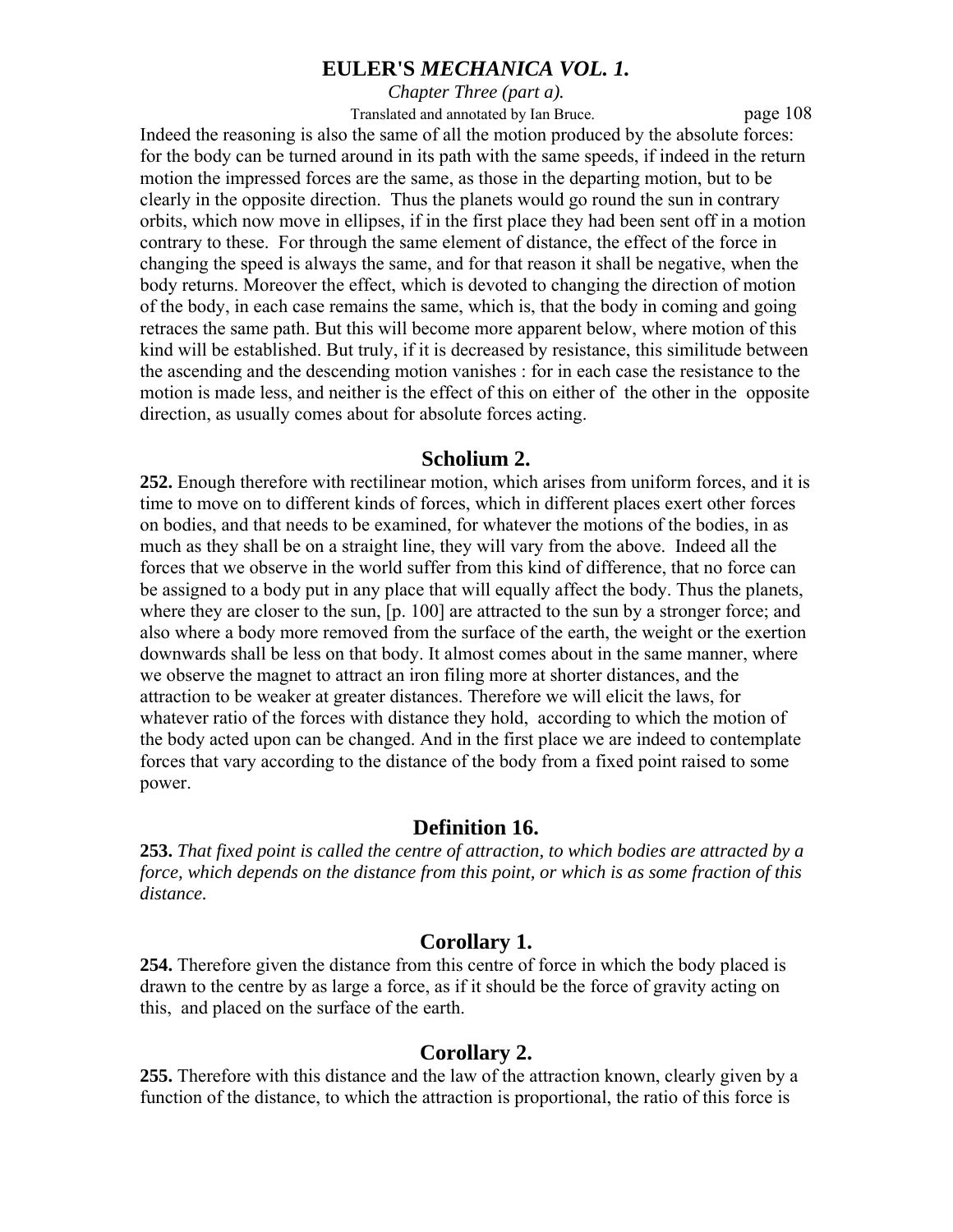Indeed the reasoning is also the same of all the motion produced by the absolute forces: for the body can be turned around in its path with the same speeds, if indeed in the return motion the impressed forces are the same, as those in the departing motion, but to be clearly in the opposite direction. Thus the planets would go round the sun in contrary orbits, which now move in ellipses, if in the first place they had been sent off in a motion contrary to these. For through the same element of distance, the effect of the force in changing the speed is always the same, and for that reason it shall be negative, when the body returns. Moreover the effect, which is devoted to changing the direction of motion of the body, in each case remains the same, which is, that the body in coming and going retraces the same path. But this will become more apparent below, where motion of this kind will be established. But truly, if it is decreased by resistance, this similitude between the ascending and the descending motion vanishes : for in each case the resistance to the motion is made less, and neither is the effect of this on either of the other in the opposite direction, as usually comes about for absolute forces acting.

## Scholium 2.

**252.** Enough therefore with rectilinear motion, which arises from uniform forces, and it is time to move on to different kinds of forces, which in different places exert other forces on bodies, and that needs to be examined, for whatever the motions of the bodies, in as much as they shall be on a straight line, they will vary from the above. Indeed all the forces that we observe in the world suffer from this kind of difference, that no force can be assigned to a body put in any place that will equally affect the body. Thus the planets, where they are closer to the sun, [p. 100] are attracted to the sun by a stronger force; and also where a body more removed from the surface of the earth, the weight or the exertion downwards shall be less on that body. It almost comes about in the same manner, where we observe the magnet to attract an iron filing more at shorter distances, and the attraction to be weaker at greater distances. Therefore we will elicit the laws, for whatever ratio of the forces with distance they hold, according to which the motion of the body acted upon can be changed. And in the first place we are indeed to contemplate forces that vary according to the distance of the body from a fixed point raised to some power.

## Definition 16.

**253.** *That fixed point is called the centre of attraction, to which bodies are attracted by a force, which depends on the distance from this point, or which is as some fraction of this distance.*

## Corollary 1.

**254.** Therefore given the distance from this centre of force in which the body placed is drawn to the centre by as large a force, as if it should be the force of gravity acting on this, and placed on the surface of the earth.

## Corollary 2.

**255.** Therefore with this distance and the law of the attraction known, clearly given by a function of the distance, to which the attraction is proportional, the ratio of this force is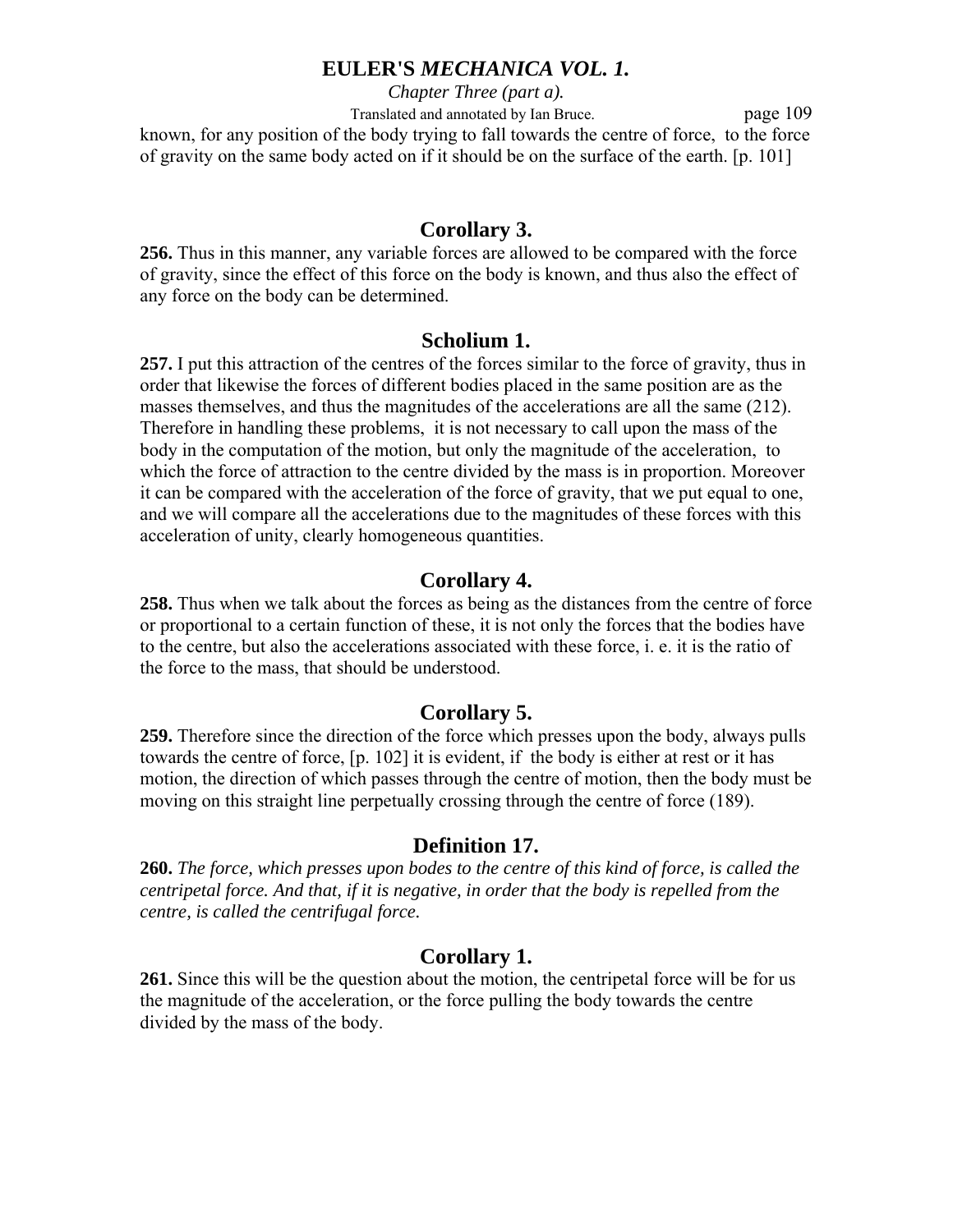known, for any position of the body trying to fall towards the centre of force, to the force of gravity on the same body acted on if it should be on the surface of the earth. [p. 101]

## Corollary 3.

**256.** Thus in this manner, any variable forces are allowed to be compared with the force of gravity, since the effect of this force on the body is known, and thus also the effect of any force on the body can be determined.

## Scholium 1.

**257.** I put this attraction of the centres of the forces similar to the force of gravity, thus in order that likewise the forces of different bodies placed in the same position are as the masses themselves, and thus the magnitudes of the accelerations are all the same (212). Therefore in handling these problems, it is not necessary to call upon the mass of the body in the computation of the motion, but only the magnitude of the acceleration, to which the force of attraction to the centre divided by the mass is in proportion. Moreover it can be compared with the acceleration of the force of gravity, that we put equal to one, and we will compare all the accelerations due to the magnitudes of these forces with this acceleration of unity, clearly homogeneous quantities.

## Corollary 4.

**258.** Thus when we talk about the forces as being as the distances from the centre of force or proportional to a certain function of these, it is not only the forces that the bodies have to the centre, but also the accelerations associated with these force, i. e. it is the ratio of the force to the mass, that should be understood.

## Corollary 5.

**259.** Therefore since the direction of the force which presses upon the body, always pulls towards the centre of force, [p. 102] it is evident, if the body is either at rest or it has motion, the direction of which passes through the centre of motion, then the body must be moving on this straight line perpetually crossing through the centre of force (189).

## Definition 17.

**260.** *The force, which presses upon bodes to the centre of this kind of force, is called the centripetal force. And that, if it is negative, in order that the body is repelled from the centre, is called the centrifugal force.*

## Corollary 1.

**261.** Since this will be the question about the motion, the centripetal force will be for us the magnitude of the acceleration, or the force pulling the body towards the centre divided by the mass of the body.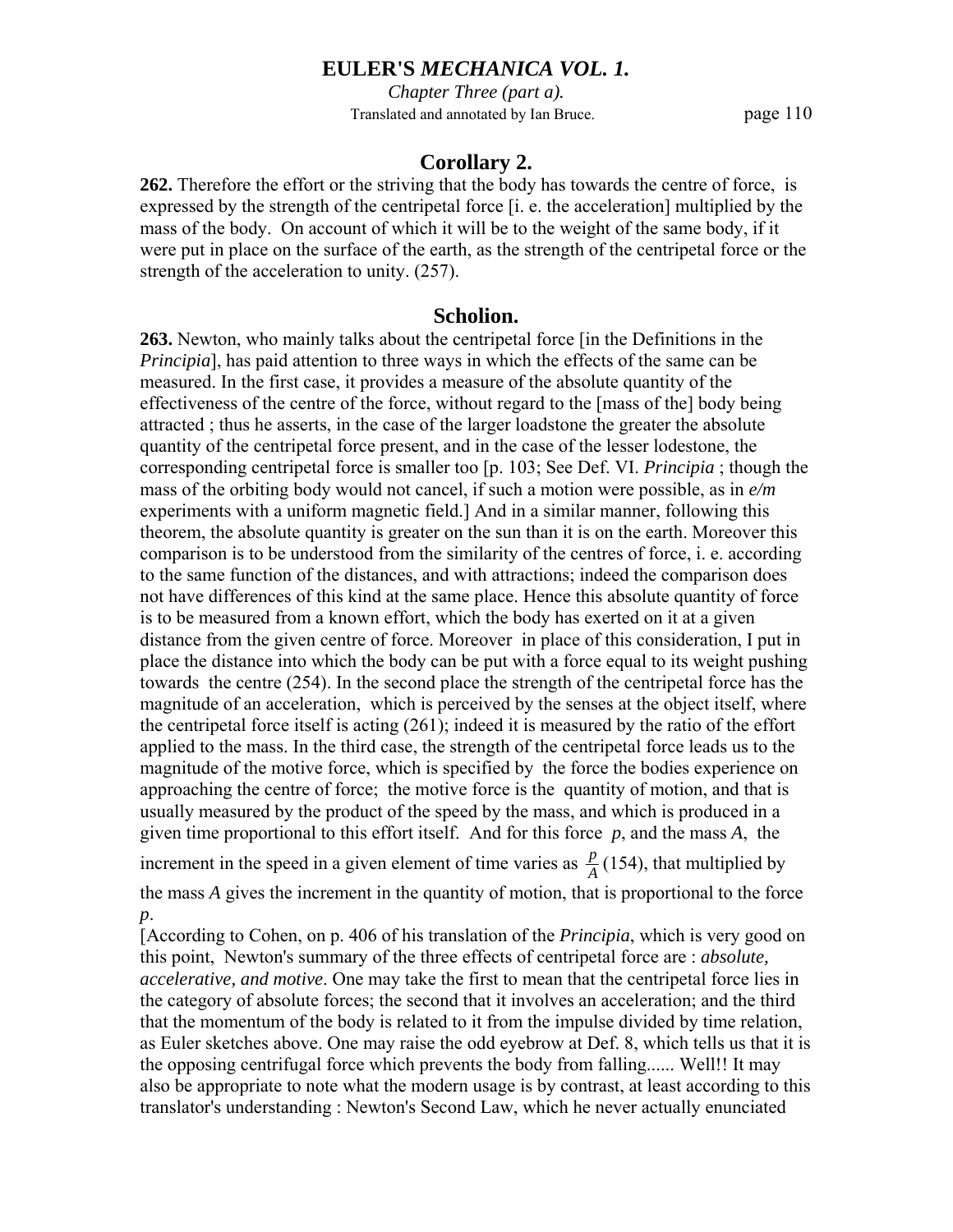## Corollary 2.

**262.** Therefore the effort or the striving that the body has towards the centre of force, is expressed by the strength of the centripetal force [i. e. the acceleration] multiplied by the mass of the body. On account of which it will be to the weight of the same body, if it were put in place on the surface of the earth, as the strength of the centripetal force or the strength of the acceleration to unity. (257).

## Scholion.

**263.** Newton, who mainly talks about the centripetal force [in the Definitions in the *Principia*], has paid attention to three ways in which the effects of the same can be measured. In the first case, it provides a measure of the absolute quantity of the effectiveness of the centre of the force, without regard to the [mass of the] body being attracted ; thus he asserts, in the case of the larger loadstone the greater the absolute quantity of the centripetal force present, and in the case of the lesser lodestone, the corresponding centripetal force is smaller too [p. 103; See Def. VI. *Principia* ; though the mass of the orbiting body would not cancel, if such a motion were possible, as in *e/m* experiments with a uniform magnetic field.] And in a similar manner, following this theorem, the absolute quantity is greater on the sun than it is on the earth. Moreover this comparison is to be understood from the similarity of the centres of force, i. e. according to the same function of the distances, and with attractions; indeed the comparison does not have differences of this kind at the same place. Hence this absolute quantity of force is to be measured from a known effort, which the body has exerted on it at a given distance from the given centre of force. Moreover in place of this consideration, I put in place the distance into which the body can be put with a force equal to its weight pushing towards the centre (254). In the second place the strength of the centripetal force has the magnitude of an acceleration, which is perceived by the senses at the object itself, where the centripetal force itself is acting (261); indeed it is measured by the ratio of the effort applied to the mass. In the third case, the strength of the centripetal force leads us to the magnitude of the motive force, which is specified by the force the bodies experience on approaching the centre of force; the motive force is the quantity of motion, and that is usually measured by the product of the speed by the mass, and which is produced in a given time proportional to this effort itself. And for this force $p$, and the mass $A$, the increment in the speed in a given element of time varies as $\frac{p}{A}$ (154), that multiplied by the mass $A$ gives the increment in the quantity of motion, that is proportional to the force $p$.

[According to Cohen, on p. 406 of his translation of the *Principia*, which is very good on this point, Newton's summary of the three effects of centripetal force are : *absolute, accelerative, and motive*. One may take the first to mean that the centripetal force lies in the category of absolute forces; the second that it involves an acceleration; and the third that the momentum of the body is related to it from the impulse divided by time relation, as Euler sketches above. One may raise the odd eyebrow at Def. 8, which tells us that it is the opposing centrifugal force which prevents the body from falling...... Well!! It may also be appropriate to note what the modern usage is by contrast, at least according to this translator's understanding : Newton's Second Law, which he never actually enunciated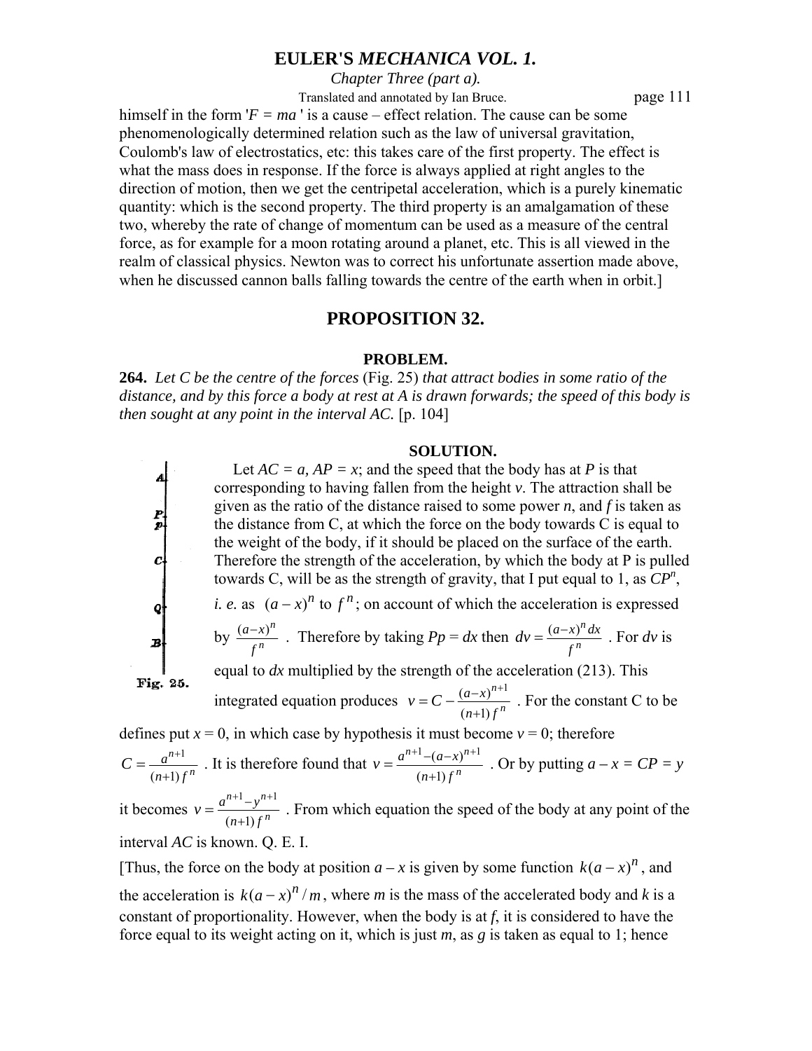himself in the form '$F = ma$ ' is a cause – effect relation. The cause can be some phenomenologically determined relation such as the law of universal gravitation, Coulomb's law of electrostatics, etc: this takes care of the first property. The effect is what the mass does in response. If the force is always applied at right angles to the direction of motion, then we get the centripetal acceleration, which is a purely kinematic quantity: which is the second property. The third property is an amalgamation of these two, whereby the rate of change of momentum can be used as a measure of the central force, as for example for a moon rotating around a planet, etc. This is all viewed in the realm of classical physics. Newton was to correct his unfortunate assertion made above, when he discussed cannon balls falling towards the centre of the earth when in orbit.]

## PROPOSITION 32.

### PROBLEM.

**264.** *Let C be the centre of the forces* (Fig. 25) *that attract bodies in some ratio of the distance, and by this force a body at rest at A is drawn forwards; the speed of this body is then sought at any point in the interval AC.* [p. 104]

### SOLUTION.

Let $AC = a$, $AP = x$; and the speed that the body has at $P$ is that corresponding to having fallen from the height $v$. The attraction shall be given as the ratio of the distance raised to some power $n$, and $f$ is taken as the distance from C, at which the force on the body towards C is equal to the weight of the body, if it should be placed on the surface of the earth. Therefore the strength of the acceleration, by which the body at P is pulled towards C, will be as the strength of gravity, that I put equal to 1, as $CP^n$, *i. e.* as $(a-x)^n$ to $f^n$; on account of which the acceleration is expressed by $\frac{(a-x)^n}{f^n}$ . Therefore by taking $Pp = dx$ then $dv = \frac{(a-x)^n dx}{f^n}$ . For $dv$ is equal to $dx$ multiplied by the strength of the acceleration (213). This integrated equation produces $v = C - \frac{(a-x)^{n+1}}{(n+1)f^n}$ . For the constant C to be defines put $x = 0$, in which case by hypothesis it must become $v = 0$; therefore $C = \frac{a^{n+1}}{(n+1)f^n}$ . It is therefore found that $v = \frac{a^{n+1}-(a-x)^{n+1}}{(n+1)f^n}$ . Or by putting $a - x = CP = y$ it becomes $v = \frac{a^{n+1}-y^{n+1}}{(n+1)f^n}$ . From which equation the speed of the body at any point of the interval $AC$ is known. Q. E. I.

Fig. 25.

[Thus, the force on the body at position $a - x$ is given by some function $k(a-x)^n$, and the acceleration is $k(a-x)^n/m$, where $m$ is the mass of the accelerated body and $k$ is a constant of proportionality. However, when the body is at $f$, it is considered to have the force equal to its weight acting on it, which is just $m$, as $g$ is taken as equal to 1; hence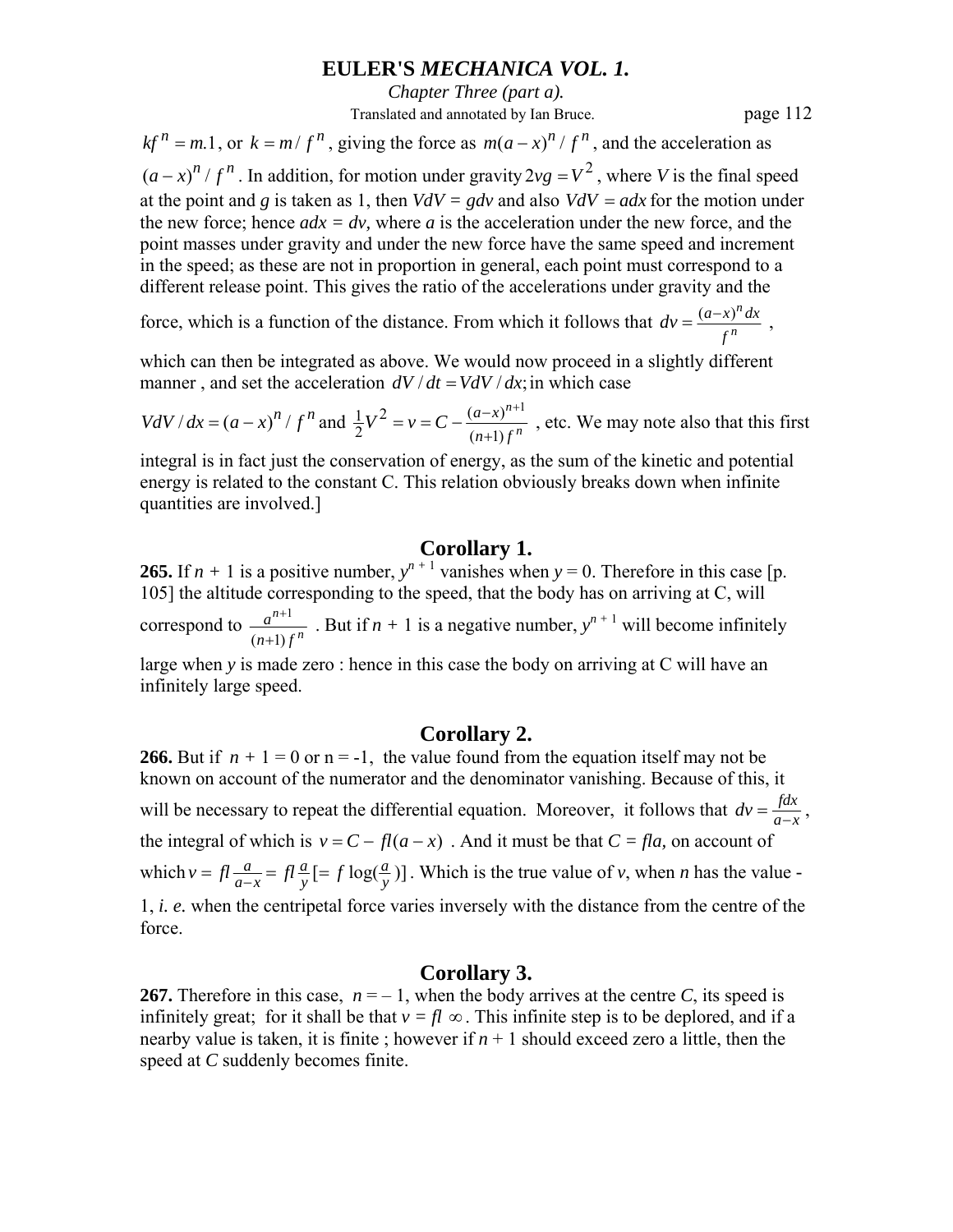$kf^n = m.1$, or $k = m / f^n$, giving the force as $m(a-x)^n / f^n$, and the acceleration as $(a-x)^n / f^n$. In addition, for motion under gravity $2vg = V^2$, where *V* is the final speed at the point and *g* is taken as 1, then $VdV = gdv$ and also $VdV = adx$ for the motion under the new force; hence $adx = dv$, where *a* is the acceleration under the new force, and the point masses under gravity and under the new force have the same speed and increment in the speed; as these are not in proportion in general, each point must correspond to a different release point. This gives the ratio of the accelerations under gravity and the force, which is a function of the distance. From which it follows that $dv = \frac{(a-x)^n dx}{f^n}$, which can then be integrated as above. We would now proceed in a slightly different manner, and set the acceleration $dV/dt = VdV/dx$; in which case $VdV/dx = (a-x)^n / f^n$ and $\frac{1}{2}V^2 = v = C - \frac{(a-x)^{n+1}}{(n+1)f^n}$, etc. We may note also that this first integral is in fact just the conservation of energy, as the sum of the kinetic and potential energy is related to the constant C. This relation obviously breaks down when infinite quantities are involved.]

## Corollary 1.

**265.** If $n + 1$ is a positive number, $y^{n+1}$ vanishes when $y = 0$. Therefore in this case [p. 105] the altitude corresponding to the speed, that the body has on arriving at C, will correspond to $\frac{a^{n+1}}{(n+1)f^n}$. But if $n + 1$ is a negative number, $y^{n+1}$ will become infinitely large when *y* is made zero : hence in this case the body on arriving at C will have an infinitely large speed.

## Corollary 2.

**266.** But if $n + 1 = 0$ or $n = -1$, the value found from the equation itself may not be known on account of the numerator and the denominator vanishing. Because of this, it will be necessary to repeat the differential equation. Moreover, it follows that $dv = \frac{fdx}{a-x}$, the integral of which is $v = C - fl(a-x)$. And it must be that $C = fla$, on account of which $v = fl\frac{a}{a-x} = fl\frac{a}{y}$ [$= f\log(\frac{a}{y})$]. Which is the true value of *v*, when *n* has the value -1, *i. e.* when the centripetal force varies inversely with the distance from the centre of the force.

## Corollary 3.

**267.** Therefore in this case, $n = -1$, when the body arrives at the centre *C*, its speed is infinitely great; for it shall be that $v = fl\,\infty$. This infinite step is to be deplored, and if a nearby value is taken, it is finite ; however if $n + 1$ should exceed zero a little, then the speed at *C* suddenly becomes finite.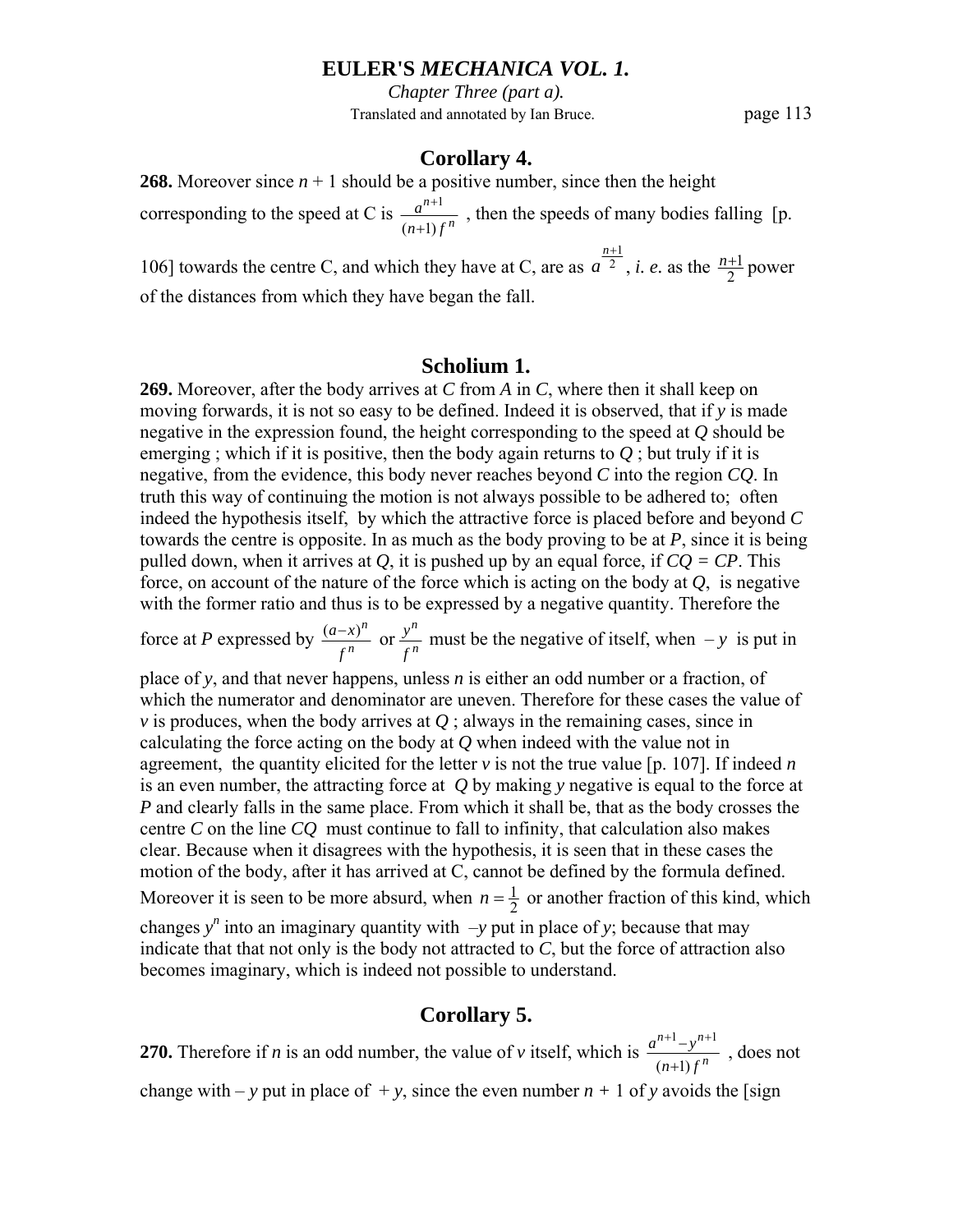## Corollary 4.

**268.** Moreover since $n + 1$ should be a positive number, since then the height corresponding to the speed at C is $\frac{a^{n+1}}{(n+1)f^n}$ , then the speeds of many bodies falling [p. 106] towards the centre C, and which they have at C, are as $a^{\frac{n+1}{2}}$, *i. e.* as the $\frac{n+1}{2}$ power of the distances from which they have began the fall.

## Scholium 1.

**269.** Moreover, after the body arrives at *C* from *A* in *C*, where then it shall keep on moving forwards, it is not so easy to be defined. Indeed it is observed, that if *y* is made negative in the expression found, the height corresponding to the speed at *Q* should be emerging ; which if it is positive, then the body again returns to *Q* ; but truly if it is negative, from the evidence, this body never reaches beyond *C* into the region *CQ*. In truth this way of continuing the motion is not always possible to be adhered to; often indeed the hypothesis itself, by which the attractive force is placed before and beyond *C* towards the centre is opposite. In as much as the body proving to be at *P*, since it is being pulled down, when it arrives at *Q*, it is pushed up by an equal force, if *CQ = CP*. This force, on account of the nature of the force which is acting on the body at *Q*, is negative with the former ratio and thus is to be expressed by a negative quantity. Therefore the force at *P* expressed by $\frac{(a-x)^n}{f^n}$ or $\frac{y^n}{f^n}$ must be the negative of itself, when $-y$ is put in place of *y*, and that never happens, unless *n* is either an odd number or a fraction, of which the numerator and denominator are uneven. Therefore for these cases the value of *v* is produces, when the body arrives at *Q* ; always in the remaining cases, since in calculating the force acting on the body at *Q* when indeed with the value not in agreement, the quantity elicited for the letter *v* is not the true value [p. 107]. If indeed *n* is an even number, the attracting force at *Q* by making *y* negative is equal to the force at *P* and clearly falls in the same place. From which it shall be, that as the body crosses the centre *C* on the line *CQ* must continue to fall to infinity, that calculation also makes clear. Because when it disagrees with the hypothesis, it is seen that in these cases the motion of the body, after it has arrived at C, cannot be defined by the formula defined. Moreover it is seen to be more absurd, when $n = \frac{1}{2}$ or another fraction of this kind, which changes $y^n$ into an imaginary quantity with $-y$ put in place of *y*; because that may indicate that that not only is the body not attracted to *C*, but the force of attraction also becomes imaginary, which is indeed not possible to understand.

## Corollary 5.

**270.** Therefore if *n* is an odd number, the value of *v* itself, which is $\frac{a^{n+1}-y^{n+1}}{(n+1)f^n}$ , does not change with $-y$ put in place of $+y$, since the even number $n + 1$ of *y* avoids the [sign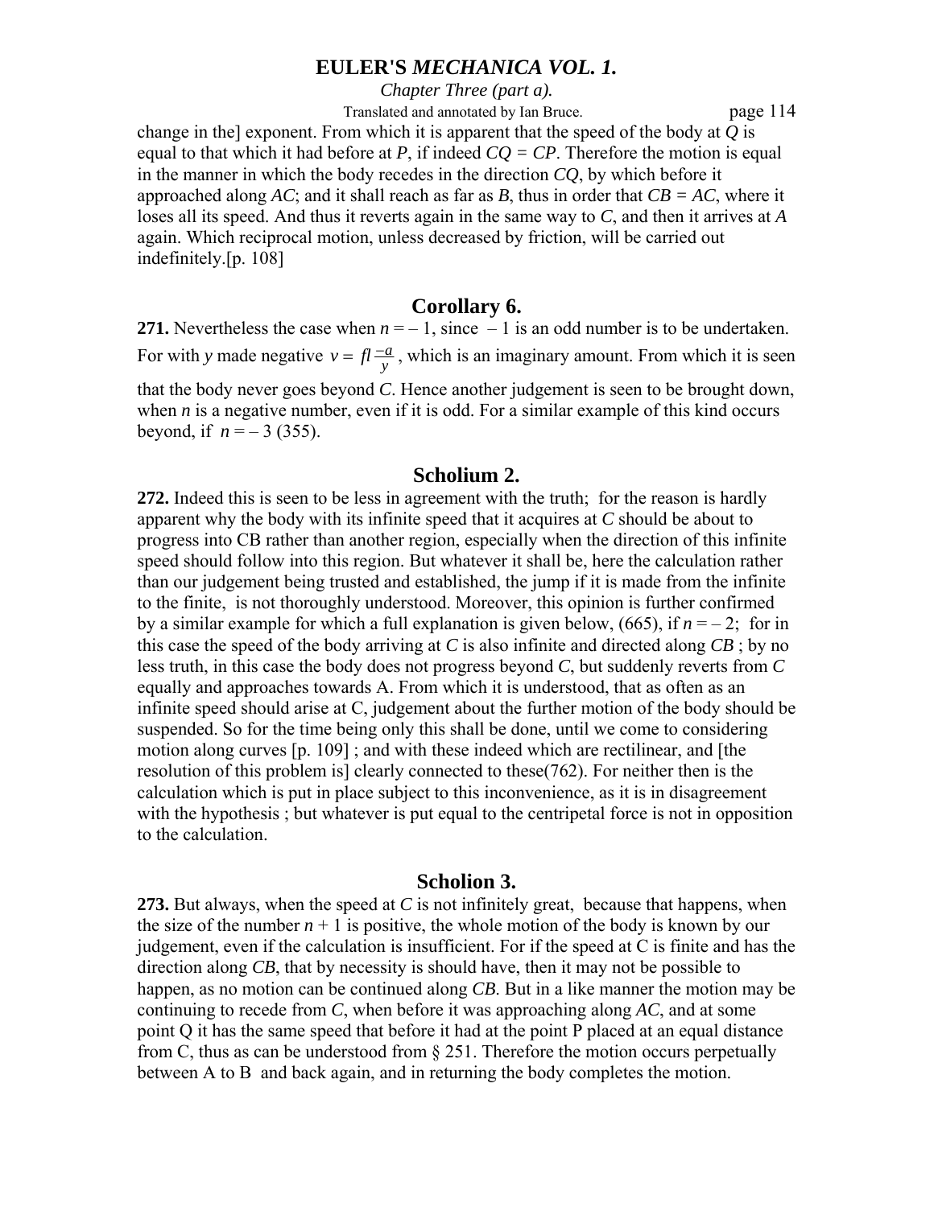change in the] exponent. From which it is apparent that the speed of the body at $Q$ is equal to that which it had before at $P$, if indeed $CQ = CP$. Therefore the motion is equal in the manner in which the body recedes in the direction $CQ$, by which before it approached along $AC$; and it shall reach as far as $B$, thus in order that $CB = AC$, where it loses all its speed. And thus it reverts again in the same way to $C$, and then it arrives at $A$ again. Which reciprocal motion, unless decreased by friction, will be carried out indefinitely.[p. 108]

## Corollary 6.

**271.** Nevertheless the case when $n = -1$, since $-1$ is an odd number is to be undertaken. For with $y$ made negative $v = fl\frac{-a}{y}$, which is an imaginary amount. From which it is seen that the body never goes beyond $C$. Hence another judgement is seen to be brought down, when $n$ is a negative number, even if it is odd. For a similar example of this kind occurs beyond, if $n = -3$ (355).

## Scholium 2.

**272.** Indeed this is seen to be less in agreement with the truth; for the reason is hardly apparent why the body with its infinite speed that it acquires at $C$ should be about to progress into CB rather than another region, especially when the direction of this infinite speed should follow into this region. But whatever it shall be, here the calculation rather than our judgement being trusted and established, the jump if it is made from the infinite to the finite, is not thoroughly understood. Moreover, this opinion is further confirmed by a similar example for which a full explanation is given below, (665), if $n = -2$; for in this case the speed of the body arriving at $C$ is also infinite and directed along $CB$ ; by no less truth, in this case the body does not progress beyond $C$, but suddenly reverts from $C$ equally and approaches towards A. From which it is understood, that as often as an infinite speed should arise at C, judgement about the further motion of the body should be suspended. So for the time being only this shall be done, until we come to considering motion along curves [p. 109] ; and with these indeed which are rectilinear, and [the resolution of this problem is] clearly connected to these(762). For neither then is the calculation which is put in place subject to this inconvenience, as it is in disagreement with the hypothesis ; but whatever is put equal to the centripetal force is not in opposition to the calculation.

## Scholion 3.

**273.** But always, when the speed at $C$ is not infinitely great, because that happens, when the size of the number $n + 1$ is positive, the whole motion of the body is known by our judgement, even if the calculation is insufficient. For if the speed at C is finite and has the direction along $CB$, that by necessity is should have, then it may not be possible to happen, as no motion can be continued along $CB$. But in a like manner the motion may be continuing to recede from $C$, when before it was approaching along $AC$, and at some point Q it has the same speed that before it had at the point P placed at an equal distance from C, thus as can be understood from § 251. Therefore the motion occurs perpetually between A to B and back again, and in returning the body completes the motion.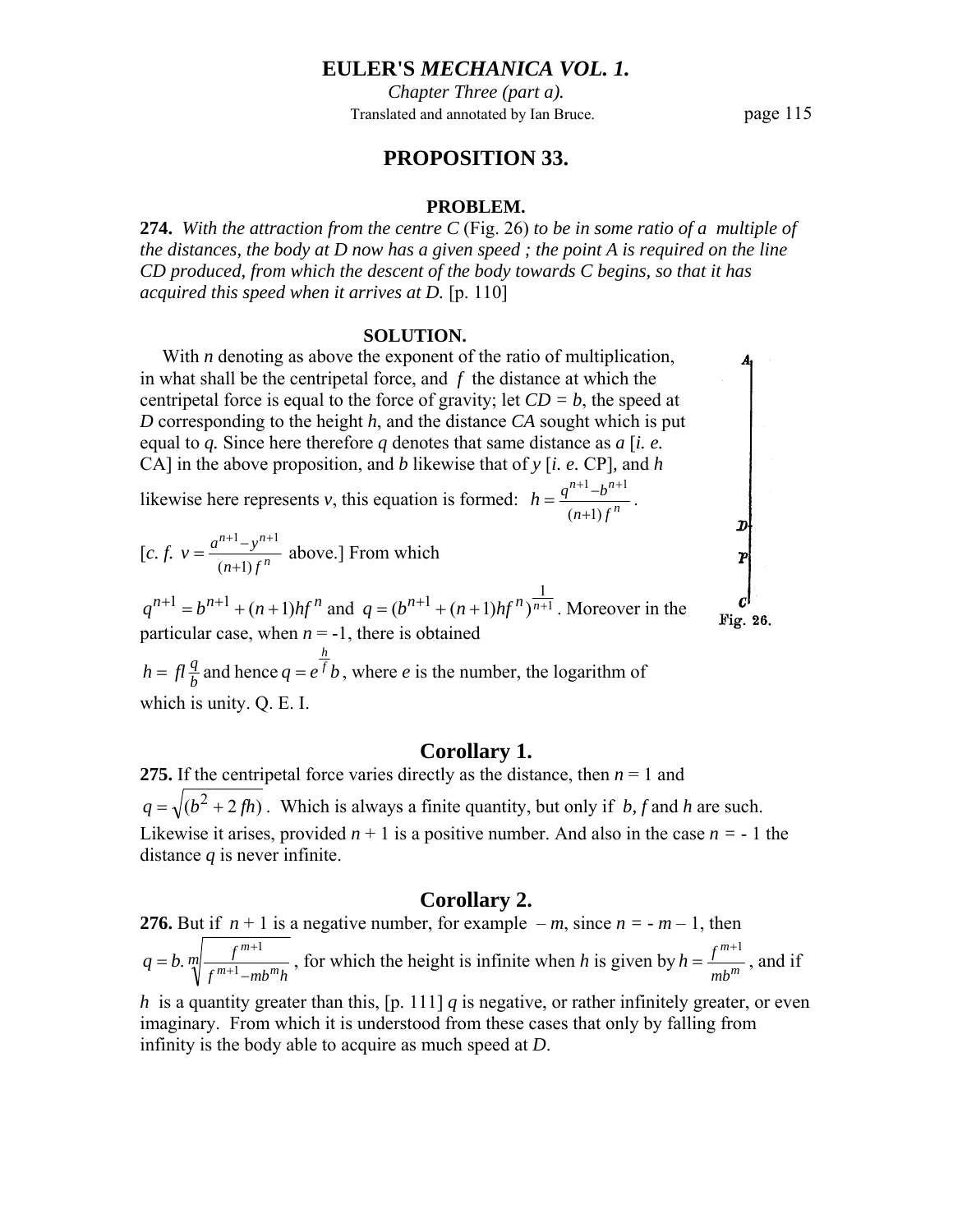## PROPOSITION 33.

### PROBLEM.

**274.** *With the attraction from the centre C* (Fig. 26) *to be in some ratio of a multiple of the distances, the body at D now has a given speed ; the point A is required on the line CD produced, from which the descent of the body towards C begins, so that it has acquired this speed when it arrives at D.* [p. 110]

### SOLUTION.

With *n* denoting as above the exponent of the ratio of multiplication, in what shall be the centripetal force, and *f* the distance at which the centripetal force is equal to the force of gravity; let *CD* = *b*, the speed at *D* corresponding to the height *h*, and the distance *CA* sought which is put equal to *q*. Since here therefore *q* denotes that same distance as *a* [*i. e.* CA] in the above proposition, and *b* likewise that of *y* [*i. e.* CP], and *h* likewise here represents *v*, this equation is formed: $h = \frac{q^{n+1} - b^{n+1}}{(n+1) f^n}$.

[*c. f.* $v = \frac{a^{n+1} - y^{n+1}}{(n+1) f^n}$ above.] From which

$q^{n+1} = b^{n+1} + (n+1)hf^n$ and $q = (b^{n+1} + (n+1)hf^n)^{\frac{1}{n+1}}$. Moreover in the particular case, when *n* = -1, there is obtained

$h = fl\frac{q}{b}$ and hence $q = e^{\frac{h}{f}}b$, where *e* is the number, the logarithm of which is unity. Q. E. I.

Fig. 26.

## Corollary 1.

**275.** If the centripetal force varies directly as the distance, then *n* = 1 and $q = \sqrt{(b^2 + 2fh)}$. Which is always a finite quantity, but only if *b*, *f* and *h* are such. Likewise it arises, provided *n* + 1 is a positive number. And also in the case *n* = - 1 the distance *q* is never infinite.

## Corollary 2.

**276.** But if *n* + 1 is a negative number, for example – *m*, since *n* = - *m* – 1, then $q = b.\sqrt[m]{\frac{f^{m+1}}{f^{m+1} - mb^m h}}$, for which the height is infinite when *h* is given by $h = \frac{f^{m+1}}{mb^m}$, and if *h* is a quantity greater than this, [p. 111] *q* is negative, or rather infinitely greater, or even imaginary. From which it is understood from these cases that only by falling from infinity is the body able to acquire as much speed at *D*.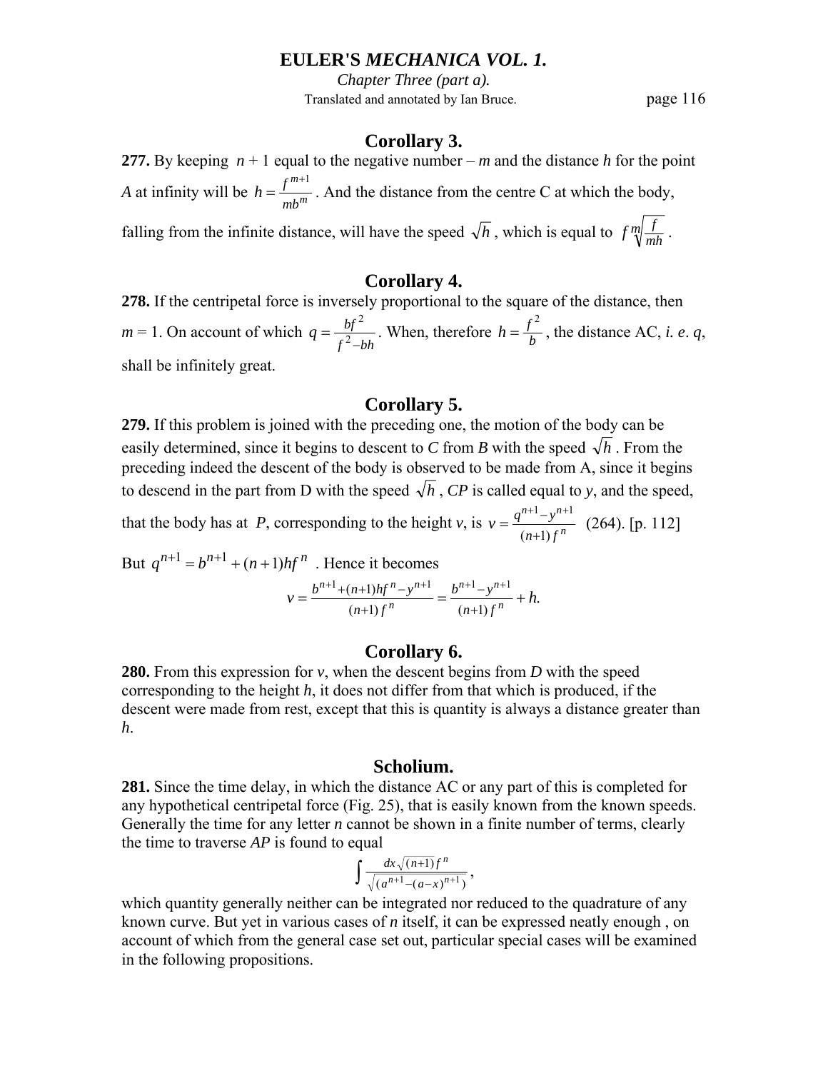## Corollary 3.

**277.** By keeping $n+1$ equal to the negative number $-m$ and the distance $h$ for the point $A$ at infinity will be $h = \frac{f^{m+1}}{mb^m}$. And the distance from the centre C at which the body, falling from the infinite distance, will have the speed $\sqrt{h}$, which is equal to $f\sqrt[m]{\frac{f}{mh}}$.

## Corollary 4.

**278.** If the centripetal force is inversely proportional to the square of the distance, then $m = 1$. On account of which $q = \frac{bf^2}{f^2 - bh}$. When, therefore $h = \frac{f^2}{b}$, the distance AC, *i. e*. $q$, shall be infinitely great.

## Corollary 5.

**279.** If this problem is joined with the preceding one, the motion of the body can be easily determined, since it begins to descent to *C* from *B* with the speed $\sqrt{h}$. From the preceding indeed the descent of the body is observed to be made from A, since it begins to descend in the part from D with the speed $\sqrt{h}$, *CP* is called equal to *y*, and the speed, that the body has at *P*, corresponding to the height *v*, is $v = \frac{q^{n+1} - y^{n+1}}{(n+1)f^n}$ (264). [p. 112]

But $q^{n+1} = b^{n+1} + (n+1)hf^n$. Hence it becomes

$$v = \frac{b^{n+1} + (n+1)hf^n - y^{n+1}}{(n+1)f^n} = \frac{b^{n+1} - y^{n+1}}{(n+1)f^n} + h.$$

## Corollary 6.

**280.** From this expression for *v*, when the descent begins from *D* with the speed corresponding to the height *h*, it does not differ from that which is produced, if the descent were made from rest, except that this is quantity is always a distance greater than *h*.

## Scholium.

**281.** Since the time delay, in which the distance AC or any part of this is completed for any hypothetical centripetal force (Fig. 25), that is easily known from the known speeds. Generally the time for any letter *n* cannot be shown in a finite number of terms, clearly the time to traverse *AP* is found to equal

$$\int \frac{dx\sqrt{(n+1)f^n}}{\sqrt{(a^{n+1} - (a-x)^{n+1})}},$$

which quantity generally neither can be integrated nor reduced to the quadrature of any known curve. But yet in various cases of *n* itself, it can be expressed neatly enough , on account of which from the general case set out, particular special cases will be examined in the following propositions.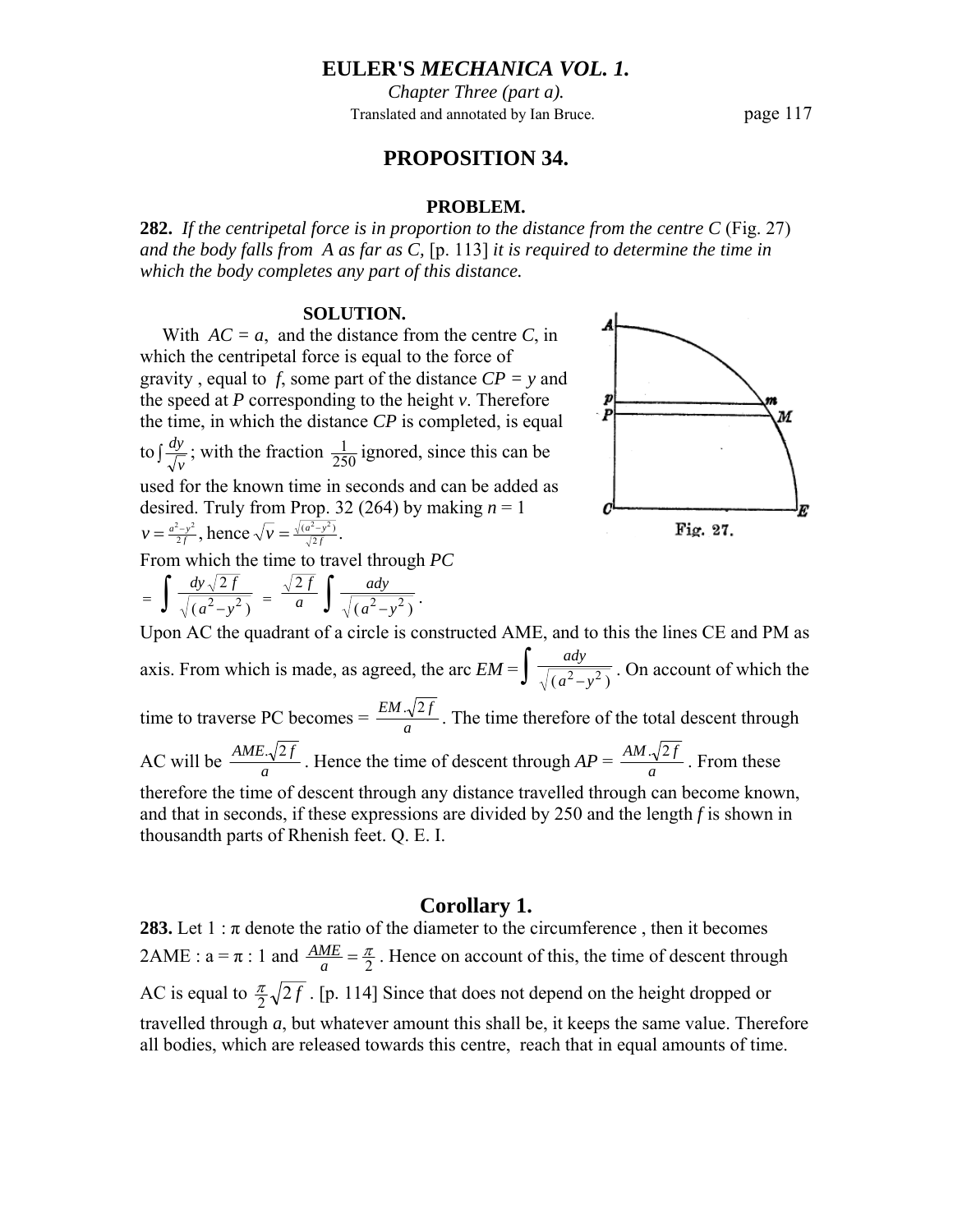## PROPOSITION 34.

### PROBLEM.

**282.** *If the centripetal force is in proportion to the distance from the centre C* (Fig. 27) *and the body falls from A as far as C,* [p. 113] *it is required to determine the time in which the body completes any part of this distance.*

### SOLUTION.

With $AC = a$, and the distance from the centre $C$, in which the centripetal force is equal to the force of gravity , equal to $f$, some part of the distance $CP = y$ and the speed at $P$ corresponding to the height $v$. Therefore the time, in which the distance $CP$ is completed, is equal to $\int \frac{dy}{\sqrt{v}}$; with the fraction $\frac{1}{250}$ ignored, since this can be used for the known time in seconds and can be added as desired. Truly from Prop. 32 (264) by making $n = 1$ $v = \frac{a^2 - y^2}{2f}$, hence $\sqrt{v} = \frac{\sqrt{(a^2 - y^2)}}{\sqrt{2f}}$.

Fig. 27.

From which the time to travel through $PC$

$$= \int \frac{dy\sqrt{2f}}{\sqrt{(a^2 - y^2)}} = \frac{\sqrt{2f}}{a} \int \frac{ady}{\sqrt{(a^2 - y^2)}}.$$

Upon AC the quadrant of a circle is constructed AME, and to this the lines CE and PM as axis. From which is made, as agreed, the arc $EM = \int \frac{ady}{\sqrt{(a^2 - y^2)}}$. On account of which the time to traverse PC becomes $= \frac{EM.\sqrt{2f}}{a}$. The time therefore of the total descent through AC will be $\frac{AME.\sqrt{2f}}{a}$. Hence the time of descent through $AP = \frac{AM.\sqrt{2f}}{a}$. From these therefore the time of descent through any distance travelled through can become known, and that in seconds, if these expressions are divided by 250 and the length $f$ is shown in thousandth parts of Rhenish feet. Q. E. I.

## Corollary 1.

**283.** Let 1 : π denote the ratio of the diameter to the circumference , then it becomes $2AME : a = \pi : 1$ and $\frac{AME}{a} = \frac{\pi}{2}$. Hence on account of this, the time of descent through AC is equal to $\frac{\pi}{2}\sqrt{2f}$ . [p. 114] Since that does not depend on the height dropped or travelled through $a$, but whatever amount this shall be, it keeps the same value. Therefore all bodies, which are released towards this centre, reach that in equal amounts of time.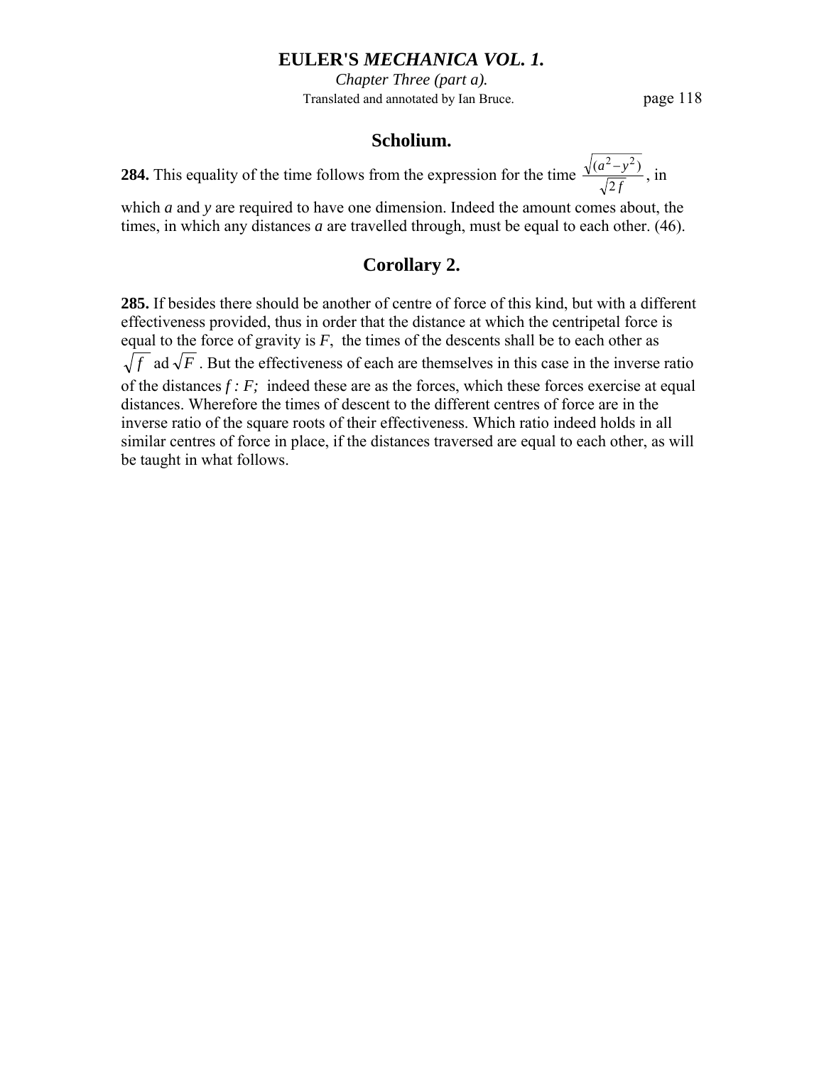## Scholium.

**284.** This equality of the time follows from the expression for the time $\frac{\sqrt{(a^2 - y^2)}}{\sqrt{2f}}$, in which $a$ and $y$ are required to have one dimension. Indeed the amount comes about, the times, in which any distances $a$ are travelled through, must be equal to each other. (46).

## Corollary 2.

**285.** If besides there should be another of centre of force of this kind, but with a different effectiveness provided, thus in order that the distance at which the centripetal force is equal to the force of gravity is $F$, the times of the descents shall be to each other as $\sqrt{f}$ ad $\sqrt{F}$. But the effectiveness of each are themselves in this case in the inverse ratio of the distances $f : F;$ indeed these are as the forces, which these forces exercise at equal distances. Wherefore the times of descent to the different centres of force are in the inverse ratio of the square roots of their effectiveness. Which ratio indeed holds in all similar centres of force in place, if the distances traversed are equal to each other, as will be taught in what follows.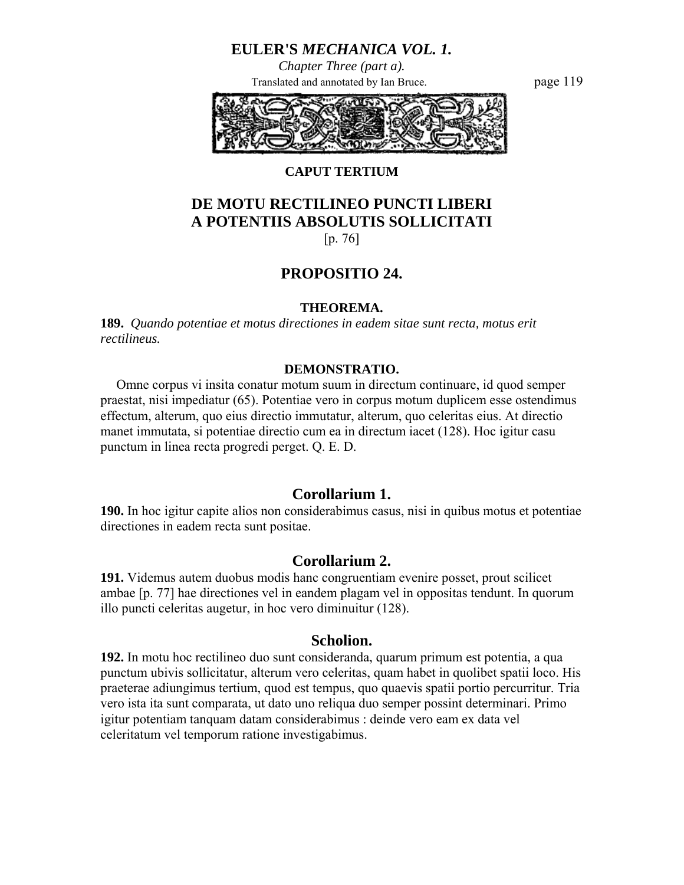## CAPUT TERTIUM

# DE MOTU RECTILINEO PUNCTI LIBERI A POTENTIIS ABSOLUTIS SOLLICITATI

[p. 76]

## PROPOSITIO 24.

### THEOREMA.

**189.** *Quando potentiae et motus directiones in eadem sitae sunt recta, motus erit rectilineus.*

### DEMONSTRATIO.

Omne corpus vi insita conatur motum suum in directum continuare, id quod semper praestat, nisi impediatur (65). Potentiae vero in corpus motum duplicem esse ostendimus effectum, alterum, quo eius directio immutatur, alterum, quo celeritas eius. At directio manet immutata, si potentiae directio cum ea in directum iacet (128). Hoc igitur casu punctum in linea recta progredi perget. Q. E. D.

## Corollarium 1.

**190.** In hoc igitur capite alios non considerabimus casus, nisi in quibus motus et potentiae directiones in eadem recta sunt positae.

## Corollarium 2.

**191.** Videmus autem duobus modis hanc congruentiam evenire posset, prout scilicet ambae [p. 77] hae directiones vel in eandem plagam vel in oppositas tendunt. In quorum illo puncti celeritas augetur, in hoc vero diminuitur (128).

## Scholion.

**192.** In motu hoc rectilineo duo sunt consideranda, quarum primum est potentia, a qua punctum ubivis sollicitatur, alterum vero celeritas, quam habet in quolibet spatii loco. His praeterae adiungimus tertium, quod est tempus, quo quaevis spatii portio percurritur. Tria vero ista ita sunt comparata, ut dato uno reliqua duo semper possint determinari. Primo igitur potentiam tanquam datam considerabimus : deinde vero eam ex data vel celeritatum vel temporum ratione investigabimus.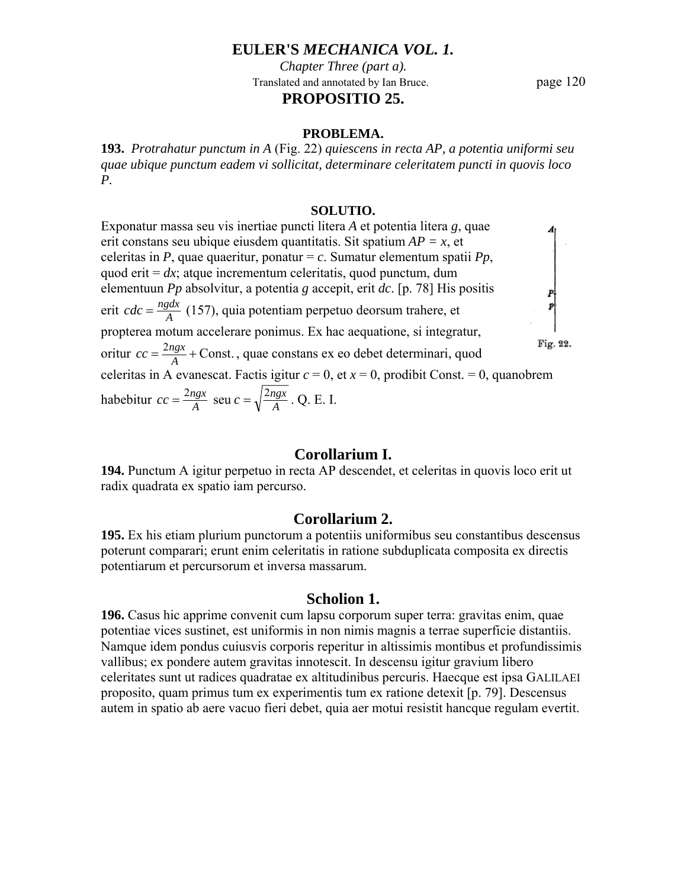# PROPOSITIO 25.

### PROBLEMA.

**193.** *Protrahatur punctum in A* (Fig. 22) *quiescens in recta AP, a potentia uniformi seu quae ubique punctum eadem vi sollicitat, determinare celeritatem puncti in quovis loco P.*

### SOLUTIO.

Exponatur massa seu vis inertiae puncti litera *A* et potentia litera *g*, quae erit constans seu ubique eiusdem quantitatis. Sit spatium $AP = x$, et celeritas in *P*, quae quaeritur, ponatur = *c*. Sumatur elementum spatii *Pp*, quod erit = *dx*; atque incrementum celeritatis, quod punctum, dum elementuun *Pp* absolvitur, a potentia *g* accepit, erit *dc*. [p. 78] His positis erit $cdc = \frac{ngdx}{A}$ (157), quia potentiam perpetuo deorsum trahere, et propterea motum accelerare ponimus. Ex hac aequatione, si integratur, oritur $cc = \frac{2ngx}{A} + \text{Const.}$, quae constans ex eo debet determinari, quod celeritas in A evanescat. Factis igitur $c = 0$, et $x = 0$, prodibit Const. = 0, quanobrem habebitur $cc = \frac{2ngx}{A}$ seu $c = \sqrt{\frac{2ngx}{A}}$. Q. E. I.

Fig. 22.

## Corollarium I.

**194.** Punctum A igitur perpetuo in recta AP descendet, et celeritas in quovis loco erit ut radix quadrata ex spatio iam percurso.

## Corollarium 2.

**195.** Ex his etiam plurium punctorum a potentiis uniformibus seu constantibus descensus poterunt comparari; erunt enim celeritatis in ratione subduplicata composita ex directis potentiarum et percursorum et inversa massarum.

## Scholion 1.

**196.** Casus hic apprime convenit cum lapsu corporum super terra: gravitas enim, quae potentiae vices sustinet, est uniformis in non nimis magnis a terrae superficie distantiis. Namque idem pondus cuiusvis corporis reperitur in altissimis montibus et profundissimis vallibus; ex pondere autem gravitas innotescit. In descensu igitur gravium libero celeritates sunt ut radices quadratae ex altitudinibus percuris. Haecque est ipsa GALILAEI proposito, quam primus tum ex experimentis tum ex ratione detexit [p. 79]. Descensus autem in spatio ab aere vacuo fieri debet, quia aer motui resistit hancque regulam evertit.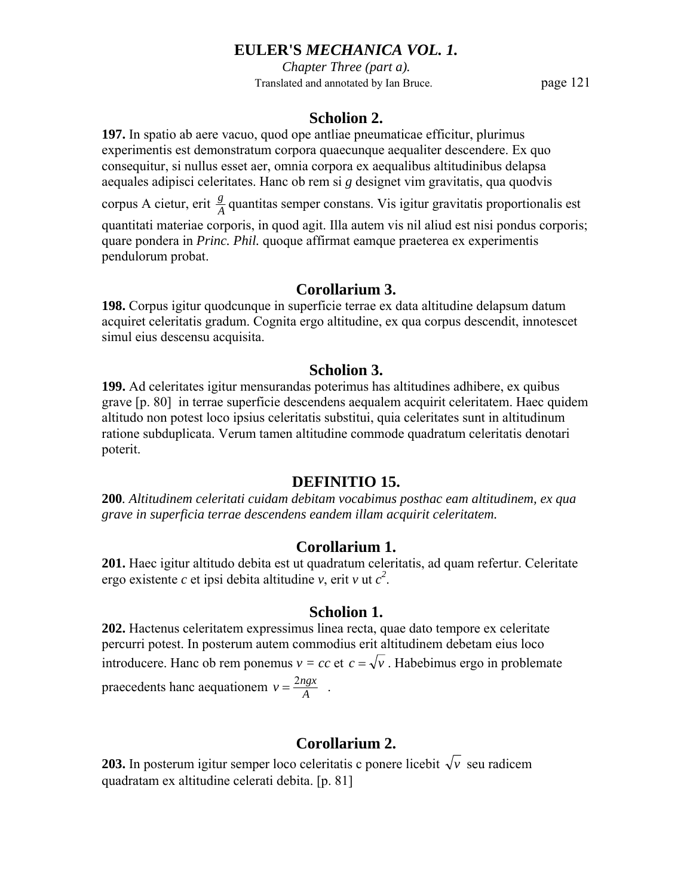### Scholion 2.

**197.** In spatio ab aere vacuo, quod ope antliae pneumaticae efficitur, plurimus experimentis est demonstratum corpora quaecunque aequaliter descendere. Ex quo consequitur, si nullus esset aer, omnia corpora ex aequalibus altitudinibus delapsa aequales adipisci celeritates. Hanc ob rem si $g$ designet vim gravitatis, qua quodvis corpus A cietur, erit $\frac{g}{A}$ quantitas semper constans. Vis igitur gravitatis proportionalis est quantitati materiae corporis, in quod agit. Illa autem vis nil aliud est nisi pondus corporis; quare pondera in *Princ. Phil.* quoque affirmat eamque praeterea ex experimentis pendulorum probat.

### Corollarium 3.

**198.** Corpus igitur quodcunque in superficie terrae ex data altitudine delapsum datum acquiret celeritatis gradum. Cognita ergo altitudine, ex qua corpus descendit, innotescet simul eius descensu acquisita.

### Scholion 3.

**199.** Ad celeritates igitur mensurandas poterimus has altitudines adhibere, ex quibus grave [p. 80] in terrae superficie descendens aequalem acquirit celeritatem. Haec quidem altitudo non potest loco ipsius celeritatis substitui, quia celeritates sunt in altitudinum ratione subduplicata. Verum tamen altitudine commode quadratum celeritatis denotari poterit.

### DEFINITIO 15.

**200**. *Altitudinem celeritati cuidam debitam vocabimus posthac eam altitudinem, ex qua grave in superficia terrae descendens eandem illam acquirit celeritatem.*

### Corollarium 1.

**201.** Haec igitur altitudo debita est ut quadratum celeritatis, ad quam refertur. Celeritate ergo existente $c$ et ipsi debita altitudine $v$, erit $v$ ut $c^2$.

### Scholion 1.

**202.** Hactenus celeritatem expressimus linea recta, quae dato tempore ex celeritate percurri potest. In posterum autem commodius erit altitudinem debetam eius loco introducere. Hanc ob rem ponemus $v = cc$ et $c = \sqrt{v}$ . Habebimus ergo in problemate praecedents hanc aequationem $v = \frac{2ngx}{A}$ .

### Corollarium 2.

**203.** In posterum igitur semper loco celeritatis c ponere licebit $\sqrt{v}$ seu radicem quadratam ex altitudine celerati debita. [p. 81]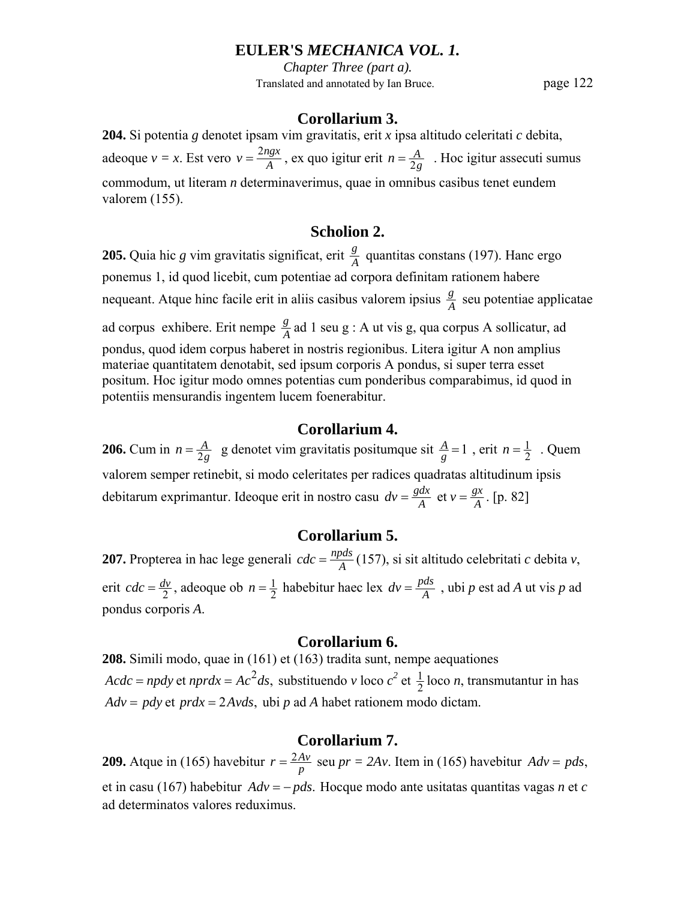## Corollarium 3.

**204.** Si potentia $g$ denotet ipsam vim gravitatis, erit $x$ ipsa altitudo celeritati $c$ debita, adeoque $v = x$. Est vero $v = \frac{2ngx}{A}$, ex quo igitur erit $n = \frac{A}{2g}$. Hoc igitur assecuti sumus commodum, ut literam $n$ determinaverimus, quae in omnibus casibus tenet eundem valorem (155).

## Scholion 2.

**205.** Quia hic $g$ vim gravitatis significat, erit $\frac{g}{A}$ quantitas constans (197). Hanc ergo ponemus 1, id quod licebit, cum potentiae ad corpora definitam rationem habere nequeant. Atque hinc facile erit in aliis casibus valorem ipsius $\frac{g}{A}$ seu potentiae applicatae ad corpus exhibere. Erit nempe $\frac{g}{A}$ ad 1 seu g : A ut vis g, qua corpus A sollicitatur, ad pondus, quod idem corpus haberet in nostris regionibus. Litera igitur A non amplius materiae quantitatem denotabit, sed ipsum corporis A pondus, si super terra esset positum. Hoc igitur modo omnes potentias cum ponderibus comparabimus, id quod in potentiis mensurandis ingentem lucem foenerabitur.

## Corollarium 4.

**206.** Cum in $n = \frac{A}{2g}$ g denotet vim gravitatis positumque sit $\frac{A}{g} = 1$, erit $n = \frac{1}{2}$. Quem valorem semper retinebit, si modo celeritates per radices quadratas altitudinum ipsis debitarum exprimantur. Ideoque erit in nostro casu $dv = \frac{gdx}{A}$ et $v = \frac{gx}{A}$. [p. 82]

## Corollarium 5.

**207.** Propterea in hac lege generali $cdc = \frac{npds}{A}$ (157), si sit altitudo celebritati $c$ debita $v$, erit $cdc = \frac{dv}{2}$, adeoque ob $n = \frac{1}{2}$ habebitur haec lex $dv = \frac{pds}{A}$, ubi $p$ est ad $A$ ut vis $p$ ad pondus corporis $A$.

## Corollarium 6.

**208.** Simili modo, quae in (161) et (163) tradita sunt, nempe aequationes $Acdc = npdy$ et $nprdx = Ac^2ds$, substituendo $v$ loco $c^2$ et $\frac{1}{2}$ loco $n$, transmutantur in has $Adv = pdy$ et $prdx = 2Avds$, ubi $p$ ad $A$ habet rationem modo dictam.

## Corollarium 7.

**209.** Atque in (165) havebitur $r = \frac{2Av}{p}$ seu $pr = 2Av$. Item in (165) havebitur $Adv = pds$, et in casu (167) habebitur $Adv = -pds$. Hocque modo ante usitatas quantitas vagas $n$ et $c$ ad determinatos valores reduximus.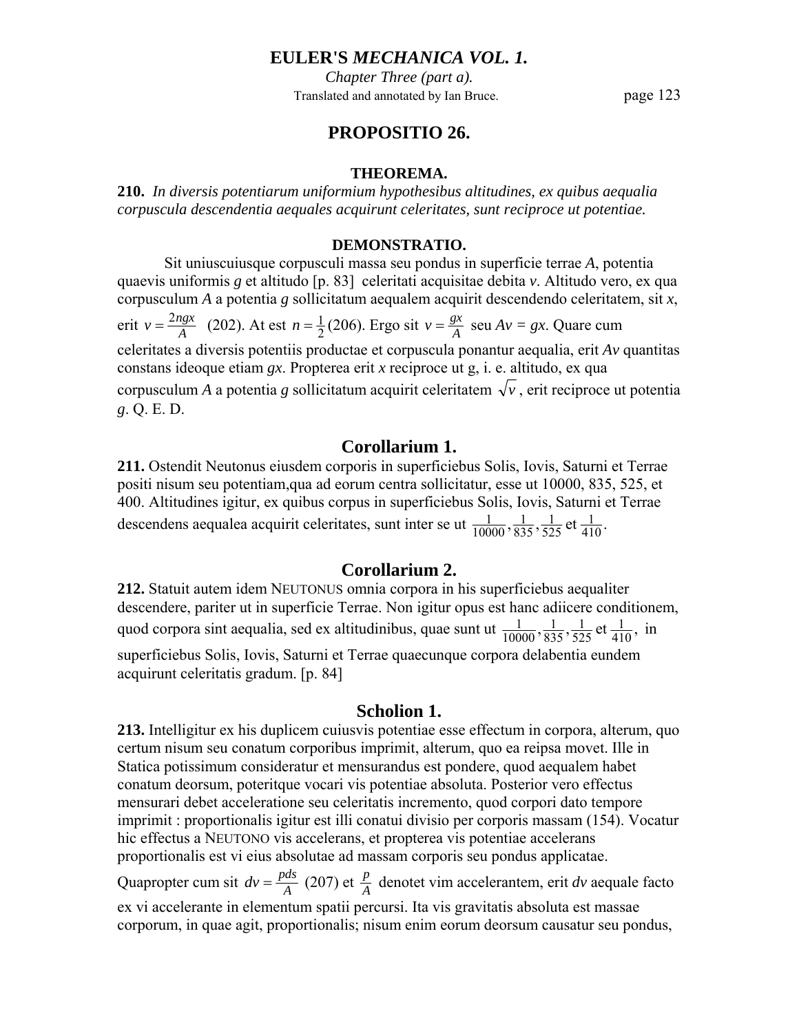## PROPOSITIO 26.

### THEOREMA.

**210.** *In diversis potentiarum uniformium hypothesibus altitudines, ex quibus aequalia corpuscula descendentia aequales acquirunt celeritates, sunt reciproce ut potentiae.*

### DEMONSTRATIO.

Sit uniuscuiusque corpusculi massa seu pondus in superficie terrae *A*, potentia quaevis uniformis *g* et altitudo [p. 83] celeritati acquisitae debita *v*. Altitudo vero, ex qua corpusculum *A* a potentia *g* sollicitatum aequalem acquirit descendendo celeritatem, sit *x*, erit $v = \frac{2ngx}{A}$ (202). At est $n = \frac{1}{2}$ (206). Ergo sit $v = \frac{gx}{A}$ seu $Av = gx$. Quare cum celeritates a diversis potentiis productae et corpuscula ponantur aequalia, erit $Av$ quantitas constans ideoque etiam $gx$. Propterea erit *x* reciproce ut g, i. e. altitudo, ex qua corpusculum *A* a potentia *g* sollicitatum acquirit celeritatem $\sqrt{v}$, erit reciproce ut potentia *g*. Q. E. D.

## Corollarium 1.

**211.** Ostendit Neutonus eiusdem corporis in superficiebus Solis, Iovis, Saturni et Terrae positi nisum seu potentiam,qua ad eorum centra sollicitatur, esse ut 10000, 835, 525, et 400. Altitudines igitur, ex quibus corpus in superficiebus Solis, Iovis, Saturni et Terrae descendens aequalea acquirit celeritates, sunt inter se ut $\frac{1}{10000}, \frac{1}{835}, \frac{1}{525}$ et $\frac{1}{410}$.

## Corollarium 2.

**212.** Statuit autem idem NEUTONUS omnia corpora in his superficiebus aequaliter descendere, pariter ut in superficie Terrae. Non igitur opus est hanc adiicere conditionem, quod corpora sint aequalia, sed ex altitudinibus, quae sunt ut $\frac{1}{10000}, \frac{1}{835}, \frac{1}{525}$ et $\frac{1}{410}$, in superficiebus Solis, Iovis, Saturni et Terrae quaecunque corpora delabentia eundem acquirunt celeritatis gradum. [p. 84]

## Scholion 1.

**213.** Intelligitur ex his duplicem cuiusvis potentiae esse effectum in corpora, alterum, quo certum nisum seu conatum corporibus imprimit, alterum, quo ea reipsa movet. Ille in Statica potissimum consideratur et mensurandus est pondere, quod aequalem habet conatum deorsum, poteritque vocari vis potentiae absoluta. Posterior vero effectus mensurari debet acceleratione seu celeritatis incremento, quod corpori dato tempore imprimit : proportionalis igitur est illi conatui divisio per corporis massam (154). Vocatur hic effectus a NEUTONO vis accelerans, et propterea vis potentiae accelerans proportionalis est vi eius absolutae ad massam corporis seu pondus applicatae. Quapropter cum sit $dv = \frac{pds}{A}$ (207) et $\frac{p}{A}$ denotet vim accelerantem, erit *dv* aequale facto ex vi accelerante in elementum spatii percursi. Ita vis gravitatis absoluta est massae corporum, in quae agit, proportionalis; nisum enim eorum deorsum causatur seu pondus,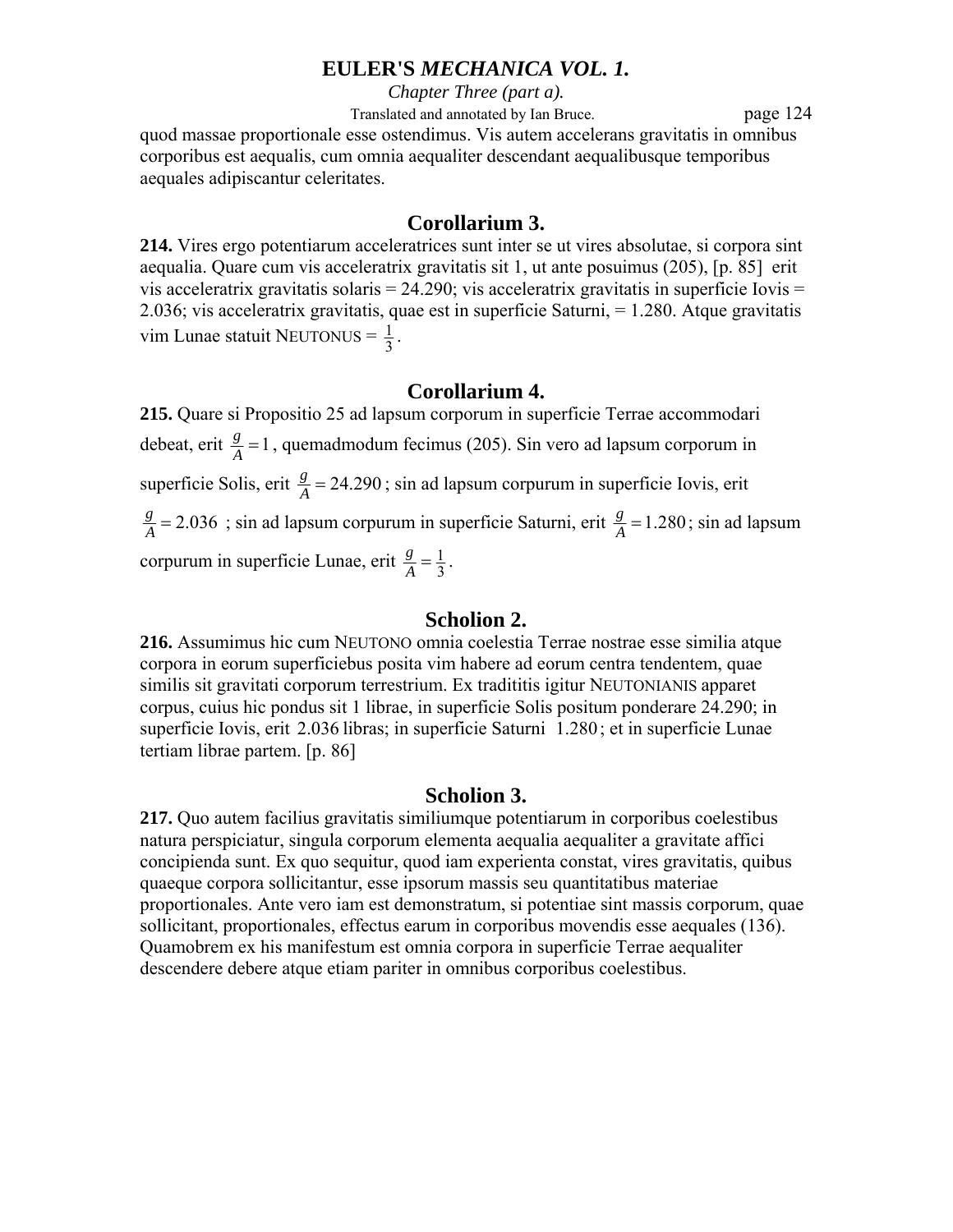quod massae proportionale esse ostendimus. Vis autem accelerans gravitatis in omnibus corporibus est aequalis, cum omnia aequaliter descendant aequalibusque temporibus aequales adipiscantur celeritates.

## Corollarium 3.

**214.** Vires ergo potentiarum acceleratrices sunt inter se ut vires absolutae, si corpora sint aequalia. Quare cum vis acceleratrix gravitatis sit 1, ut ante posuimus (205), [p. 85] erit vis acceleratrix gravitatis solaris = 24.290; vis acceleratrix gravitatis in superficie Iovis = 2.036; vis acceleratrix gravitatis, quae est in superficie Saturni, = 1.280. Atque gravitatis vim Lunae statuit NEUTONUS = $\frac{1}{3}$.

## Corollarium 4.

**215.** Quare si Propositio 25 ad lapsum corporum in superficie Terrae accommodari debeat, erit $\frac{g}{A}=1$, quemadmodum fecimus (205). Sin vero ad lapsum corporum in superficie Solis, erit $\frac{g}{A}=24.290$; sin ad lapsum corpurum in superficie Iovis, erit $\frac{g}{A}=2.036$; sin ad lapsum corpurum in superficie Saturni, erit $\frac{g}{A}=1.280$; sin ad lapsum corpurum in superficie Lunae, erit $\frac{g}{A}=\frac{1}{3}$.

## Scholion 2.

**216.** Assumimus hic cum NEUTONO omnia coelestia Terrae nostrae esse similia atque corpora in eorum superficiebus posita vim habere ad eorum centra tendentem, quae similis sit gravitati corporum terrestrium. Ex tradititis igitur NEUTONIANIS apparet corpus, cuius hic pondus sit 1 librae, in superficie Solis positum ponderare 24.290; in superficie Iovis, erit 2.036 libras; in superficie Saturni 1.280; et in superficie Lunae tertiam librae partem. [p. 86]

## Scholion 3.

**217.** Quo autem facilius gravitatis similiumque potentiarum in corporibus coelestibus natura perspiciatur, singula corporum elementa aequalia aequaliter a gravitate affici concipienda sunt. Ex quo sequitur, quod iam experienta constat, vires gravitatis, quibus quaeque corpora sollicitantur, esse ipsorum massis seu quantitatibus materiae proportionales. Ante vero iam est demonstratum, si potentiae sint massis corporum, quae sollicitant, proportionales, effectus earum in corporibus movendis esse aequales (136). Quamobrem ex his manifestum est omnia corpora in superficie Terrae aequaliter descendere debere atque etiam pariter in omnibus corporibus coelestibus.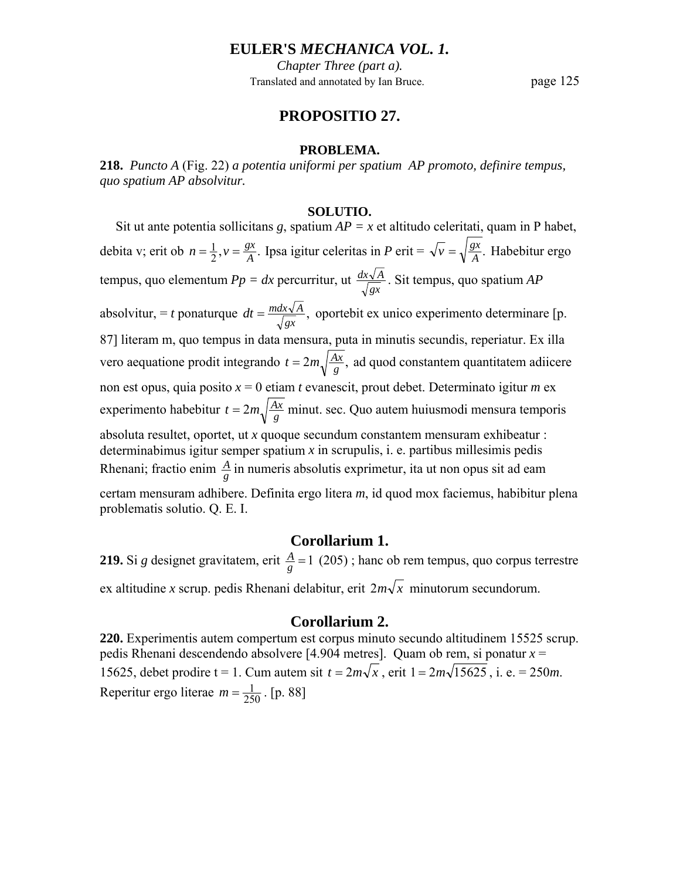## PROPOSITIO 27.

### PROBLEMA.

**218.** *Puncto A* (Fig. 22) *a potentia uniformi per spatium AP promoto, definire tempus, quo spatium AP absolvitur.*

### SOLUTIO.

Sit ut ante potentia sollicitans *g*, spatium $AP = x$ et altitudo celeritati, quam in P habet, debita v; erit ob $n = \frac{1}{2}, v = \frac{gx}{A}$. Ipsa igitur celeritas in *P* erit = $\sqrt{v} = \sqrt{\frac{gx}{A}}$. Habebitur ergo tempus, quo elementum $Pp = dx$ percurritur, ut $\frac{dx\sqrt{A}}{\sqrt{gx}}$. Sit tempus, quo spatium *AP* absolvitur, = *t* ponaturque $dt = \frac{mdx\sqrt{A}}{\sqrt{gx}}$, oportebit ex unico experimento determinare [p. 87] literam m, quo tempus in data mensura, puta in minutis secundis, reperiatur. Ex illa vero aequatione prodit integrando $t = 2m\sqrt{\frac{Ax}{g}}$, ad quod constantem quantitatem adiicere non est opus, quia posito $x = 0$ etiam *t* evanescit, prout debet. Determinato igitur *m* ex experimento habebitur $t = 2m\sqrt{\frac{Ax}{g}}$ minut. sec. Quo autem huiusmodi mensura temporis absoluta resultet, oportet, ut *x* quoque secundum constantem mensuram exhibeatur : determinabimus igitur semper spatium *x* in scrupulis, i. e. partibus millesimis pedis Rhenani; fractio enim $\frac{A}{g}$ in numeris absolutis exprimetur, ita ut non opus sit ad eam certam mensuram adhibere. Definita ergo litera *m*, id quod mox faciemus, habibitur plena problematis solutio. Q. E. I.

## Corollarium 1.

**219.** Si *g* designet gravitatem, erit $\frac{A}{g} = 1$ (205) ; hanc ob rem tempus, quo corpus terrestre ex altitudine *x* scrup. pedis Rhenani delabitur, erit $2m\sqrt{x}$ minutorum secundorum.

## Corollarium 2.

**220.** Experimentis autem compertum est corpus minuto secundo altitudinem 15525 scrup. pedis Rhenani descendendo absolvere [4.904 metres]. Quam ob rem, si ponatur $x = 15625$, debet prodire $t = 1$. Cum autem sit $t = 2m\sqrt{x}$, erit $1 = 2m\sqrt{15625}$, i. e. $= 250m$. Reperitur ergo literae $m = \frac{1}{250}$. [p. 88]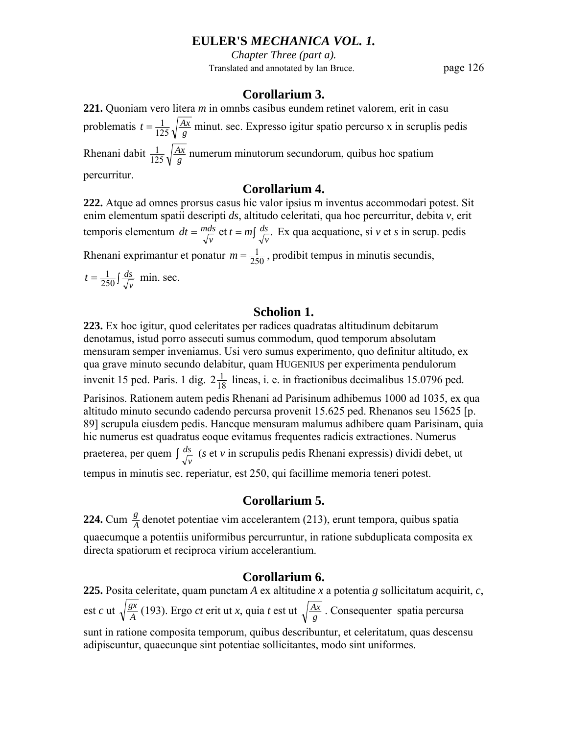## Corollarium 3.

**221.** Quoniam vero litera *m* in omnbs casibus eundem retinet valorem, erit in casu problematis $t = \frac{1}{125}\sqrt{\frac{Ax}{g}}$ minut. sec. Expresso igitur spatio percurso x in scruplis pedis Rhenani dabit $\frac{1}{125}\sqrt{\frac{Ax}{g}}$ numerum minutorum secundorum, quibus hoc spatium percurritur.

## Corollarium 4.

**222.** Atque ad omnes prorsus casus hic valor ipsius m inventus accommodari potest. Sit enim elementum spatii descripti $ds$, altitudo celeritati, qua hoc percurritur, debita $v$, erit temporis elementum $dt = \frac{mds}{\sqrt{v}}$ et $t = m\int\frac{ds}{\sqrt{v}}$. Ex qua aequatione, si $v$ et $s$ in scrup. pedis Rhenani exprimantur et ponatur $m = \frac{1}{250}$, prodibit tempus in minutis secundis, $t = \frac{1}{250}\int\frac{ds}{\sqrt{v}}$ min. sec.

## Scholion 1.

**223.** Ex hoc igitur, quod celeritates per radices quadratas altitudinum debitarum denotamus, istud porro assecuti sumus commodum, quod temporum absolutam mensuram semper inveniamus. Usi vero sumus experimento, quo definitur altitudo, ex qua grave minuto secundo delabitur, quam HUGENIUS per experimenta pendulorum invenit 15 ped. Paris. 1 dig. $2\frac{1}{18}$ lineas, i. e. in fractionibus decimalibus 15.0796 ped. Parisinos. Rationem autem pedis Rhenani ad Parisinum adhibemus 1000 ad 1035, ex qua altitudo minuto secundo cadendo percursa provenit 15.625 ped. Rhenanos seu 15625 [p. 89] scrupula eiusdem pedis. Hancque mensuram malumus adhibere quam Parisinam, quia hic numerus est quadratus eoque evitamus frequentes radicis extractiones. Numerus praeterea, per quem $\int\frac{ds}{\sqrt{v}}$ ($s$ et $v$ in scrupulis pedis Rhenani expressis) dividi debet, ut tempus in minutis sec. reperiatur, est 250, qui facillime memoria teneri potest.

## Corollarium 5.

**224.** Cum $\frac{g}{A}$ denotet potentiae vim accelerantem (213), erunt tempora, quibus spatia quaecumque a potentiis uniformibus percurruntur, in ratione subduplicata composita ex directa spatiorum et reciproca virium accelerantium.

## Corollarium 6.

**225.** Posita celeritate, quam punctam *A* ex altitudine *x* a potentia *g* sollicitatum acquirit, *c*, est *c* ut $\sqrt{\frac{gx}{A}}$ (193). Ergo *ct* erit ut *x*, quia *t* est ut $\sqrt{\frac{Ax}{g}}$. Consequenter spatia percursa sunt in ratione composita temporum, quibus describuntur, et celeritatum, quas descensu adipiscuntur, quaecunque sint potentiae sollicitantes, modo sint uniformes.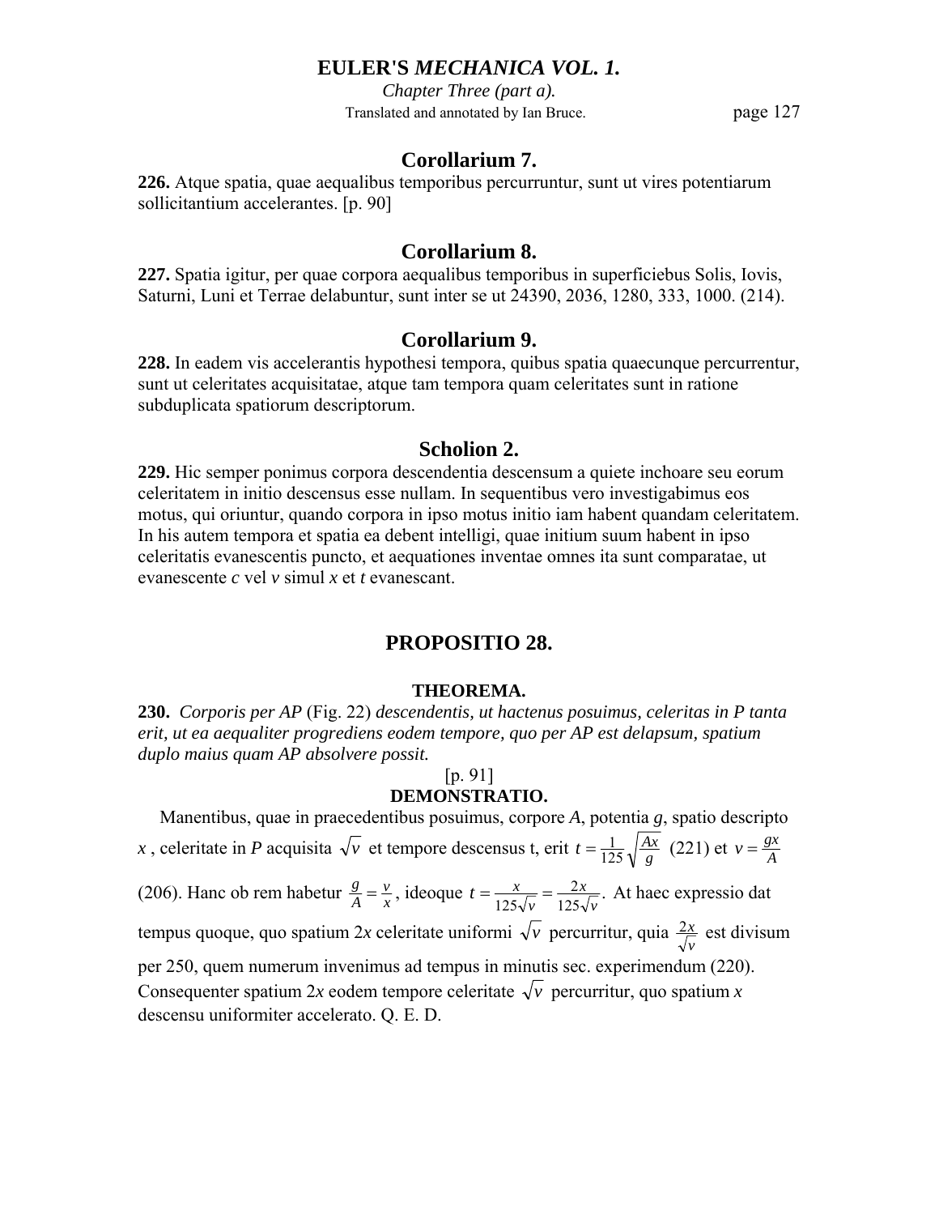### Corollarium 7.

**226.** Atque spatia, quae aequalibus temporibus percurruntur, sunt ut vires potentiarum sollicitantium accelerantes. [p. 90]

### Corollarium 8.

**227.** Spatia igitur, per quae corpora aequalibus temporibus in superficiebus Solis, Iovis, Saturni, Luni et Terrae delabuntur, sunt inter se ut 24390, 2036, 1280, 333, 1000. (214).

### Corollarium 9.

**228.** In eadem vis accelerantis hypothesi tempora, quibus spatia quaecunque percurrentur, sunt ut celeritates acquisitatae, atque tam tempora quam celeritates sunt in ratione subduplicata spatiorum descriptorum.

### Scholion 2.

**229.** Hic semper ponimus corpora descendentia descensum a quiete inchoare seu eorum celeritatem in initio descensus esse nullam. In sequentibus vero investigabimus eos motus, qui oriuntur, quando corpora in ipso motus initio iam habent quandam celeritatem. In his autem tempora et spatia ea debent intelligi, quae initium suum habent in ipso celeritatis evanescentis puncto, et aequationes inventae omnes ita sunt comparatae, ut evanescente $c$ vel $v$ simul $x$ et $t$ evanescant.

## PROPOSITIO 28.

#### THEOREMA.

**230.** *Corporis per AP* (Fig. 22) *descendentis, ut hactenus posuimus, celeritas in P tanta erit, ut ea aequaliter progrediens eodem tempore, quo per AP est delapsum, spatium duplo maius quam AP absolvere possit.*

[p. 91]

#### DEMONSTRATIO.

Manentibus, quae in praecedentibus posuimus, corpore $A$, potentia $g$, spatio descripto $x$, celeritate in $P$ acquisita $\sqrt{v}$ et tempore descensus t, erit $t = \frac{1}{125}\sqrt{\frac{Ax}{g}}$ (221) et $v = \frac{gx}{A}$ (206). Hanc ob rem habetur $\frac{g}{A} = \frac{v}{x}$, ideoque $t = \frac{x}{125\sqrt{v}} = \frac{2x}{125\sqrt{v}}$. At haec expressio dat tempus quoque, quo spatium $2x$ celeritate uniformi $\sqrt{v}$ percurritur, quia $\frac{2x}{\sqrt{v}}$ est divisum per 250, quem numerum invenimus ad tempus in minutis sec. experimendum (220). Consequenter spatium $2x$ eodem tempore celeritate $\sqrt{v}$ percurritur, quo spatium $x$ descensu uniformiter accelerato. Q. E. D.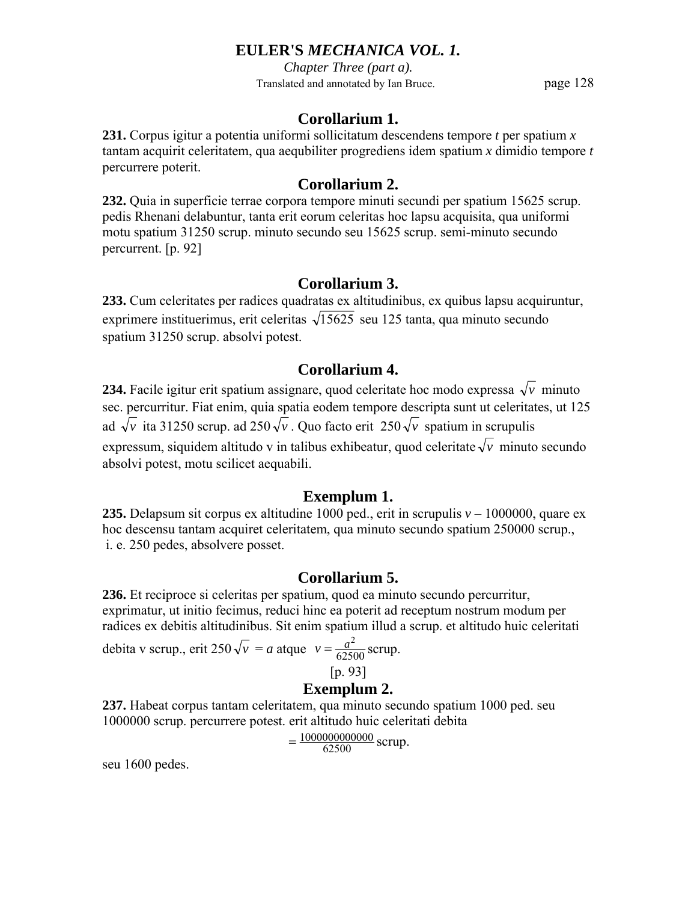## Corollarium 1.

**231.** Corpus igitur a potentia uniformi sollicitatum descendens tempore $t$ per spatium $x$ tantam acquirit celeritatem, qua aequbiliter progrediens idem spatium $x$ dimidio tempore $t$ percurrere poterit.

## Corollarium 2.

**232.** Quia in superficie terrae corpora tempore minuti secundi per spatium 15625 scrup. pedis Rhenani delabuntur, tanta erit eorum celeritas hoc lapsu acquisita, qua uniformi motu spatium 31250 scrup. minuto secundo seu 15625 scrup. semi-minuto secundo percurrent. [p. 92]

## Corollarium 3.

**233.** Cum celeritates per radices quadratas ex altitudinibus, ex quibus lapsu acquiruntur, exprimere instituerimus, erit celeritas $\sqrt{15625}$ seu 125 tanta, qua minuto secundo spatium 31250 scrup. absolvi potest.

## Corollarium 4.

**234.** Facile igitur erit spatium assignare, quod celeritate hoc modo expressa $\sqrt{v}$ minuto sec. percurritur. Fiat enim, quia spatia eodem tempore descripta sunt ut celeritates, ut 125 ad $\sqrt{v}$ ita 31250 scrup. ad $250\sqrt{v}$. Quo facto erit $250\sqrt{v}$ spatium in scrupulis expressum, siquidem altitudo v in talibus exhibeatur, quod celeritate $\sqrt{v}$ minuto secundo absolvi potest, motu scilicet aequabili.

## Exemplum 1.

**235.** Delapsum sit corpus ex altitudine 1000 ped., erit in scrupulis $v$ – 1000000, quare ex hoc descensu tantam acquiret celeritatem, qua minuto secundo spatium 250000 scrup., i. e. 250 pedes, absolvere posset.

## Corollarium 5.

**236.** Et reciproce si celeritas per spatium, quod ea minuto secundo percurritur, exprimatur, ut initio fecimus, reduci hinc ea poterit ad receptum nostrum modum per radices ex debitis altitudinibus. Sit enim spatium illud a scrup. et altitudo huic celeritati debita v scrup., erit $250\sqrt{v} = a$ atque $v = \frac{a^2}{62500}$ scrup.

[p. 93]

## Exemplum 2.

**237.** Habeat corpus tantam celeritatem, qua minuto secundo spatium 1000 ped. seu 1000000 scrup. percurrere potest. erit altitudo huic celeritati debita

$$= \frac{1000000000000}{62500} \text{ scrup.}$$

seu 1600 pedes.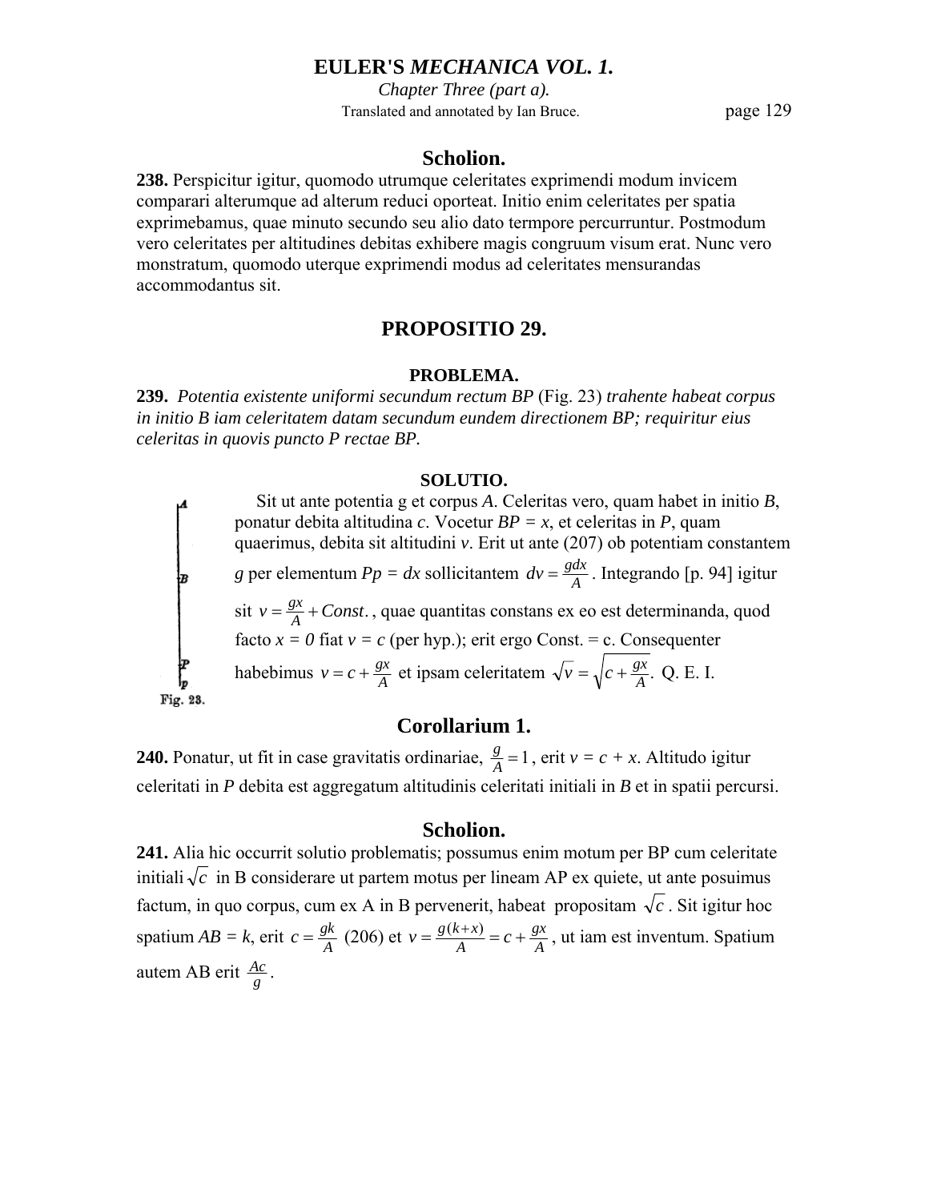## Scholion.

**238.** Perspicitur igitur, quomodo utrumque celeritates exprimendi modum invicem comparari alterumque ad alterum reduci oporteat. Initio enim celeritates per spatia exprimebamus, quae minuto secundo seu alio dato termpore percurruntur. Postmodum vero celeritates per altitudines debitas exhibere magis congruum visum erat. Nunc vero monstratum, quomodo uterque exprimendi modus ad celeritates mensurandas accommodantus sit.

## PROPOSITIO 29.

### PROBLEMA.

**239.** *Potentia existente uniformi secundum rectum BP* (Fig. 23) *trahente habeat corpus in initio B iam celeritatem datam secundum eundem directionem BP; requiritur eius celeritas in quovis puncto P rectae BP.*

### SOLUTIO.

Sit ut ante potentia g et corpus *A*. Celeritas vero, quam habet in initio *B*, ponatur debita altitudina *c*. Vocetur $BP = x$, et celeritas in *P*, quam quaerimus, debita sit altitudini *v*. Erit ut ante (207) ob potentiam constantem *g* per elementum $Pp = dx$ sollicitantem $dv = \frac{gdx}{A}$. Integrando [p. 94] igitur sit $v = \frac{gx}{A} + Const.$, quae quantitas constans ex eo est determinanda, quod facto $x = 0$ fiat $v = c$ (per hyp.); erit ergo Const. = c. Consequenter habebimus $v = c + \frac{gx}{A}$ et ipsam celeritatem $\sqrt{v} = \sqrt{c + \frac{gx}{A}}$. Q. E. I.

Fig. 23.

## Corollarium 1.

**240.** Ponatur, ut fit in case gravitatis ordinariae, $\frac{g}{A} = 1$, erit $v = c + x$. Altitudo igitur celeritati in *P* debita est aggregatum altitudinis celeritati initiali in *B* et in spatii percursi.

## Scholion.

**241.** Alia hic occurrit solutio problematis; possumus enim motum per BP cum celeritate initiali $\sqrt{c}$ in B considerare ut partem motus per lineam AP ex quiete, ut ante posuimus factum, in quo corpus, cum ex A in B pervenerit, habeat propositam $\sqrt{c}$. Sit igitur hoc spatium $AB = k$, erit $c = \frac{gk}{A}$ (206) et $v = \frac{g(k+x)}{A} = c + \frac{gx}{A}$, ut iam est inventum. Spatium autem AB erit $\frac{Ac}{g}$.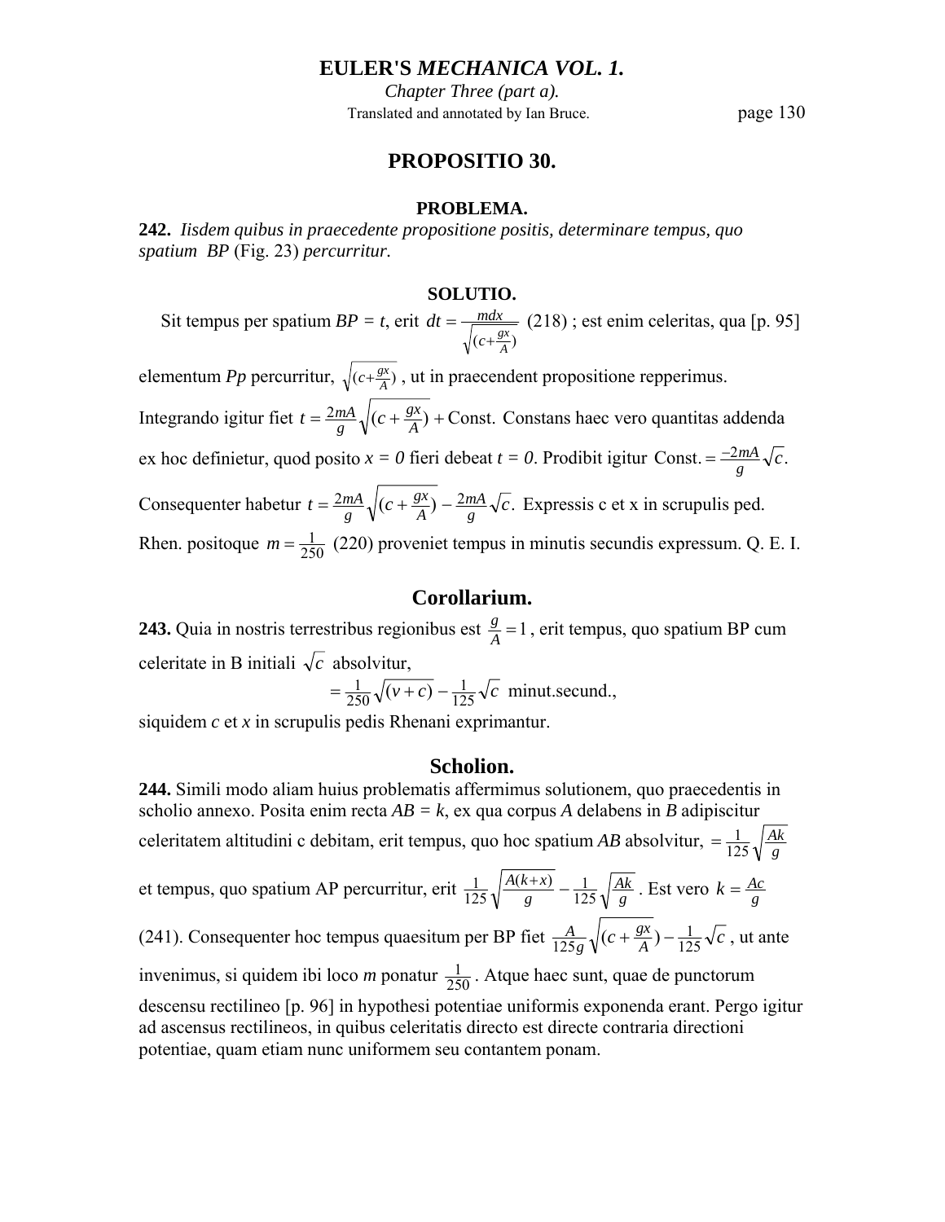## PROPOSITIO 30.

### PROBLEMA.

**242.** *Iisdem quibus in praecedente propositione positis, determinare tempus, quo spatium BP* (Fig. 23) *percurritur.*

### SOLUTIO.

Sit tempus per spatium *BP* = *t*, erit $dt = \frac{mdx}{\sqrt{(c+\frac{gx}{A})}}$ (218) ; est enim celeritas, qua [p. 95] elementum *Pp* percurritur, $\sqrt{(c+\frac{gx}{A})}$ , ut in praecendent propositione repperimus. Integrando igitur fiet $t = \frac{2mA}{g}\sqrt{(c+\frac{gx}{A})} + \text{Const.}$ Constans haec vero quantitas addenda ex hoc definietur, quod posito *x = 0* fieri debeat *t = 0*. Prodibit igitur $\text{Const.} = \frac{-2mA}{g}\sqrt{c}$. Consequenter habetur $t = \frac{2mA}{g}\sqrt{(c+\frac{gx}{A})} - \frac{2mA}{g}\sqrt{c}.$ Expressis c et x in scrupulis ped. Rhen. positoque $m = \frac{1}{250}$ (220) proveniet tempus in minutis secundis expressum. Q. E. I.

## Corollarium.

**243.** Quia in nostris terrestribus regionibus est $\frac{g}{A} = 1$ , erit tempus, quo spatium BP cum celeritate in B initiali $\sqrt{c}$ absolvitur,

$$= \frac{1}{250}\sqrt{(v+c)} - \frac{1}{125}\sqrt{c} \text{ minut.secund.,}$$

siquidem *c* et *x* in scrupulis pedis Rhenani exprimantur.

## Scholion.

**244.** Simili modo aliam huius problematis affermimus solutionem, quo praecedentis in scholio annexo. Posita enim recta *AB* = *k*, ex qua corpus *A* delabens in *B* adipiscitur celeritatem altitudini c debitam, erit tempus, quo hoc spatium *AB* absolvitur, $= \frac{1}{125}\sqrt{\frac{Ak}{g}}$ et tempus, quo spatium AP percurritur, erit $\frac{1}{125}\sqrt{\frac{A(k+x)}{g}} - \frac{1}{125}\sqrt{\frac{Ak}{g}}$ . Est vero $k = \frac{Ac}{g}$ (241). Consequenter hoc tempus quaesitum per BP fiet $\frac{A}{125g}\sqrt{(c+\frac{gx}{A})} - \frac{1}{125}\sqrt{c}$ , ut ante invenimus, si quidem ibi loco *m* ponatur $\frac{1}{250}$ . Atque haec sunt, quae de punctorum descensu rectilineo [p. 96] in hypothesi potentiae uniformis exponenda erant. Pergo igitur ad ascensus rectilineos, in quibus celeritatis directo est directe contraria directioni potentiae, quam etiam nunc uniformem seu contantem ponam.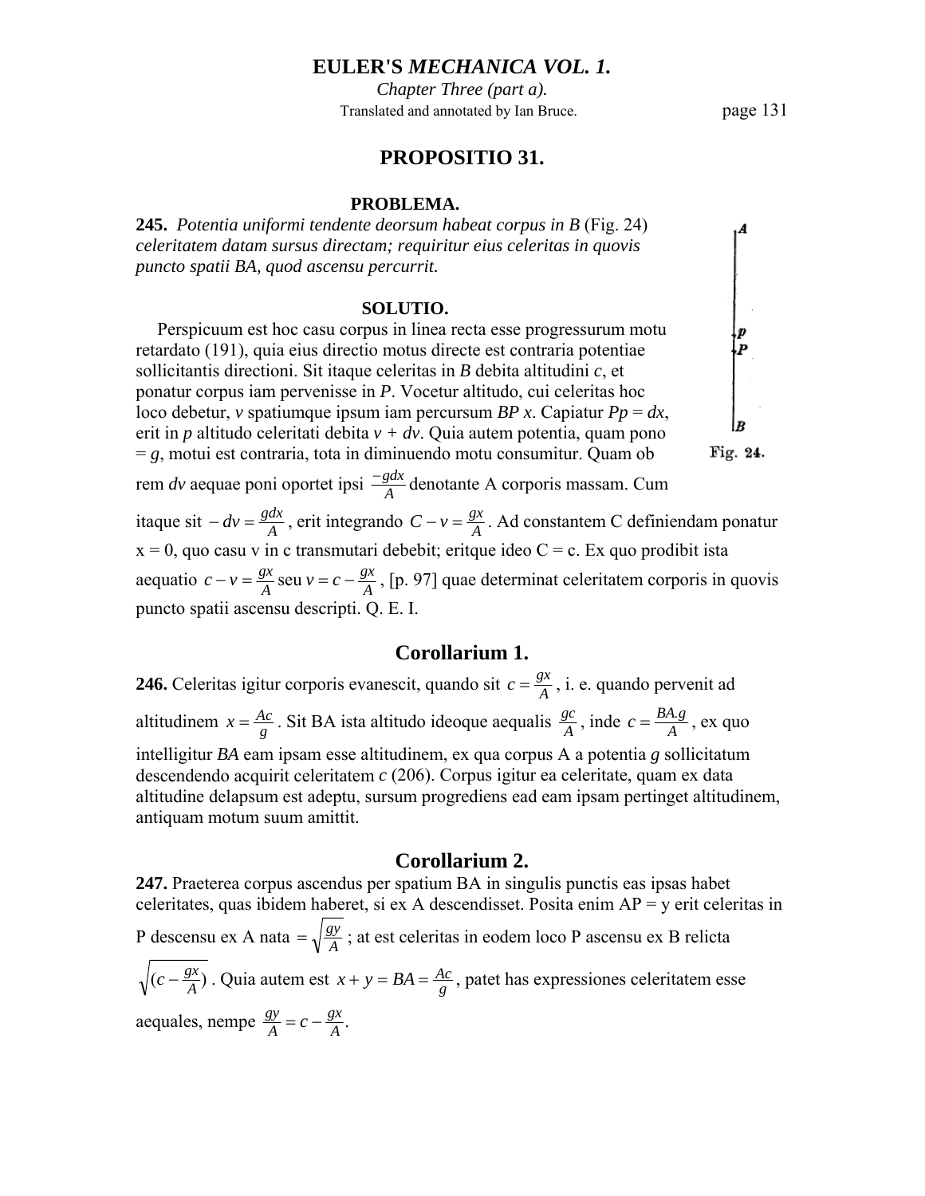## PROPOSITIO 31.

### PROBLEMA.

**245.** *Potentia uniformi tendente deorsum habeat corpus in B* (Fig. 24) *celeritatem datam sursus directam; requiritur eius celeritas in quovis puncto spatii BA, quod ascensu percurrit.*

### SOLUTIO.

Perspicuum est hoc casu corpus in linea recta esse progressurum motu retardato (191), quia eius directio motus directe est contraria potentiae sollicitantis directioni. Sit itaque celeritas in *B* debita altitudini *c*, et ponatur corpus iam pervenisse in *P*. Vocetur altitudo, cui celeritas hoc loco debetur, *v* spatiumque ipsum iam percursum *BP x*. Capiatur *Pp* = *dx*, erit in *p* altitudo celeritati debita *v* + *dv*. Quia autem potentia, quam pono = *g*, motui est contraria, tota in diminuendo motu consumitur. Quam ob rem *dv* aequae poni oportet ipsi $\frac{-gdx}{A}$ denotante A corporis massam. Cum itaque sit $-dv = \frac{gdx}{A}$, erit integrando $C - v = \frac{gx}{A}$. Ad constantem C definiendam ponatur x = 0, quo casu v in c transmutari debebit; eritque ideo C = c. Ex quo prodibit ista aequatio $c - v = \frac{gx}{A}$ seu $v = c - \frac{gx}{A}$, [p. 97] quae determinat celeritatem corporis in quovis puncto spatii ascensu descripti. Q. E. I.

Fig. 24.

## Corollarium 1.

**246.** Celeritas igitur corporis evanescit, quando sit $c = \frac{gx}{A}$, i. e. quando pervenit ad altitudinem $x = \frac{Ac}{g}$. Sit BA ista altitudo ideoque aequalis $\frac{gc}{A}$, inde $c = \frac{BA.g}{A}$, ex quo intelligitur *BA* eam ipsam esse altitudinem, ex qua corpus A a potentia *g* sollicitatum descendendo acquirit celeritatem *c* (206). Corpus igitur ea celeritate, quam ex data altitudine delapsum est adeptu, sursum progrediens ead eam ipsam pertinget altitudinem, antiquam motum suum amittit.

## Corollarium 2.

**247.** Praeterea corpus ascendus per spatium BA in singulis punctis eas ipsas habet celeritates, quas ibidem haberet, si ex A descendisset. Posita enim AP = y erit celeritas in P descensu ex A nata $= \sqrt{\frac{gy}{A}}$; at est celeritas in eodem loco P ascensu ex B relicta $\sqrt{(c - \frac{gx}{A})}$. Quia autem est $x + y = BA = \frac{Ac}{g}$, patet has expressiones celeritatem esse aequales, nempe $\frac{gy}{A} = c - \frac{gx}{A}$.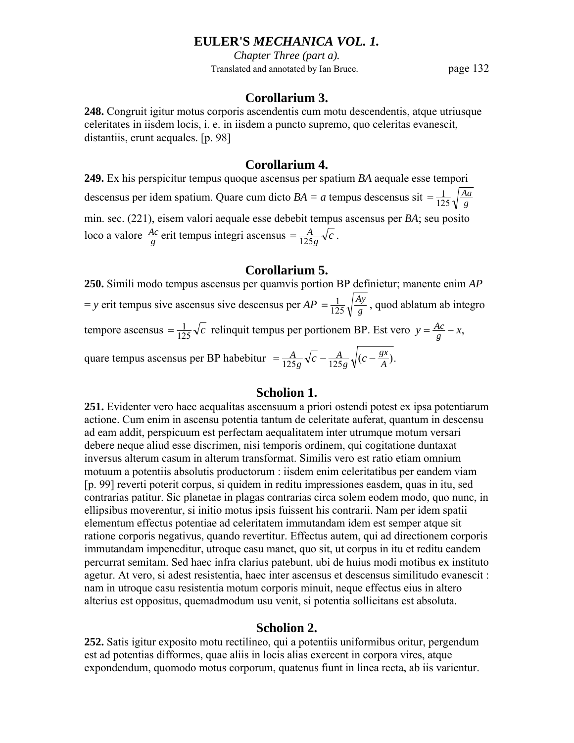## Corollarium 3.

**248.** Congruit igitur motus corporis ascendentis cum motu descendentis, atque utriusque celeritates in iisdem locis, i. e. in iisdem a puncto supremo, quo celeritas evanescit, distantiis, erunt aequales. [p. 98]

## Corollarium 4.

**249.** Ex his perspicitur tempus quoque ascensus per spatium *BA* aequale esse tempori descensus per idem spatium. Quare cum dicto *BA* = *a* tempus descensus sit $= \frac{1}{125}\sqrt{\frac{Aa}{g}}$ min. sec. (221), eisem valori aequale esse debebit tempus ascensus per *BA*; seu posito loco a valore $\frac{Ac}{g}$ erit tempus integri ascensus $= \frac{A}{125g}\sqrt{c}$.

## Corollarium 5.

**250.** Simili modo tempus ascensus per quamvis portion BP definietur; manente enim *AP* = *y* erit tempus sive ascensus sive descensus per *AP* $= \frac{1}{125}\sqrt{\frac{Ay}{g}}$, quod ablatum ab integro tempore ascensus $= \frac{1}{125}\sqrt{c}$ relinquit tempus per portionem BP. Est vero $y = \frac{Ac}{g} - x$, quare tempus ascensus per BP habebitur $= \frac{A}{125g}\sqrt{c} - \frac{A}{125g}\sqrt{(c - \frac{gx}{A})}$.

## Scholion 1.

**251.** Evidenter vero haec aequalitas ascensuum a priori ostendi potest ex ipsa potentiarum actione. Cum enim in ascensu potentia tantum de celeritate auferat, quantum in descensu ad eam addit, perspicuum est perfectam aequalitatem inter utrumque motum versari debere neque aliud esse discrimen, nisi temporis ordinem, qui cogitatione duntaxat inversus alterum casum in alterum transformat. Similis vero est ratio etiam omnium motuum a potentiis absolutis productorum : iisdem enim celeritatibus per eandem viam [p. 99] reverti poterit corpus, si quidem in reditu impressiones easdem, quas in itu, sed contrarias patitur. Sic planetae in plagas contrarias circa solem eodem modo, quo nunc, in ellipsibus moverentur, si initio motus ipsis fuissent his contrarii. Nam per idem spatii elementum effectus potentiae ad celeritatem immutandam idem est semper atque sit ratione corporis negativus, quando revertitur. Effectus autem, qui ad directionem corporis immutandam impeneditur, utroque casu manet, quo sit, ut corpus in itu et reditu eandem percurrat semitam. Sed haec infra clarius patebunt, ubi de huius modi motibus ex instituto agetur. At vero, si adest resistentia, haec inter ascensus et descensus similitudo evanescit : nam in utroque casu resistentia motum corporis minuit, neque effectus eius in altero alterius est oppositus, quemadmodum usu venit, si potentia sollicitans est absoluta.

## Scholion 2.

**252.** Satis igitur exposito motu rectilineo, qui a potentiis uniformibus oritur, pergendum est ad potentias difformes, quae aliis in locis alias exercent in corpora vires, atque expondendum, quomodo motus corporum, quatenus fiunt in linea recta, ab iis varientur.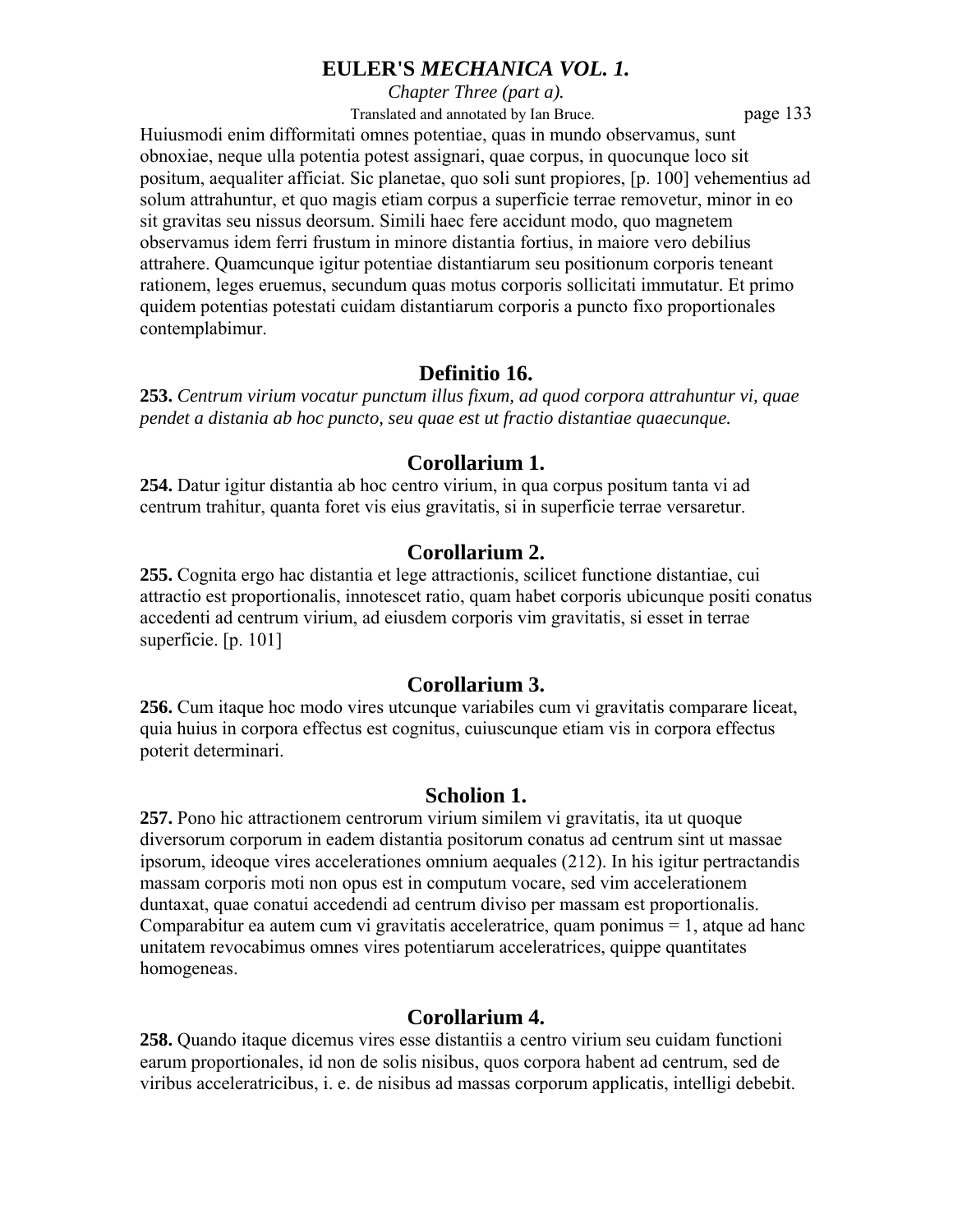Huiusmodi enim difformitati omnes potentiae, quas in mundo observamus, sunt obnoxiae, neque ulla potentia potest assignari, quae corpus, in quocunque loco sit positum, aequaliter afficiat. Sic planetae, quo soli sunt propiores, [p. 100] vehementius ad solum attrahuntur, et quo magis etiam corpus a superficie terrae removetur, minor in eo sit gravitas seu nissus deorsum. Simili haec fere accidunt modo, quo magnetem observamus idem ferri frustum in minore distantia fortius, in maiore vero debilius attrahere. Quamcunque igitur potentiae distantiarum seu positionum corporis teneant rationem, leges eruemus, secundum quas motus corporis sollicitati immutatur. Et primo quidem potentias potestati cuidam distantiarum corporis a puncto fixo proportionales contemplabimur.

## Definitio 16.

**253.** *Centrum virium vocatur punctum illus fixum, ad quod corpora attrahuntur vi, quae pendet a distania ab hoc puncto, seu quae est ut fractio distantiae quaecunque.*

## Corollarium 1.

**254.** Datur igitur distantia ab hoc centro virium, in qua corpus positum tanta vi ad centrum trahitur, quanta foret vis eius gravitatis, si in superficie terrae versaretur.

## Corollarium 2.

**255.** Cognita ergo hac distantia et lege attractionis, scilicet functione distantiae, cui attractio est proportionalis, innotescet ratio, quam habet corporis ubicunque positi conatus accedenti ad centrum virium, ad eiusdem corporis vim gravitatis, si esset in terrae superficie. [p. 101]

## Corollarium 3.

**256.** Cum itaque hoc modo vires utcunque variabiles cum vi gravitatis comparare liceat, quia huius in corpora effectus est cognitus, cuiuscunque etiam vis in corpora effectus poterit determinari.

## Scholion 1.

**257.** Pono hic attractionem centrorum virium similem vi gravitatis, ita ut quoque diversorum corporum in eadem distantia positorum conatus ad centrum sint ut massae ipsorum, ideoque vires accelerationes omnium aequales (212). In his igitur pertractandis massam corporis moti non opus est in computum vocare, sed vim accelerationem duntaxat, quae conatui accedendi ad centrum diviso per massam est proportionalis. Comparabitur ea autem cum vi gravitatis acceleratrice, quam ponimus = 1, atque ad hanc unitatem revocabimus omnes vires potentiarum acceleratrices, quippe quantitates homogeneas.

## Corollarium 4.

**258.** Quando itaque dicemus vires esse distantiis a centro virium seu cuidam functioni earum proportionales, id non de solis nisibus, quos corpora habent ad centrum, sed de viribus acceleratricibus, i. e. de nisibus ad massas corporum applicatis, intelligi debebit.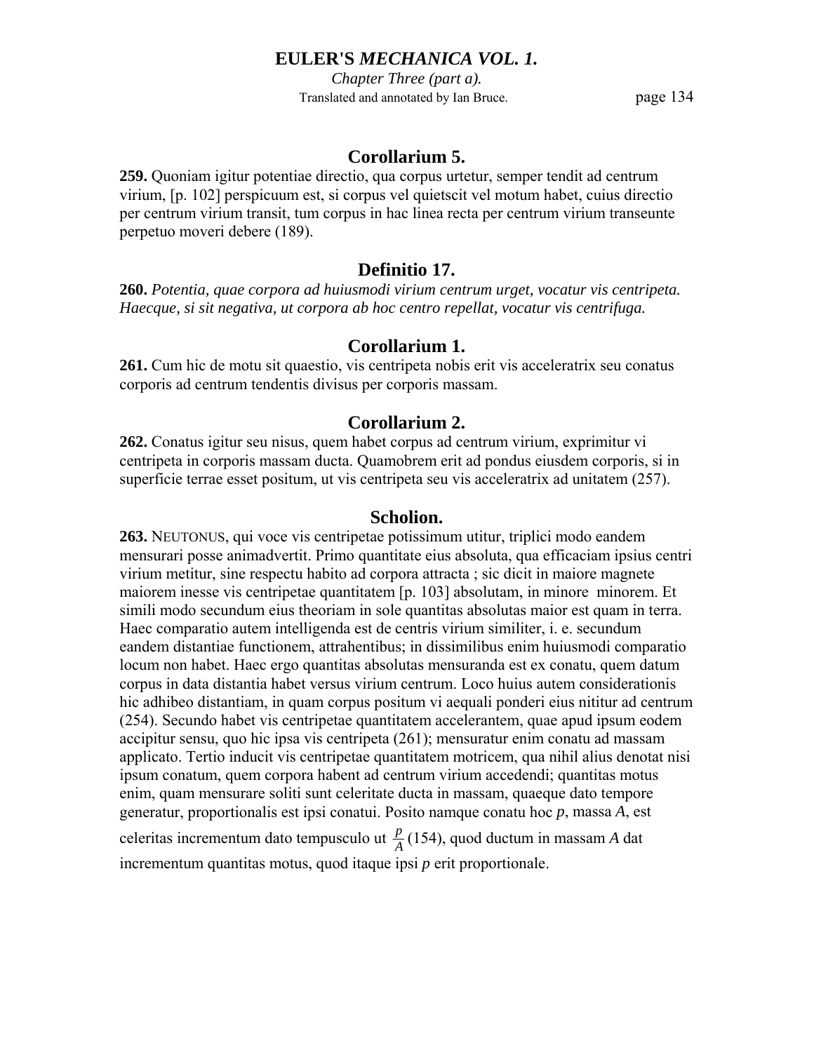### Corollarium 5.

**259.** Quoniam igitur potentiae directio, qua corpus urtetur, semper tendit ad centrum virium, [p. 102] perspicuum est, si corpus vel quietscit vel motum habet, cuius directio per centrum virium transit, tum corpus in hac linea recta per centrum virium transeunte perpetuo moveri debere (189).

### Definitio 17.

**260.** *Potentia, quae corpora ad huiusmodi virium centrum urget, vocatur vis centripeta. Haecque, si sit negativa, ut corpora ab hoc centro repellat, vocatur vis centrifuga.*

### Corollarium 1.

**261.** Cum hic de motu sit quaestio, vis centripeta nobis erit vis acceleratrix seu conatus corporis ad centrum tendentis divisus per corporis massam.

### Corollarium 2.

**262.** Conatus igitur seu nisus, quem habet corpus ad centrum virium, exprimitur vi centripeta in corporis massam ducta. Quamobrem erit ad pondus eiusdem corporis, si in superficie terrae esset positum, ut vis centripeta seu vis acceleratrix ad unitatem (257).

### Scholion.

**263.** NEUTONUS, qui voce vis centripetae potissimum utitur, triplici modo eandem mensurari posse animadvertit. Primo quantitate eius absoluta, qua efficaciam ipsius centri virium metitur, sine respectu habito ad corpora attracta ; sic dicit in maiore magnete maiorem inesse vis centripetae quantitatem [p. 103] absolutam, in minore minorem. Et simili modo secundum eius theoriam in sole quantitas absolutas maior est quam in terra. Haec comparatio autem intelligenda est de centris virium similiter, i. e. secundum eandem distantiae functionem, attrahentibus; in dissimilibus enim huiusmodi comparatio locum non habet. Haec ergo quantitas absolutas mensuranda est ex conatu, quem datum corpus in data distantia habet versus virium centrum. Loco huius autem considerationis hic adhibeo distantiam, in quam corpus positum vi aequali ponderi eius nititur ad centrum (254). Secundo habet vis centripetae quantitatem accelerantem, quae apud ipsum eodem accipitur sensu, quo hic ipsa vis centripeta (261); mensuratur enim conatu ad massam applicato. Tertio inducit vis centripetae quantitatem motricem, qua nihil alius denotat nisi ipsum conatum, quem corpora habent ad centrum virium accedendi; quantitas motus enim, quam mensurare soliti sunt celeritate ducta in massam, quaeque dato tempore generatur, proportionalis est ipsi conatui. Posito namque conatu hoc $p$, massa $A$, est celeritas incrementum dato tempusculo ut $\frac{p}{A}$ (154), quod ductum in massam $A$ dat incrementum quantitas motus, quod itaque ipsi $p$ erit proportionale.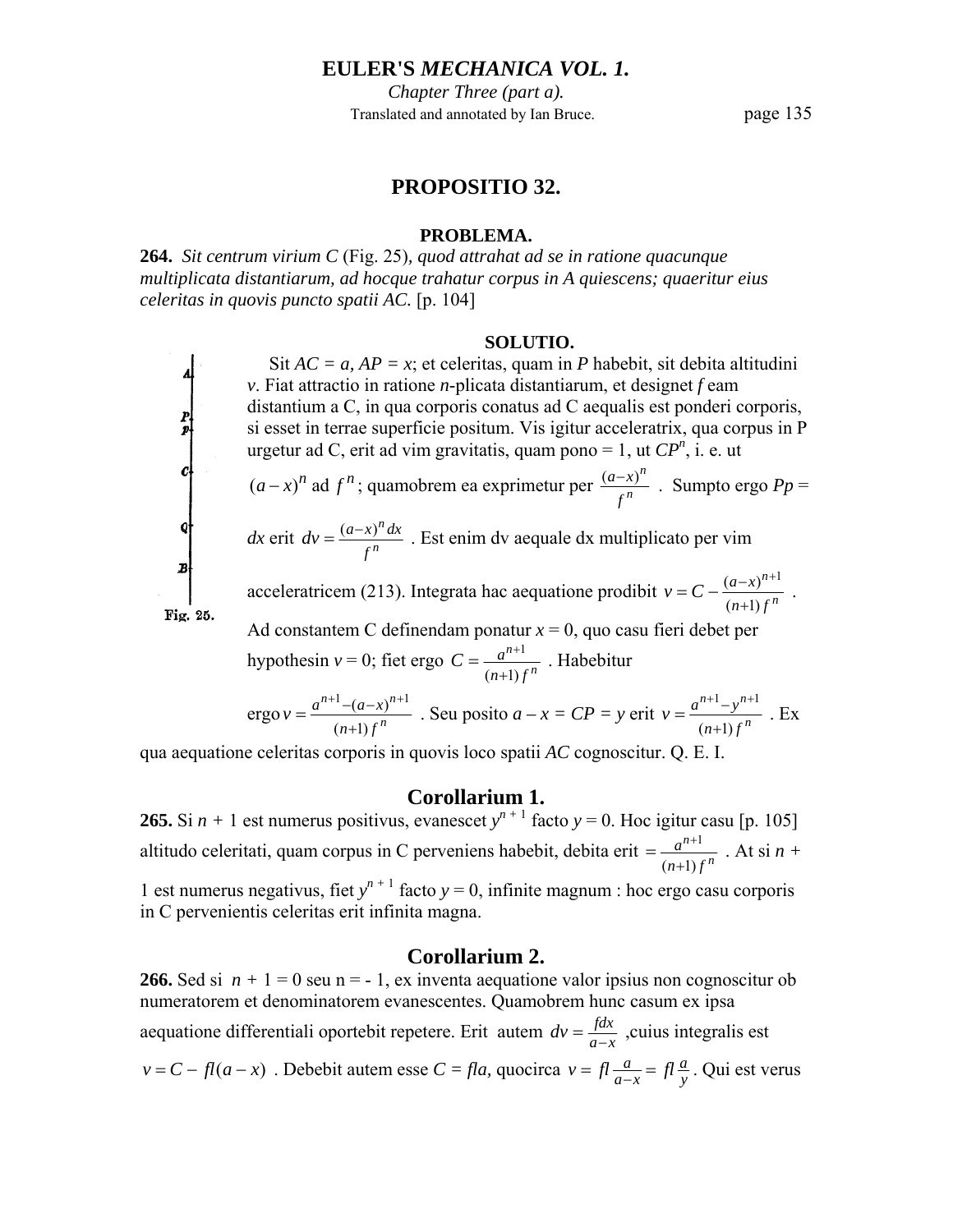## PROPOSITIO 32.

### PROBLEMA.

**264.** *Sit centrum virium C* (Fig. 25), *quod attrahat ad se in ratione quacunque multiplicata distantiarum, ad hocque trahatur corpus in A quiescens; quaeritur eius celeritas in quovis puncto spatii AC.* [p. 104]

### SOLUTIO.

Sit $AC = a$, $AP = x$; et celeritas, quam in $P$ habebit, sit debita altitudini $v$. Fiat attractio in ratione $n$-plicata distantiarum, et designet $f$ eam distantium a C, in qua corporis conatus ad C aequalis est ponderi corporis, si esset in terrae superficie positum. Vis igitur acceleratrix, qua corpus in P urgetur ad C, erit ad vim gravitatis, quam pono = 1, ut $CP^n$, i. e. ut $(a-x)^n$ ad $f^n$; quamobrem ea exprimetur per $\frac{(a-x)^n}{f^n}$. Sumpto ergo $Pp = dx$ erit $dv = \frac{(a-x)^n dx}{f^n}$. Est enim dv aequale dx multiplicato per vim acceleratricem (213). Integrata hac aequatione prodibit $v = C - \frac{(a-x)^{n+1}}{(n+1)f^n}$. Ad constantem C definendam ponatur $x = 0$, quo casu fieri debet per hypothesin $v = 0$; fiet ergo $C = \frac{a^{n+1}}{(n+1)f^n}$. Habebitur ergo $v = \frac{a^{n+1}-(a-x)^{n+1}}{(n+1)f^n}$. Seu posito $a - x = CP = y$ erit $v = \frac{a^{n+1}-y^{n+1}}{(n+1)f^n}$. Ex qua aequatione celeritas corporis in quovis loco spatii $AC$ cognoscitur. Q. E. I.

Fig. 25.

## Corollarium 1.

**265.** Si $n + 1$ est numerus positivus, evanescet $y^{n+1}$ facto $y = 0$. Hoc igitur casu [p. 105] altitudo celeritati, quam corpus in C perveniens habebit, debita erit $= \frac{a^{n+1}}{(n+1)f^n}$. At si $n + 1$ est numerus negativus, fiet $y^{n+1}$ facto $y = 0$, infinite magnum : hoc ergo casu corporis in C pervenientis celeritas erit infinita magna.

## Corollarium 2.

**266.** Sed si $n + 1 = 0$ seu $n = -1$, ex inventa aequatione valor ipsius non cognoscitur ob numeratorem et denominatorem evanescentes. Quamobrem hunc casum ex ipsa aequatione differentiali oportebit repetere. Erit autem $dv = \frac{fdx}{a-x}$ ,cuius integralis est $v = C - fl(a-x)$. Debebit autem esse $C = fla$, quocirca $v = fl\frac{a}{a-x} = fl\frac{a}{y}$. Qui est verus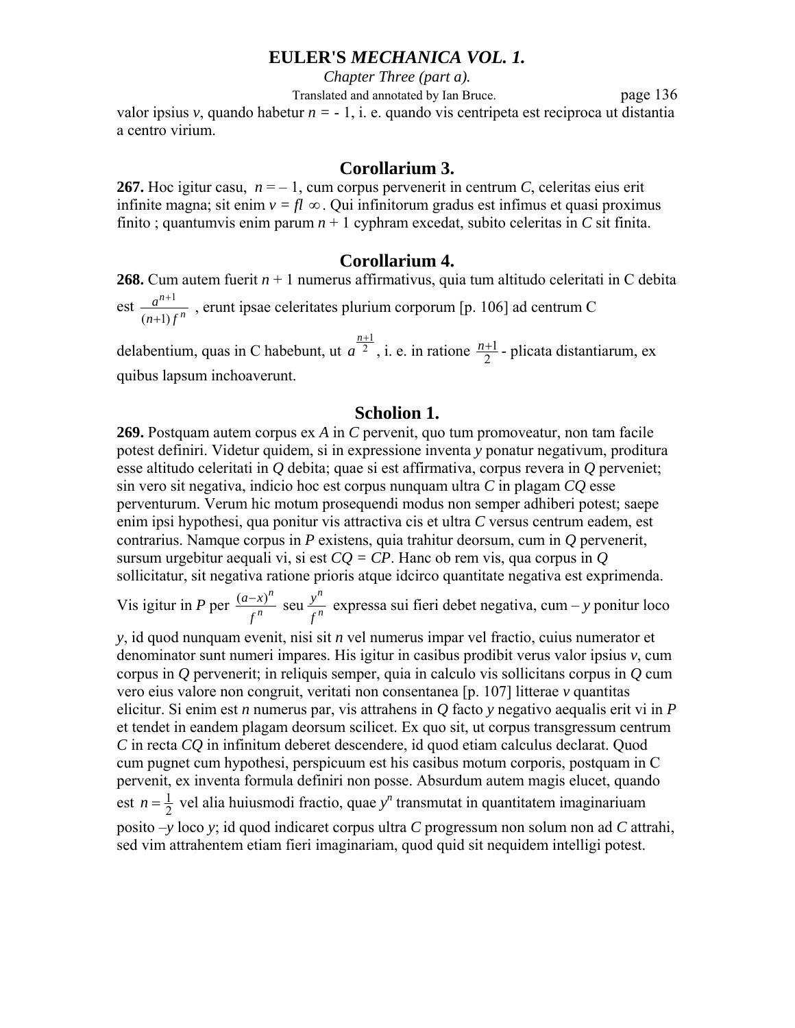valor ipsius $v$, quando habetur $n = -1$, i. e. quando vis centripeta est reciproca ut distantia a centro virium.

## Corollarium 3.

**267.** Hoc igitur casu, $n = -1$, cum corpus pervenerit in centrum $C$, celeritas eius erit infinite magna; sit enim $v = fl\,\infty$. Qui infinitorum gradus est infimus et quasi proximus finito ; quantumvis enim parum $n + 1$ cyphram excedat, subito celeritas in $C$ sit finita.

## Corollarium 4.

**268.** Cum autem fuerit $n + 1$ numerus affirmativus, quia tum altitudo celeritati in C debita est $\frac{a^{n+1}}{(n+1)f^n}$, erunt ipsae celeritates plurium corporum [p. 106] ad centrum C delabentium, quas in C habebunt, ut $a^{\frac{n+1}{2}}$, i. e. in ratione $\frac{n+1}{2}$ - plicata distantiarum, ex quibus lapsum inchoaverunt.

## Scholion 1.

**269.** Postquam autem corpus ex $A$ in $C$ pervenit, quo tum promoveatur, non tam facile potest definiri. Videtur quidem, si in expressione inventa $y$ ponatur negativum, proditura esse altitudo celeritati in $Q$ debita; quae si est affirmativa, corpus revera in $Q$ perveniet; sin vero sit negativa, indicio hoc est corpus nunquam ultra $C$ in plagam $CQ$ esse perventurum. Verum hic motum prosequendi modus non semper adhiberi potest; saepe enim ipsi hypothesi, qua ponitur vis attractiva cis et ultra $C$ versus centrum eadem, est contrarius. Namque corpus in $P$ existens, quia trahitur deorsum, cum in $Q$ pervenerit, sursum urgebitur aequali vi, si est $CQ = CP$. Hanc ob rem vis, qua corpus in $Q$ sollicitatur, sit negativa ratione prioris atque idcirco quantitate negativa est exprimenda. Vis igitur in $P$ per $\frac{(a-x)^n}{f^n}$ seu $\frac{y^n}{f^n}$ expressa sui fieri debet negativa, cum $-y$ ponitur loco $y$, id quod nunquam evenit, nisi sit $n$ vel numerus impar vel fractio, cuius numerator et denominator sunt numeri impares. His igitur in casibus prodibit verus valor ipsius $v$, cum corpus in $Q$ pervenerit; in reliquis semper, quia in calculo vis sollicitans corpus in $Q$ cum vero eius valore non congruit, veritati non consentanea [p. 107] litterae $v$ quantitas elicitur. Si enim est $n$ numerus par, vis attrahens in $Q$ facto $y$ negativo aequalis erit vi in $P$ et tendet in eandem plagam deorsum scilicet. Ex quo sit, ut corpus transgressum centrum $C$ in recta $CQ$ in infinitum deberet descendere, id quod etiam calculus declarat. Quod cum pugnet cum hypothesi, perspicuum est his casibus motum corporis, postquam in C pervenit, ex inventa formula definiri non posse. Absurdum autem magis elucet, quando est $n = \frac{1}{2}$ vel alia huiusmodi fractio, quae $y^n$ transmutat in quantitatem imaginariuam posito $-y$ loco $y$; id quod indicaret corpus ultra $C$ progressum non solum non ad $C$ attrahi, sed vim attrahentem etiam fieri imaginariam, quod quid sit nequidem intelligi potest.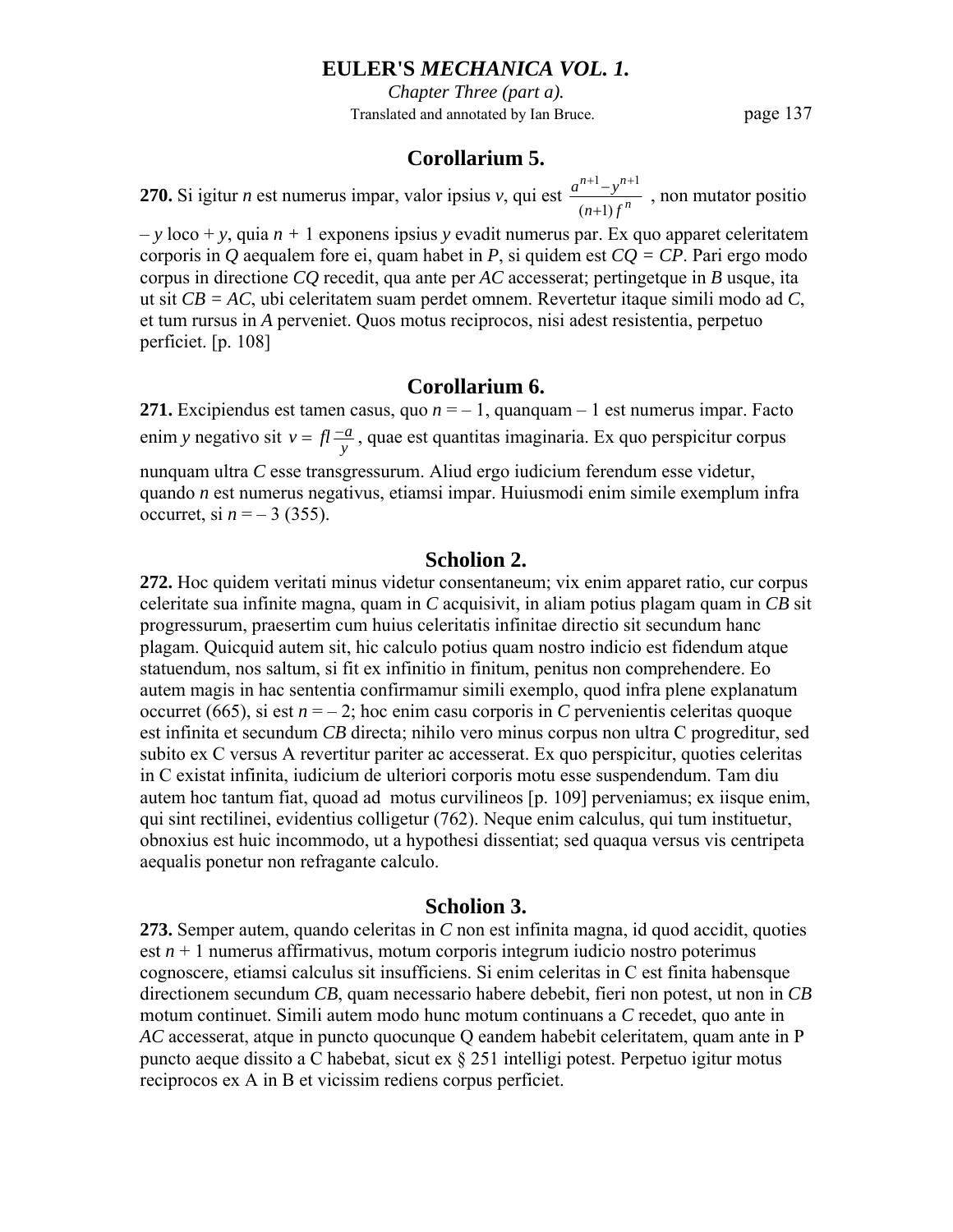## Corollarium 5.

**270.** Si igitur $n$ est numerus impar, valor ipsius $v$, qui est $\frac{a^{n+1}-y^{n+1}}{(n+1)f^n}$, non mutator positio $-y$ loco $+y$, quia $n + 1$ exponens ipsius $y$ evadit numerus par. Ex quo apparet celeritatem corporis in $Q$ aequalem fore ei, quam habet in $P$, si quidem est $CQ = CP$. Pari ergo modo corpus in directione $CQ$ recedit, qua ante per $AC$ accesserat; pertingetque in $B$ usque, ita ut sit $CB = AC$, ubi celeritatem suam perdet omnem. Revertetur itaque simili modo ad $C$, et tum rursus in $A$ perveniet. Quos motus reciprocos, nisi adest resistentia, perpetuo perficiet. [p. 108]

## Corollarium 6.

**271.** Excipiendus est tamen casus, quo $n = -1$, quanquam $-1$ est numerus impar. Facto enim $y$ negativo sit $v = fl\frac{-a}{y}$, quae est quantitas imaginaria. Ex quo perspicitur corpus nunquam ultra $C$ esse transgressurum. Aliud ergo iudicium ferendum esse videtur, quando $n$ est numerus negativus, etiamsi impar. Huiusmodi enim simile exemplum infra occurret, si $n = -3$ (355).

## Scholion 2.

**272.** Hoc quidem veritati minus videtur consentaneum; vix enim apparet ratio, cur corpus celeritate sua infinite magna, quam in $C$ acquisivit, in aliam potius plagam quam in $CB$ sit progressurum, praesertim cum huius celeritatis infinitae directio sit secundum hanc plagam. Quicquid autem sit, hic calculo potius quam nostro indicio est fidendum atque statuendum, nos saltum, si fit ex infinitio in finitum, penitus non comprehendere. Eo autem magis in hac sententia confirmamur simili exemplo, quod infra plene explanatum occurret (665), si est $n = -2$; hoc enim casu corporis in $C$ pervenientis celeritas quoque est infinita et secundum $CB$ directa; nihilo vero minus corpus non ultra C progreditur, sed subito ex C versus A revertitur pariter ac accesserat. Ex quo perspicitur, quoties celeritas in C existat infinita, iudicium de ulteriori corporis motu esse suspendendum. Tam diu autem hoc tantum fiat, quoad ad motus curvilineos [p. 109] perveniamus; ex iisque enim, qui sint rectilinei, evidentius colligetur (762). Neque enim calculus, qui tum instituetur, obnoxius est huic incommodo, ut a hypothesi dissentiat; sed quaqua versus vis centripeta aequalis ponetur non refragante calculo.

## Scholion 3.

**273.** Semper autem, quando celeritas in $C$ non est infinita magna, id quod accidit, quoties est $n + 1$ numerus affirmativus, motum corporis integrum iudicio nostro poterimus cognoscere, etiamsi calculus sit insufficiens. Si enim celeritas in C est finita habensque directionem secundum $CB$, quam necessario habere debebit, fieri non potest, ut non in $CB$ motum continuet. Simili autem modo hunc motum continuans a $C$ recedet, quo ante in $AC$ accesserat, atque in puncto quocunque Q eandem habebit celeritatem, quam ante in P puncto aeque dissito a C habebat, sicut ex § 251 intelligi potest. Perpetuo igitur motus reciprocos ex A in B et vicissim rediens corpus perficiet.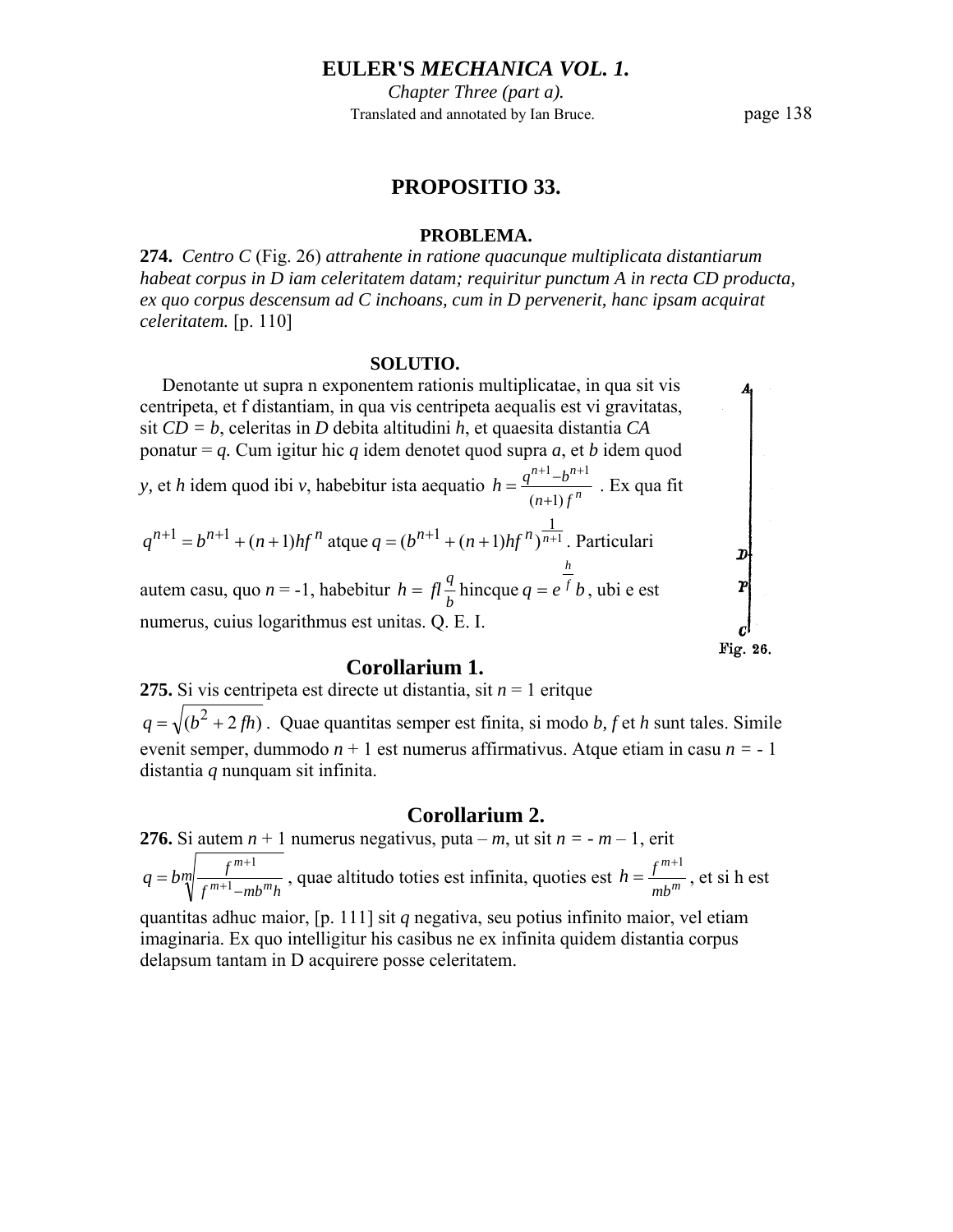## PROPOSITIO 33.

### PROBLEMA.

**274.** *Centro C* (Fig. 26) *attrahente in ratione quacunque multiplicata distantiarum habeat corpus in D iam celeritatem datam; requiritur punctum A in recta CD producta, ex quo corpus descensum ad C inchoans, cum in D pervenerit, hanc ipsam acquirat celeritatem.* [p. 110]

### SOLUTIO.

Denotante ut supra n exponentem rationis multiplicatae, in qua sit vis centripeta, et f distantiam, in qua vis centripeta aequalis est vi gravitatas, sit $CD = b$, celeritas in $D$ debita altitudini $h$, et quaesita distantia $CA$ ponatur = $q$. Cum igitur hic $q$ idem denotet quod supra $a$, et $b$ idem quod $y$, et $h$ idem quod ibi $v$, habebitur ista aequatio $h = \frac{q^{n+1} - b^{n+1}}{(n+1) f^n}$. Ex qua fit $q^{n+1} = b^{n+1} + (n+1)hf^n$ atque $q = (b^{n+1} + (n+1)hf^n)^{\frac{1}{n+1}}$. Particulari autem casu, quo $n = -1$, habebitur $h = fl\frac{q}{b}$ hincque $q = e^{\frac{h}{f}} b$, ubi e est numerus, cuius logarithmus est unitas. Q. E. I.

Fig. 26.

### Corollarium 1.

**275.** Si vis centripeta est directe ut distantia, sit $n = 1$ eritque $q = \sqrt{(b^2 + 2fh)}$. Quae quantitas semper est finita, si modo $b$, $f$ et $h$ sunt tales. Simile evenit semper, dummodo $n + 1$ est numerus affirmativus. Atque etiam in casu $n = -1$ distantia $q$ nunquam sit infinita.

### Corollarium 2.

**276.** Si autem $n + 1$ numerus negativus, puta $-m$, ut sit $n = -m - 1$, erit $q = b\sqrt[m]{\frac{f^{m+1}}{f^{m+1} - mb^m h}}$, quae altitudo toties est infinita, quoties est $h = \frac{f^{m+1}}{mb^m}$, et si h est quantitas adhuc maior, [p. 111] sit $q$ negativa, seu potius infinito maior, vel etiam imaginaria. Ex quo intelligitur his casibus ne ex infinita quidem distantia corpus delapsum tantam in D acquirere posse celeritatem.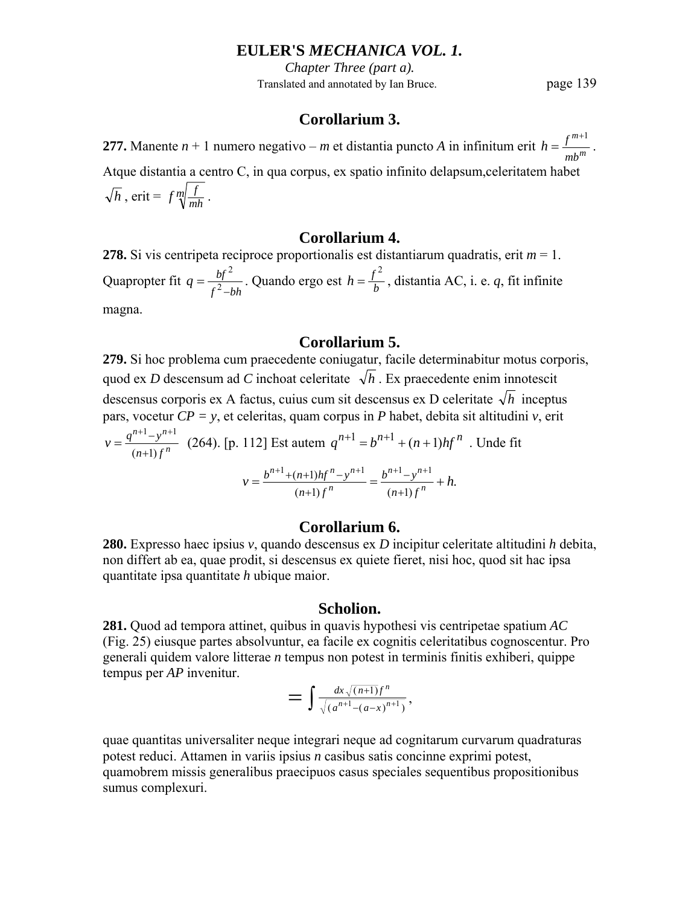## Corollarium 3.

**277.** Manente $n + 1$ numero negativo – $m$ et distantia puncto $A$ in infinitum erit $h = \frac{f^{m+1}}{mb^m}$. Atque distantia a centro C, in qua corpus, ex spatio infinito delapsum,celeritatem habet $\sqrt{h}$, erit = $f\sqrt[m]{\frac{f}{mh}}$.

## Corollarium 4.

**278.** Si vis centripeta reciproce proportionalis est distantiarum quadratis, erit $m = 1$. Quapropter fit $q = \frac{bf^2}{f^2 - bh}$. Quando ergo est $h = \frac{f^2}{b}$, distantia AC, i. e. $q$, fit infinite magna.

## Corollarium 5.

**279.** Si hoc problema cum praecedente coniugatur, facile determinabitur motus corporis, quod ex $D$ descensum ad $C$ inchoat celeritate $\sqrt{h}$. Ex praecedente enim innotescit descensus corporis ex A factus, cuius cum sit descensus ex D celeritate $\sqrt{h}$ inceptus pars, vocetur $CP = y$, et celeritas, quam corpus in $P$ habet, debita sit altitudini $v$, erit $v = \frac{q^{n+1} - y^{n+1}}{(n+1)f^n}$ (264). [p. 112] Est autem $q^{n+1} = b^{n+1} + (n+1)hf^n$. Unde fit

$$v = \frac{b^{n+1} + (n+1)hf^n - y^{n+1}}{(n+1)f^n} = \frac{b^{n+1} - y^{n+1}}{(n+1)f^n} + h.$$

## Corollarium 6.

**280.** Expresso haec ipsius $v$, quando descensus ex $D$ incipitur celeritate altitudini $h$ debita, non differt ab ea, quae prodit, si descensus ex quiete fieret, nisi hoc, quod sit hac ipsa quantitate ipsa quantitate $h$ ubique maior.

## Scholion.

**281.** Quod ad tempora attinet, quibus in quavis hypothesi vis centripetae spatium $AC$ (Fig. 25) eiusque partes absolvuntur, ea facile ex cognitis celeritatibus cognoscentur. Pro generali quidem valore litterae $n$ tempus non potest in terminis finitis exhiberi, quippe tempus per $AP$ invenitur.

$$= \int \frac{dx\sqrt{(n+1)f^n}}{\sqrt{(a^{n+1} - (a-x)^{n+1})}},$$

quae quantitas universaliter neque integrari neque ad cognitarum curvarum quadraturas potest reduci. Attamen in variis ipsius $n$ casibus satis concinne exprimi potest, quamobrem missis generalibus praecipuos casus speciales sequentibus propositionibus sumus complexuri.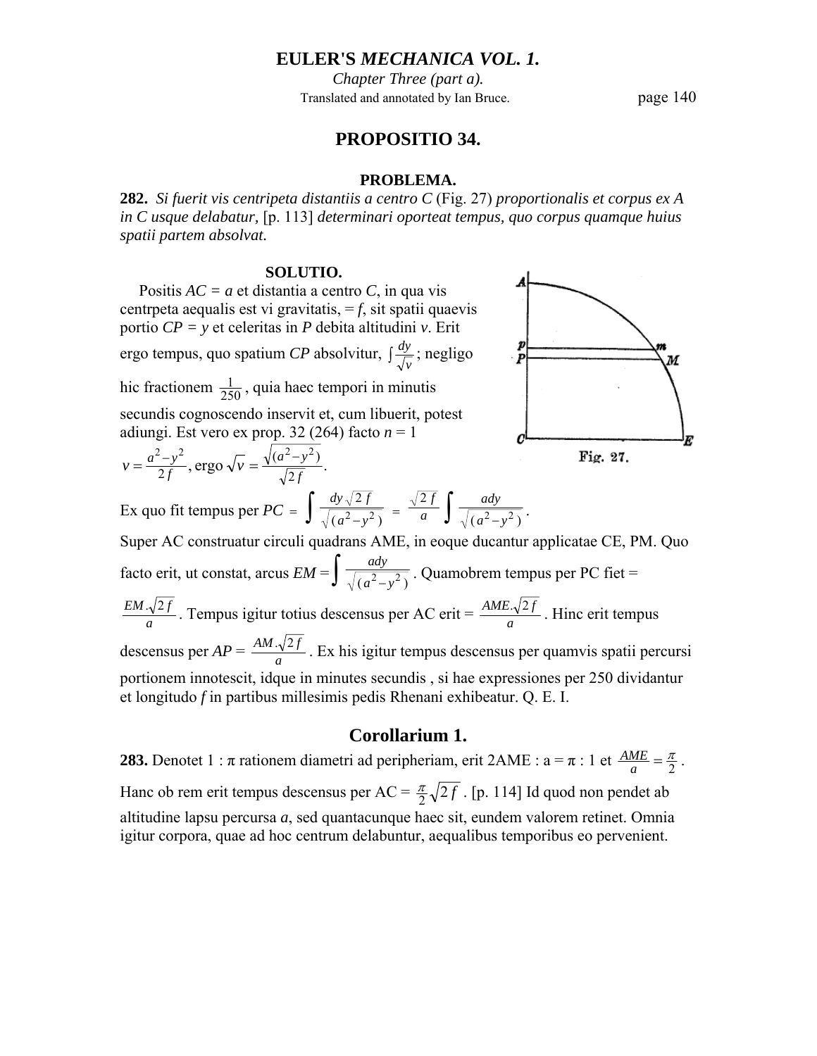## PROPOSITIO 34.

### PROBLEMA.

**282.** *Si fuerit vis centripeta distantiis a centro C* (Fig. 27) *proportionalis et corpus ex A in C usque delabatur,* [p. 113] *determinari oporteat tempus, quo corpus quamque huius spatii partem absolvat.*

### SOLUTIO.

Positis $AC = a$ et distantia a centro $C$, in qua vis centrpeta aequalis est vi gravitatis, $= f$, sit spatii quaevis portio $CP = y$ et celeritas in $P$ debita altitudini $v$. Erit ergo tempus, quo spatium $CP$ absolvitur, $\int \frac{dy}{\sqrt{v}}$; negligo hic fractionem $\frac{1}{250}$, quia haec tempori in minutis secundis cognoscendo inservit et, cum libuerit, potest adiungi. Est vero ex prop. 32 (264) facto $n = 1$ $v = \frac{a^2 - y^2}{2f}$, ergo $\sqrt{v} = \frac{\sqrt{(a^2 - y^2)}}{\sqrt{2f}}$.

Fig. 27.

Ex quo fit tempus per $PC = \int \frac{dy\sqrt{2f}}{\sqrt{(a^2 - y^2)}} = \frac{\sqrt{2f}}{a} \int \frac{ady}{\sqrt{(a^2 - y^2)}}$.

Super AC construatur circuli quadrans AME, in eoque ducantur applicatae CE, PM. Quo facto erit, ut constat, arcus $EM = \int \frac{ady}{\sqrt{(a^2 - y^2)}}$. Quamobrem tempus per PC fiet = $\frac{EM.\sqrt{2f}}{a}$. Tempus igitur totius descensus per AC erit = $\frac{AME.\sqrt{2f}}{a}$. Hinc erit tempus descensus per $AP = \frac{AM.\sqrt{2f}}{a}$. Ex his igitur tempus descensus per quamvis spatii percursi portionem innotescit, idque in minutes secundis , si hae expressiones per 250 dividantur et longitudo $f$ in partibus millesimis pedis Rhenani exhibeatur. Q. E. I.

## Corollarium 1.

**283.** Denotet $1 : \pi$ rationem diametri ad peripheriam, erit $2AME : a = \pi : 1$ et $\frac{AME}{a} = \frac{\pi}{2}$.

Hanc ob rem erit tempus descensus per AC = $\frac{\pi}{2}\sqrt{2f}$. [p. 114] Id quod non pendet ab altitudine lapsu percursa $a$, sed quantacunque haec sit, eundem valorem retinet. Omnia igitur corpora, quae ad hoc centrum delabuntur, aequalibus temporibus eo pervenient.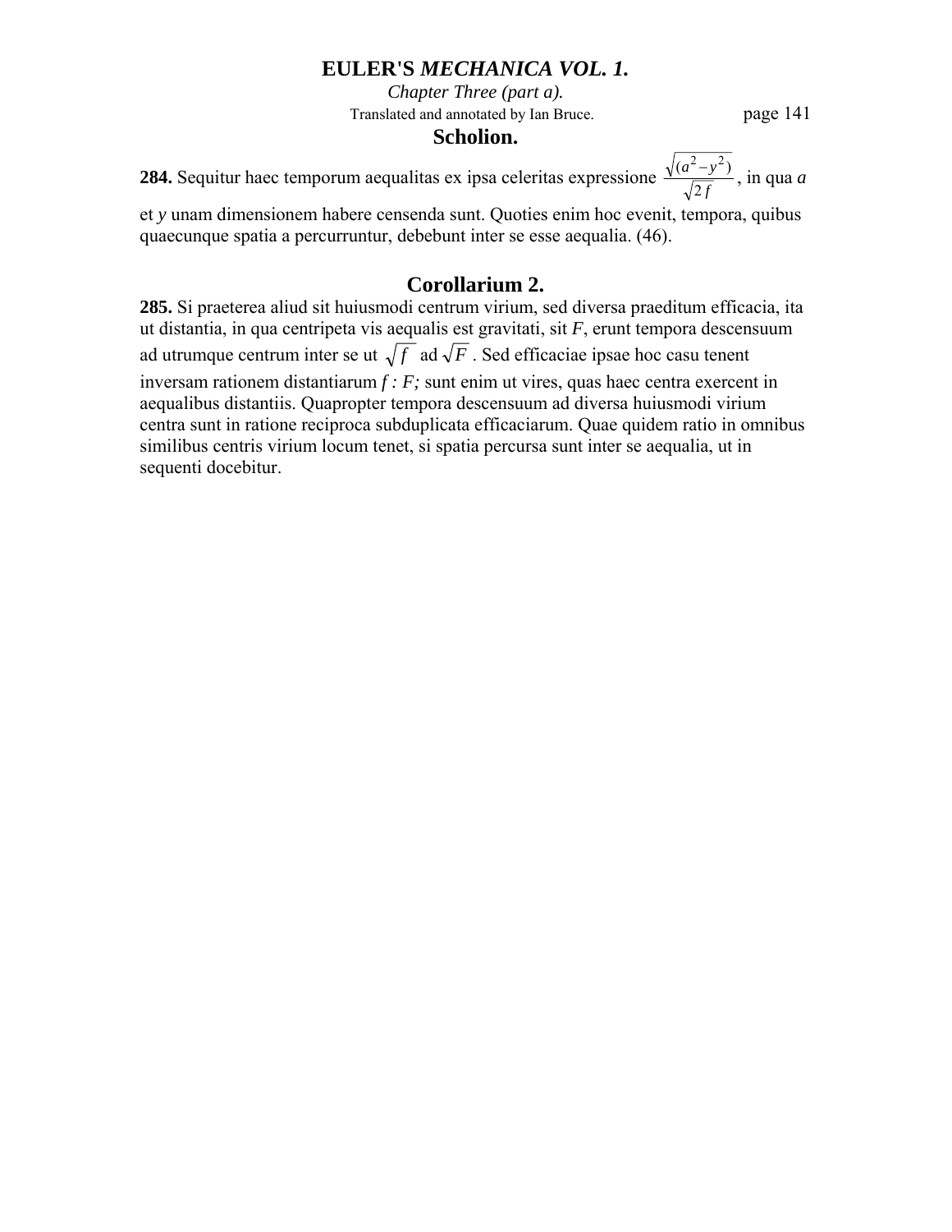## Scholion.

**284.** Sequitur haec temporum aequalitas ex ipsa celeritas expressione $\frac{\sqrt{(a^2-y^2)}}{\sqrt{2f}}$, in qua $a$ et $y$ unam dimensionem habere censenda sunt. Quoties enim hoc evenit, tempora, quibus quaecunque spatia a percurruntur, debebunt inter se esse aequalia. (46).

## Corollarium 2.

**285.** Si praeterea aliud sit huiusmodi centrum virium, sed diversa praeditum efficacia, ita ut distantia, in qua centripeta vis aequalis est gravitati, sit $F$, erunt tempora descensuum ad utrumque centrum inter se ut $\sqrt{f}$ ad $\sqrt{F}$. Sed efficaciae ipsae hoc casu tenent inversam rationem distantiarum $f : F$; sunt enim ut vires, quas haec centra exercent in aequalibus distantiis. Quapropter tempora descensuum ad diversa huiusmodi virium centra sunt in ratione reciproca subduplicata efficaciarum. Quae quidem ratio in omnibus similibus centris virium locum tenet, si spatia percursa sunt inter se aequalia, ut in sequenti docebitur.